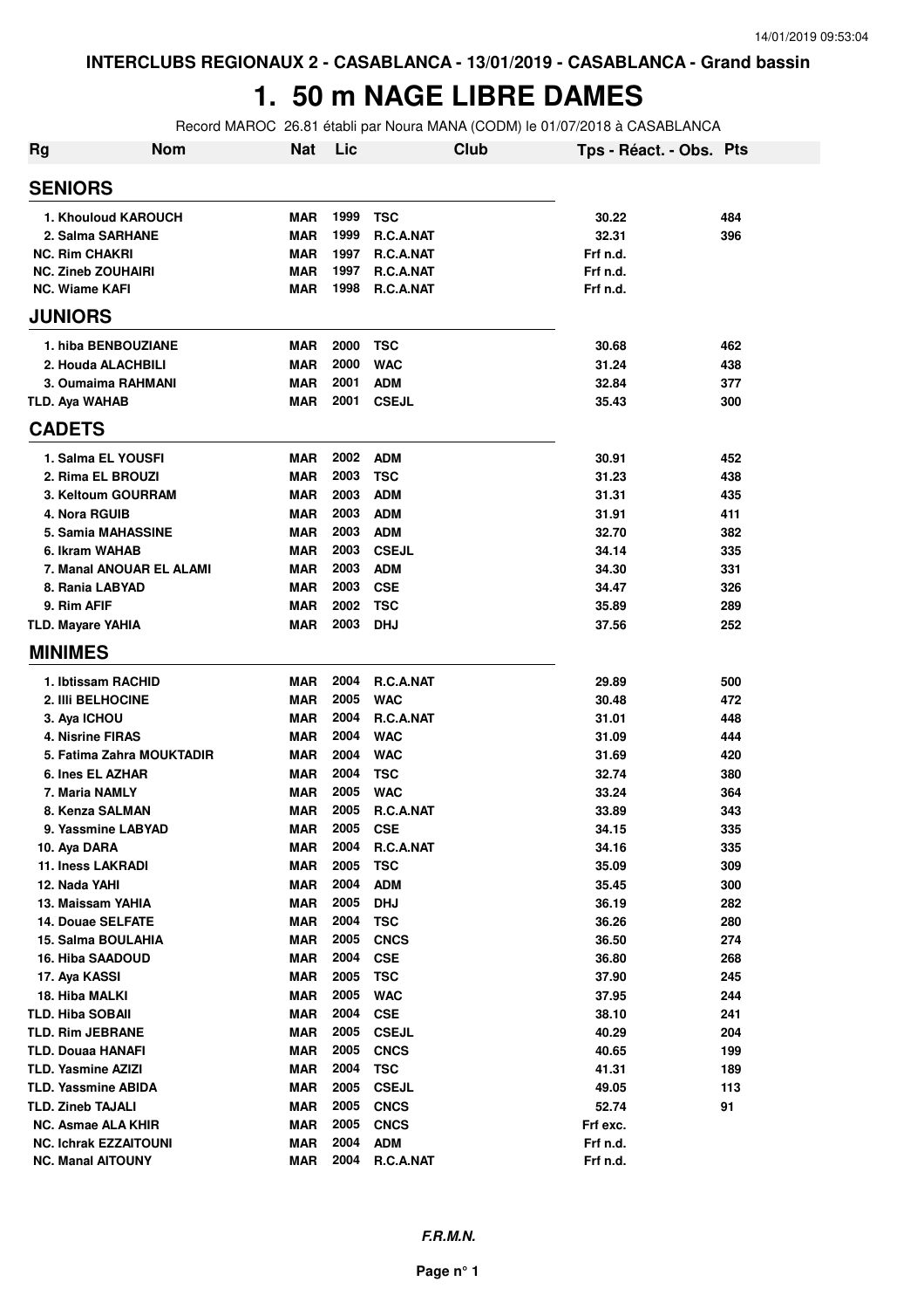INTERCLUBS REGIONAUX 2 - CASABLANCA - 13/01/2019 - CASABLANCA - Grand bassin

# 1. 50 m NAGE LIBRE DAMES

Record MAROC 26.81 établi par Noura MANA (CODM) le 01/07/2018 à CASABLANCA

| Rg | Nom | Nat | Lic | Club | Tps - Réact. - Obs. | Pts |
|---|---|---|---|---|---|---|
| **SENIORS** | | | | | | |
| 1. | Khouloud KAROUCH | MAR | 1999 | TSC | 30.22 | 484 |
| 2. | Salma SARHANE | MAR | 1999 | R.C.A.NAT | 32.31 | 396 |
| NC. | Rim CHAKRI | MAR | 1997 | R.C.A.NAT | Frf n.d. | |
| NC. | Zineb ZOUHAIRI | MAR | 1997 | R.C.A.NAT | Frf n.d. | |
| NC. | Wiame KAFI | MAR | 1998 | R.C.A.NAT | Frf n.d. | |
| **JUNIORS** | | | | | | |
| 1. | hiba BENBOUZIANE | MAR | 2000 | TSC | 30.68 | 462 |
| 2. | Houda ALACHBILI | MAR | 2000 | WAC | 31.24 | 438 |
| 3. | Oumaima RAHMANI | MAR | 2001 | ADM | 32.84 | 377 |
| TLD. | Aya WAHAB | MAR | 2001 | CSEJL | 35.43 | 300 |
| **CADETS** | | | | | | |
| 1. | Salma EL YOUSFI | MAR | 2002 | ADM | 30.91 | 452 |
| 2. | Rima EL BROUZI | MAR | 2003 | TSC | 31.23 | 438 |
| 3. | Keltoum GOURRAM | MAR | 2003 | ADM | 31.31 | 435 |
| 4. | Nora RGUIB | MAR | 2003 | ADM | 31.91 | 411 |
| 5. | Samia MAHASSINE | MAR | 2003 | ADM | 32.70 | 382 |
| 6. | Ikram WAHAB | MAR | 2003 | CSEJL | 34.14 | 335 |
| 7. | Manal ANOUAR EL ALAMI | MAR | 2003 | ADM | 34.30 | 331 |
| 8. | Rania LABYAD | MAR | 2003 | CSE | 34.47 | 326 |
| 9. | Rim AFIF | MAR | 2002 | TSC | 35.89 | 289 |
| TLD. | Mayare YAHIA | MAR | 2003 | DHJ | 37.56 | 252 |
| **MINIMES** | | | | | | |
| 1. | Ibtissam RACHID | MAR | 2004 | R.C.A.NAT | 29.89 | 500 |
| 2. | Illi BELHOCINE | MAR | 2005 | WAC | 30.48 | 472 |
| 3. | Aya ICHOU | MAR | 2004 | R.C.A.NAT | 31.01 | 448 |
| 4. | Nisrine FIRAS | MAR | 2004 | WAC | 31.09 | 444 |
| 5. | Fatima Zahra MOUKTADIR | MAR | 2004 | WAC | 31.69 | 420 |
| 6. | Ines EL AZHAR | MAR | 2004 | TSC | 32.74 | 380 |
| 7. | Maria NAMLY | MAR | 2005 | WAC | 33.24 | 364 |
| 8. | Kenza SALMAN | MAR | 2005 | R.C.A.NAT | 33.89 | 343 |
| 9. | Yassmine LABYAD | MAR | 2005 | CSE | 34.15 | 335 |
| 10. | Aya DARA | MAR | 2004 | R.C.A.NAT | 34.16 | 335 |
| 11. | Iness LAKRADI | MAR | 2005 | TSC | 35.09 | 309 |
| 12. | Nada YAHI | MAR | 2004 | ADM | 35.45 | 300 |
| 13. | Maissam YAHIA | MAR | 2005 | DHJ | 36.19 | 282 |
| 14. | Douae SELFATE | MAR | 2004 | TSC | 36.26 | 280 |
| 15. | Salma BOULAHIA | MAR | 2005 | CNCS | 36.50 | 274 |
| 16. | Hiba SAADOUD | MAR | 2004 | CSE | 36.80 | 268 |
| 17. | Aya KASSI | MAR | 2005 | TSC | 37.90 | 245 |
| 18. | Hiba MALKI | MAR | 2005 | WAC | 37.95 | 244 |
| TLD. | Hiba SOBAII | MAR | 2004 | CSE | 38.10 | 241 |
| TLD. | Rim JEBRANE | MAR | 2005 | CSEJL | 40.29 | 204 |
| TLD. | Douaa HANAFI | MAR | 2005 | CNCS | 40.65 | 199 |
| TLD. | Yasmine AZIZI | MAR | 2004 | TSC | 41.31 | 189 |
| TLD. | Yassmine ABIDA | MAR | 2005 | CSEJL | 49.05 | 113 |
| TLD. | Zineb TAJALI | MAR | 2005 | CNCS | 52.74 | 91 |
| NC. | Asmae ALA KHIR | MAR | 2005 | CNCS | Frf exc. | |
| NC. | Ichrak EZZAITOUNI | MAR | 2004 | ADM | Frf n.d. | |
| NC. | Manal AITOUNY | MAR | 2004 | R.C.A.NAT | Frf n.d. | |

*F.R.M.N.*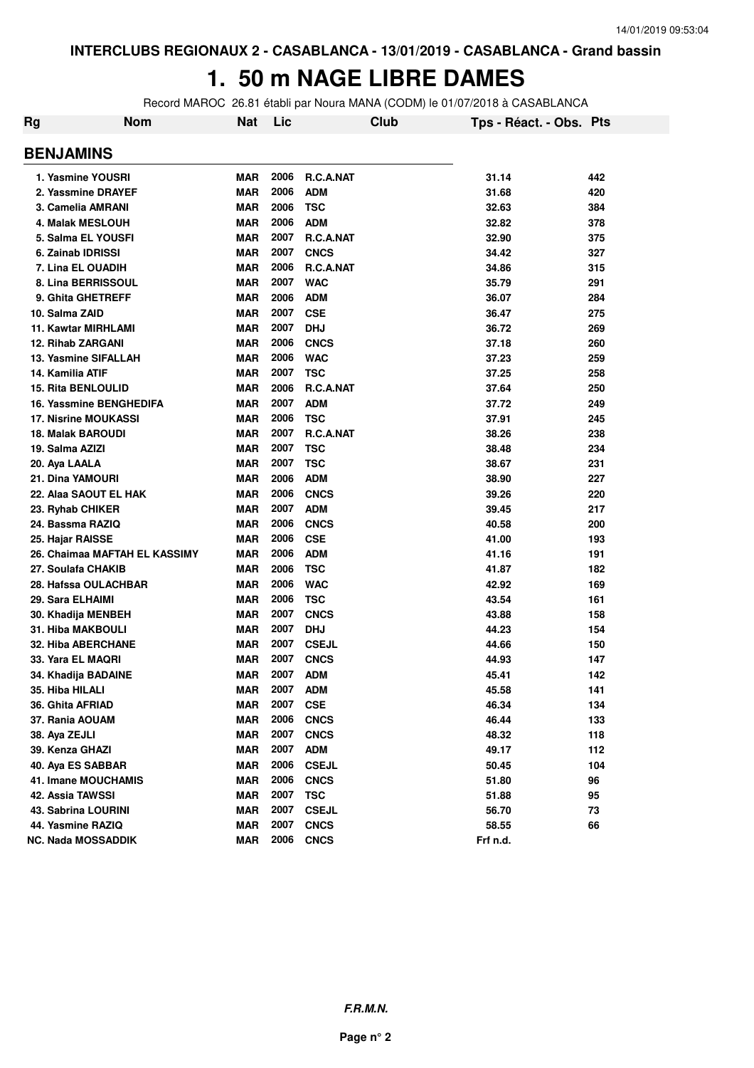INTERCLUBS REGIONAUX 2 - CASABLANCA - 13/01/2019 - CASABLANCA - Grand bassin

# 1. 50 m NAGE LIBRE DAMES

Record MAROC 26.81 établi par Noura MANA (CODM) le 01/07/2018 à CASABLANCA

| Rg | Nom | Nat | Lic | Club | Tps - Réact. - Obs. | Pts |
|---|---|---|---|---|---|---|
| **BENJAMINS** | | | | | | |
| 1. Yasmine YOUSRI | | MAR | 2006 | R.C.A.NAT | 31.14 | 442 |
| 2. Yassmine DRAYEF | | MAR | 2006 | ADM | 31.68 | 420 |
| 3. Camelia AMRANI | | MAR | 2006 | TSC | 32.63 | 384 |
| 4. Malak MESLOUH | | MAR | 2006 | ADM | 32.82 | 378 |
| 5. Salma EL YOUSFI | | MAR | 2007 | R.C.A.NAT | 32.90 | 375 |
| 6. Zainab IDRISSI | | MAR | 2007 | CNCS | 34.42 | 327 |
| 7. Lina EL OUADIH | | MAR | 2006 | R.C.A.NAT | 34.86 | 315 |
| 8. Lina BERRISSOUL | | MAR | 2007 | WAC | 35.79 | 291 |
| 9. Ghita GHETREFF | | MAR | 2006 | ADM | 36.07 | 284 |
| 10. Salma ZAID | | MAR | 2007 | CSE | 36.47 | 275 |
| 11. Kawtar MIRHLAMI | | MAR | 2007 | DHJ | 36.72 | 269 |
| 12. Rihab ZARGANI | | MAR | 2006 | CNCS | 37.18 | 260 |
| 13. Yasmine SIFALLAH | | MAR | 2006 | WAC | 37.23 | 259 |
| 14. Kamilia ATIF | | MAR | 2007 | TSC | 37.25 | 258 |
| 15. Rita BENLOULID | | MAR | 2006 | R.C.A.NAT | 37.64 | 250 |
| 16. Yassmine BENGHEDIFA | | MAR | 2007 | ADM | 37.72 | 249 |
| 17. Nisrine MOUKASSI | | MAR | 2006 | TSC | 37.91 | 245 |
| 18. Malak BAROUDI | | MAR | 2007 | R.C.A.NAT | 38.26 | 238 |
| 19. Salma AZIZI | | MAR | 2007 | TSC | 38.48 | 234 |
| 20. Aya LAALA | | MAR | 2007 | TSC | 38.67 | 231 |
| 21. Dina YAMOURI | | MAR | 2006 | ADM | 38.90 | 227 |
| 22. Alaa SAOUT EL HAK | | MAR | 2006 | CNCS | 39.26 | 220 |
| 23. Ryhab CHIKER | | MAR | 2007 | ADM | 39.45 | 217 |
| 24. Bassma RAZIQ | | MAR | 2006 | CNCS | 40.58 | 200 |
| 25. Hajar RAISSE | | MAR | 2006 | CSE | 41.00 | 193 |
| 26. Chaimaa MAFTAH EL KASSIMY | | MAR | 2006 | ADM | 41.16 | 191 |
| 27. Soulafa CHAKIB | | MAR | 2006 | TSC | 41.87 | 182 |
| 28. Hafssa OULACHBAR | | MAR | 2006 | WAC | 42.92 | 169 |
| 29. Sara ELHAIMI | | MAR | 2006 | TSC | 43.54 | 161 |
| 30. Khadija MENBEH | | MAR | 2007 | CNCS | 43.88 | 158 |
| 31. Hiba MAKBOULI | | MAR | 2007 | DHJ | 44.23 | 154 |
| 32. Hiba ABERCHANE | | MAR | 2007 | CSEJL | 44.66 | 150 |
| 33. Yara EL MAQRI | | MAR | 2007 | CNCS | 44.93 | 147 |
| 34. Khadija BADAINE | | MAR | 2007 | ADM | 45.41 | 142 |
| 35. Hiba HILALI | | MAR | 2007 | ADM | 45.58 | 141 |
| 36. Ghita AFRIAD | | MAR | 2007 | CSE | 46.34 | 134 |
| 37. Rania AOUAM | | MAR | 2006 | CNCS | 46.44 | 133 |
| 38. Aya ZEJLI | | MAR | 2007 | CNCS | 48.32 | 118 |
| 39. Kenza GHAZI | | MAR | 2007 | ADM | 49.17 | 112 |
| 40. Aya ES SABBAR | | MAR | 2006 | CSEJL | 50.45 | 104 |
| 41. Imane MOUCHAMIS | | MAR | 2006 | CNCS | 51.80 | 96 |
| 42. Assia TAWSSI | | MAR | 2007 | TSC | 51.88 | 95 |
| 43. Sabrina LOURINI | | MAR | 2007 | CSEJL | 56.70 | 73 |
| 44. Yasmine RAZIQ | | MAR | 2007 | CNCS | 58.55 | 66 |
| NC. Nada MOSSADDIK | | MAR | 2006 | CNCS | Frf n.d. | |

*F.R.M.N.*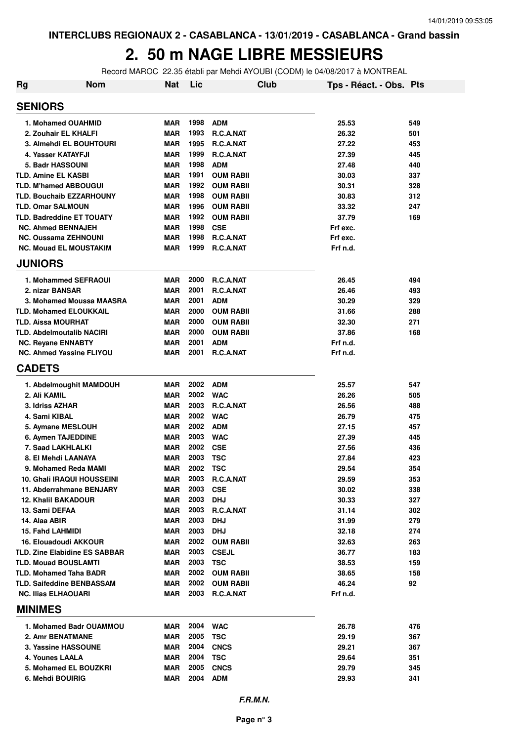INTERCLUBS REGIONAUX 2 - CASABLANCA - 13/01/2019 - CASABLANCA - Grand bassin

# 2. 50 m NAGE LIBRE MESSIEURS

Record MAROC 22.35 établi par Mehdi AYOUBI (CODM) le 04/08/2017 à MONTREAL

| Rg | Nom | Nat | Lic | Club | Tps - Réact. - Obs. | Pts |
|---|---|---|---|---|---|---|
| **SENIORS** | | | | | | |
| 1. Mohamed OUAHMID | | MAR | 1998 | ADM | 25.53 | 549 |
| 2. Zouhair EL KHALFI | | MAR | 1993 | R.C.A.NAT | 26.32 | 501 |
| 3. Almehdi EL BOUHTOURI | | MAR | 1995 | R.C.A.NAT | 27.22 | 453 |
| 4. Yasser KATAYFJI | | MAR | 1999 | R.C.A.NAT | 27.39 | 445 |
| 5. Badr HASSOUNI | | MAR | 1998 | ADM | 27.48 | 440 |
| TLD. Amine EL KASBI | | MAR | 1991 | OUM RABII | 30.03 | 337 |
| TLD. M'hamed ABBOUGUI | | MAR | 1992 | OUM RABII | 30.31 | 328 |
| TLD. Bouchaib EZZARHOUNY | | MAR | 1998 | OUM RABII | 30.83 | 312 |
| TLD. Omar SALMOUN | | MAR | 1996 | OUM RABII | 33.32 | 247 |
| TLD. Badreddine ET TOUATY | | MAR | 1992 | OUM RABII | 37.79 | 169 |
| NC. Ahmed BENNAJEH | | MAR | 1998 | CSE | Frf exc. | |
| NC. Oussama ZEHNOUNI | | MAR | 1998 | R.C.A.NAT | Frf exc. | |
| NC. Mouad EL MOUSTAKIM | | MAR | 1999 | R.C.A.NAT | Frf n.d. | |
| **JUNIORS** | | | | | | |
| 1. Mohammed SEFRAOUI | | MAR | 2000 | R.C.A.NAT | 26.45 | 494 |
| 2. nizar BANSAR | | MAR | 2001 | R.C.A.NAT | 26.46 | 493 |
| 3. Mohamed Moussa MAASRA | | MAR | 2001 | ADM | 30.29 | 329 |
| TLD. Mohamed ELOUKKAIL | | MAR | 2000 | OUM RABII | 31.66 | 288 |
| TLD. Aissa MOURHAT | | MAR | 2000 | OUM RABII | 32.30 | 271 |
| TLD. Abdelmoutalib NACIRI | | MAR | 2000 | OUM RABII | 37.86 | 168 |
| NC. Reyane ENNABTY | | MAR | 2001 | ADM | Frf n.d. | |
| NC. Ahmed Yassine FLIYOU | | MAR | 2001 | R.C.A.NAT | Frf n.d. | |
| **CADETS** | | | | | | |
| 1. Abdelmoughit MAMDOUH | | MAR | 2002 | ADM | 25.57 | 547 |
| 2. Ali KAMIL | | MAR | 2002 | WAC | 26.26 | 505 |
| 3. Idriss AZHAR | | MAR | 2003 | R.C.A.NAT | 26.56 | 488 |
| 4. Sami KIBAL | | MAR | 2002 | WAC | 26.79 | 475 |
| 5. Aymane MESLOUH | | MAR | 2002 | ADM | 27.15 | 457 |
| 6. Aymen TAJEDDINE | | MAR | 2003 | WAC | 27.39 | 445 |
| 7. Saad LAKHLALKI | | MAR | 2002 | CSE | 27.56 | 436 |
| 8. El Mehdi LAANAYA | | MAR | 2003 | TSC | 27.84 | 423 |
| 9. Mohamed Reda MAMI | | MAR | 2002 | TSC | 29.54 | 354 |
| 10. Ghali IRAQUI HOUSSEINI | | MAR | 2003 | R.C.A.NAT | 29.59 | 353 |
| 11. Abderrahmane BENJARY | | MAR | 2003 | CSE | 30.02 | 338 |
| 12. Khalil BAKADOUR | | MAR | 2003 | DHJ | 30.33 | 327 |
| 13. Sami DEFAA | | MAR | 2003 | R.C.A.NAT | 31.14 | 302 |
| 14. Alaa ABIR | | MAR | 2003 | DHJ | 31.99 | 279 |
| 15. Fahd LAHMIDI | | MAR | 2003 | DHJ | 32.18 | 274 |
| 16. Elouadoudi AKKOUR | | MAR | 2002 | OUM RABII | 32.63 | 263 |
| TLD. Zine Elabidine ES SABBAR | | MAR | 2003 | CSEJL | 36.77 | 183 |
| TLD. Mouad BOUSLAMTI | | MAR | 2003 | TSC | 38.53 | 159 |
| TLD. Mohamed Taha BADR | | MAR | 2002 | OUM RABII | 38.65 | 158 |
| TLD. Saifeddine BENBASSAM | | MAR | 2002 | OUM RABII | 46.24 | 92 |
| NC. Ilias ELHAOUARI | | MAR | 2003 | R.C.A.NAT | Frf n.d. | |
| **MINIMES** | | | | | | |
| 1. Mohamed Badr OUAMMOU | | MAR | 2004 | WAC | 26.78 | 476 |
| 2. Amr BENATMANE | | MAR | 2005 | TSC | 29.19 | 367 |
| 3. Yassine HASSOUNE | | MAR | 2004 | CNCS | 29.21 | 367 |
| 4. Younes LAALA | | MAR | 2004 | TSC | 29.64 | 351 |
| 5. Mohamed EL BOUZKRI | | MAR | 2005 | CNCS | 29.79 | 345 |
| 6. Mehdi BOUIRIG | | MAR | 2004 | ADM | 29.93 | 341 |

*F.R.M.N.*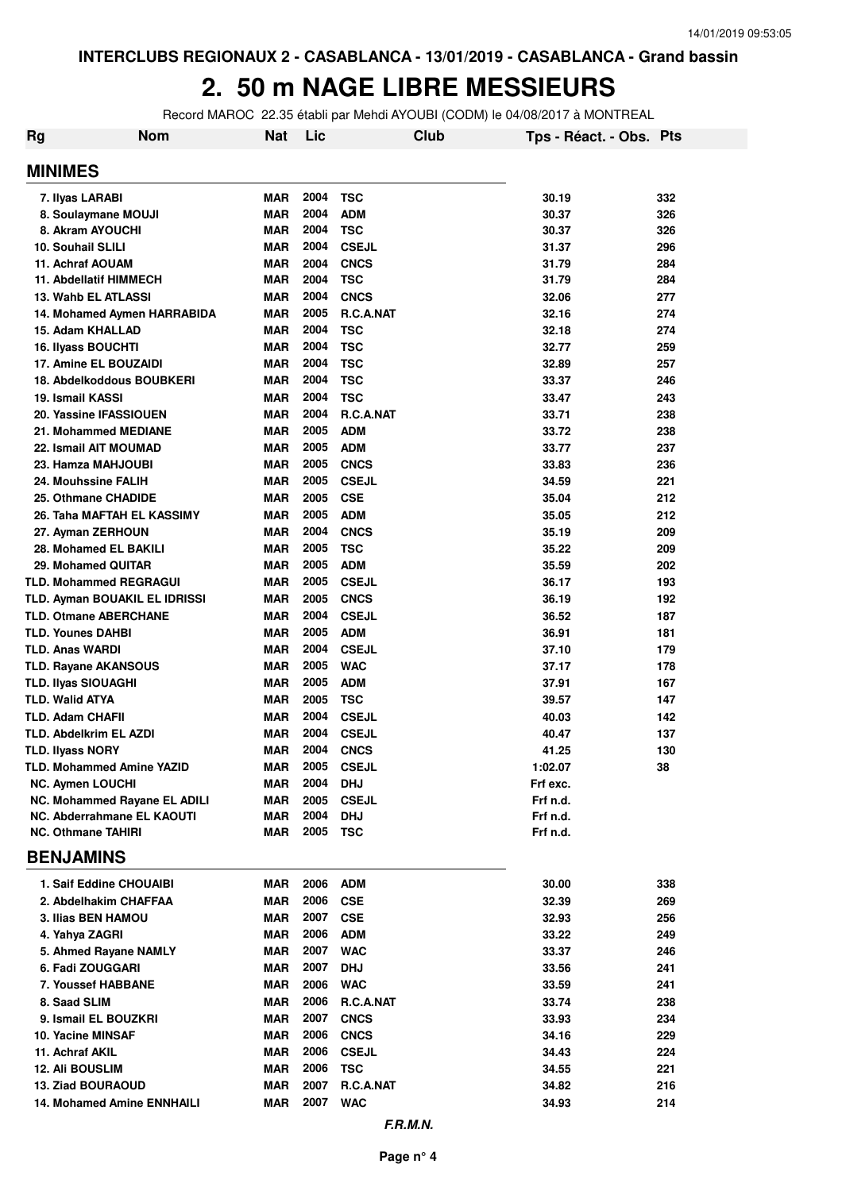# 2. 50 m NAGE LIBRE MESSIEURS

Record MAROC 22.35 établi par Mehdi AYOUBI (CODM) le 04/08/2017 à MONTREAL

| Rg | Nom | Nat | Lic | Club | Tps - Réact. - Obs. | Pts |
|---|---|---|---|---|---|---|
| **MINIMES** | | | | | | |
| 7. Ilyas LARABI | | MAR | 2004 | TSC | 30.19 | 332 |
| 8. Soulaymane MOUJI | | MAR | 2004 | ADM | 30.37 | 326 |
| 8. Akram AYOUCHI | | MAR | 2004 | TSC | 30.37 | 326 |
| 10. Souhail SLILI | | MAR | 2004 | CSEJL | 31.37 | 296 |
| 11. Achraf AOUAM | | MAR | 2004 | CNCS | 31.79 | 284 |
| 11. Abdellatif HIMMECH | | MAR | 2004 | TSC | 31.79 | 284 |
| 13. Wahb EL ATLASSI | | MAR | 2004 | CNCS | 32.06 | 277 |
| 14. Mohamed Aymen HARRABIDA | | MAR | 2005 | R.C.A.NAT | 32.16 | 274 |
| 15. Adam KHALLAD | | MAR | 2004 | TSC | 32.18 | 274 |
| 16. Ilyass BOUCHTI | | MAR | 2004 | TSC | 32.77 | 259 |
| 17. Amine EL BOUZAIDI | | MAR | 2004 | TSC | 32.89 | 257 |
| 18. Abdelkoddous BOUBKERI | | MAR | 2004 | TSC | 33.37 | 246 |
| 19. Ismail KASSI | | MAR | 2004 | TSC | 33.47 | 243 |
| 20. Yassine IFASSIOUEN | | MAR | 2004 | R.C.A.NAT | 33.71 | 238 |
| 21. Mohammed MEDIANE | | MAR | 2005 | ADM | 33.72 | 238 |
| 22. Ismail AIT MOUMAD | | MAR | 2005 | ADM | 33.77 | 237 |
| 23. Hamza MAHJOUBI | | MAR | 2005 | CNCS | 33.83 | 236 |
| 24. Mouhssine FALIH | | MAR | 2005 | CSEJL | 34.59 | 221 |
| 25. Othmane CHADIDE | | MAR | 2005 | CSE | 35.04 | 212 |
| 26. Taha MAFTAH EL KASSIMY | | MAR | 2005 | ADM | 35.05 | 212 |
| 27. Ayman ZERHOUN | | MAR | 2004 | CNCS | 35.19 | 209 |
| 28. Mohamed EL BAKILI | | MAR | 2005 | TSC | 35.22 | 209 |
| 29. Mohamed QUITAR | | MAR | 2005 | ADM | 35.59 | 202 |
| TLD. Mohammed REGRAGUI | | MAR | 2005 | CSEJL | 36.17 | 193 |
| TLD. Ayman BOUAKIL EL IDRISSI | | MAR | 2005 | CNCS | 36.19 | 192 |
| TLD. Otmane ABERCHANE | | MAR | 2004 | CSEJL | 36.52 | 187 |
| TLD. Younes DAHBI | | MAR | 2005 | ADM | 36.91 | 181 |
| TLD. Anas WARDI | | MAR | 2004 | CSEJL | 37.10 | 179 |
| TLD. Rayane AKANSOUS | | MAR | 2005 | WAC | 37.17 | 178 |
| TLD. Ilyas SIOUAGHI | | MAR | 2005 | ADM | 37.91 | 167 |
| TLD. Walid ATYA | | MAR | 2005 | TSC | 39.57 | 147 |
| TLD. Adam CHAFII | | MAR | 2004 | CSEJL | 40.03 | 142 |
| TLD. Abdelkrim EL AZDI | | MAR | 2004 | CSEJL | 40.47 | 137 |
| TLD. Ilyass NORY | | MAR | 2004 | CNCS | 41.25 | 130 |
| TLD. Mohammed Amine YAZID | | MAR | 2005 | CSEJL | 1:02.07 | 38 |
| NC. Aymen LOUCHI | | MAR | 2004 | DHJ | Frf exc. | |
| NC. Mohammed Rayane EL ADILI | | MAR | 2005 | CSEJL | Frf n.d. | |
| NC. Abderrahmane EL KAOUTI | | MAR | 2004 | DHJ | Frf n.d. | |
| NC. Othmane TAHIRI | | MAR | 2005 | TSC | Frf n.d. | |
| **BENJAMINS** | | | | | | |
| 1. Saif Eddine CHOUAIBI | | MAR | 2006 | ADM | 30.00 | 338 |
| 2. Abdelhakim CHAFFAA | | MAR | 2006 | CSE | 32.39 | 269 |
| 3. Ilias BEN HAMOU | | MAR | 2007 | CSE | 32.93 | 256 |
| 4. Yahya ZAGRI | | MAR | 2006 | ADM | 33.22 | 249 |
| 5. Ahmed Rayane NAMLY | | MAR | 2007 | WAC | 33.37 | 246 |
| 6. Fadi ZOUGGARI | | MAR | 2007 | DHJ | 33.56 | 241 |
| 7. Youssef HABBANE | | MAR | 2006 | WAC | 33.59 | 241 |
| 8. Saad SLIM | | MAR | 2006 | R.C.A.NAT | 33.74 | 238 |
| 9. Ismail EL BOUZKRI | | MAR | 2007 | CNCS | 33.93 | 234 |
| 10. Yacine MINSAF | | MAR | 2006 | CNCS | 34.16 | 229 |
| 11. Achraf AKIL | | MAR | 2006 | CSEJL | 34.43 | 224 |
| 12. Ali BOUSLIM | | MAR | 2006 | TSC | 34.55 | 221 |
| 13. Ziad BOURAOUD | | MAR | 2007 | R.C.A.NAT | 34.82 | 216 |
| 14. Mohamed Amine ENNHAILI | | MAR | 2007 | WAC | 34.93 | 214 |

*F.R.M.N.*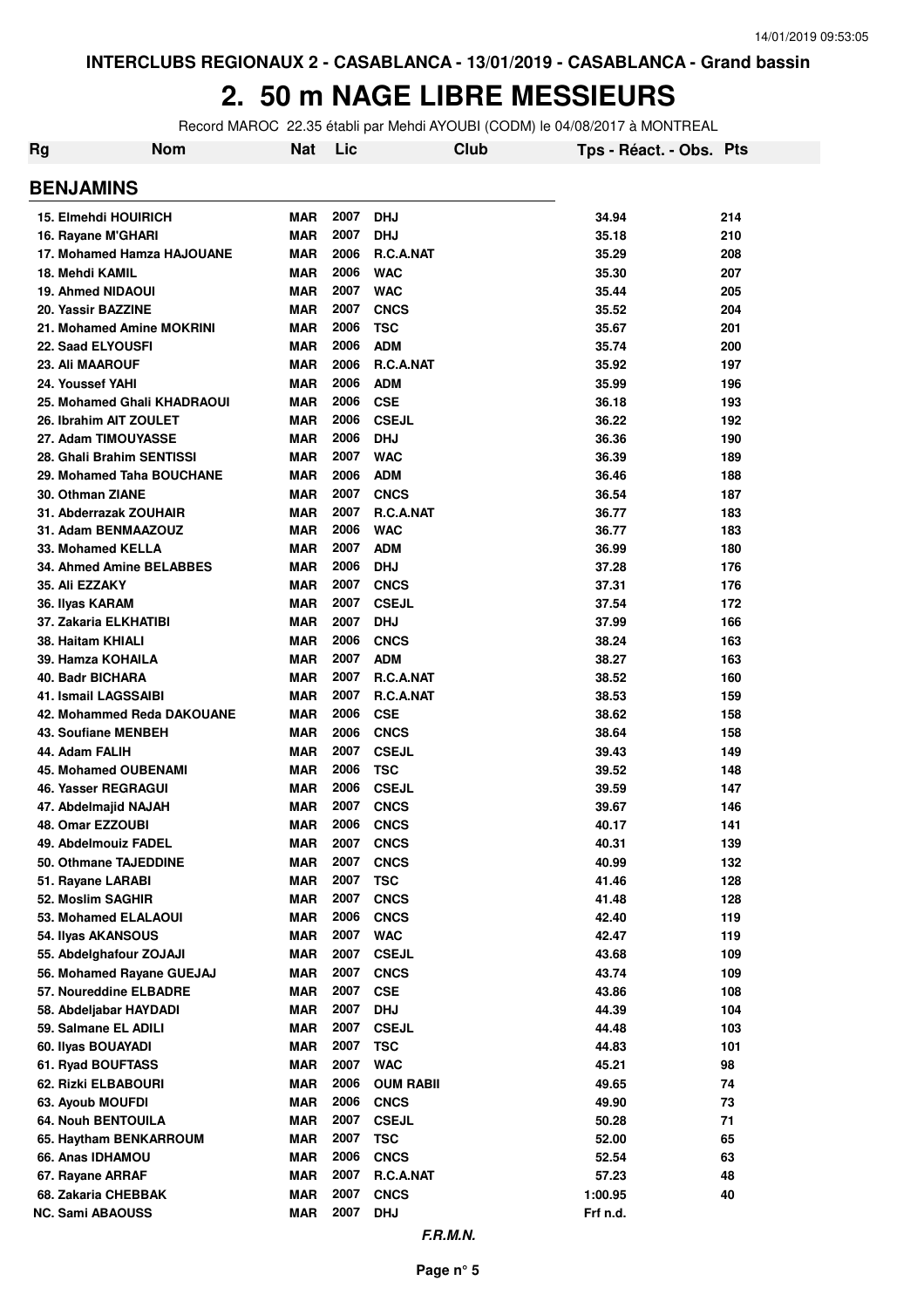INTERCLUBS REGIONAUX 2 - CASABLANCA - 13/01/2019 - CASABLANCA - Grand bassin

# 2. 50 m NAGE LIBRE MESSIEURS

Record MAROC 22.35 établi par Mehdi AYOUBI (CODM) le 04/08/2017 à MONTREAL

## BENJAMINS

| Rg | Nom | Nat | Lic | Club | Tps - Réact. - Obs. | Pts |
|---|---|---|---|---|---|---|
| 15. | Elmehdi HOUIRICH | MAR | 2007 | DHJ | 34.94 | 214 |
| 16. | Rayane M'GHARI | MAR | 2007 | DHJ | 35.18 | 210 |
| 17. | Mohamed Hamza HAJOUANE | MAR | 2006 | R.C.A.NAT | 35.29 | 208 |
| 18. | Mehdi KAMIL | MAR | 2006 | WAC | 35.30 | 207 |
| 19. | Ahmed NIDAOUI | MAR | 2007 | WAC | 35.44 | 205 |
| 20. | Yassir BAZZINE | MAR | 2007 | CNCS | 35.52 | 204 |
| 21. | Mohamed Amine MOKRINI | MAR | 2006 | TSC | 35.67 | 201 |
| 22. | Saad ELYOUSFI | MAR | 2006 | ADM | 35.74 | 200 |
| 23. | Ali MAAROUF | MAR | 2006 | R.C.A.NAT | 35.92 | 197 |
| 24. | Youssef YAHI | MAR | 2006 | ADM | 35.99 | 196 |
| 25. | Mohamed Ghali KHADRAOUI | MAR | 2006 | CSE | 36.18 | 193 |
| 26. | Ibrahim AIT ZOULET | MAR | 2006 | CSEJL | 36.22 | 192 |
| 27. | Adam TIMOUYASSE | MAR | 2006 | DHJ | 36.36 | 190 |
| 28. | Ghali Brahim SENTISSI | MAR | 2007 | WAC | 36.39 | 189 |
| 29. | Mohamed Taha BOUCHANE | MAR | 2006 | ADM | 36.46 | 188 |
| 30. | Othman ZIANE | MAR | 2007 | CNCS | 36.54 | 187 |
| 31. | Abderrazak ZOUHAIR | MAR | 2007 | R.C.A.NAT | 36.77 | 183 |
| 31. | Adam BENMAAZOUZ | MAR | 2006 | WAC | 36.77 | 183 |
| 33. | Mohamed KELLA | MAR | 2007 | ADM | 36.99 | 180 |
| 34. | Ahmed Amine BELABBES | MAR | 2006 | DHJ | 37.28 | 176 |
| 35. | Ali EZZAKY | MAR | 2007 | CNCS | 37.31 | 176 |
| 36. | Ilyas KARAM | MAR | 2007 | CSEJL | 37.54 | 172 |
| 37. | Zakaria ELKHATIBI | MAR | 2007 | DHJ | 37.99 | 166 |
| 38. | Haitam KHIALI | MAR | 2006 | CNCS | 38.24 | 163 |
| 39. | Hamza KOHAILA | MAR | 2007 | ADM | 38.27 | 163 |
| 40. | Badr BICHARA | MAR | 2007 | R.C.A.NAT | 38.52 | 160 |
| 41. | Ismail LAGSSAIBI | MAR | 2007 | R.C.A.NAT | 38.53 | 159 |
| 42. | Mohammed Reda DAKOUANE | MAR | 2006 | CSE | 38.62 | 158 |
| 43. | Soufiane MENBEH | MAR | 2006 | CNCS | 38.64 | 158 |
| 44. | Adam FALIH | MAR | 2007 | CSEJL | 39.43 | 149 |
| 45. | Mohamed OUBENAMI | MAR | 2006 | TSC | 39.52 | 148 |
| 46. | Yasser REGRAGUI | MAR | 2006 | CSEJL | 39.59 | 147 |
| 47. | Abdelmajid NAJAH | MAR | 2007 | CNCS | 39.67 | 146 |
| 48. | Omar EZZOUBI | MAR | 2006 | CNCS | 40.17 | 141 |
| 49. | Abdelmouiz FADEL | MAR | 2007 | CNCS | 40.31 | 139 |
| 50. | Othmane TAJEDDINE | MAR | 2007 | CNCS | 40.99 | 132 |
| 51. | Rayane LARABI | MAR | 2007 | TSC | 41.46 | 128 |
| 52. | Moslim SAGHIR | MAR | 2007 | CNCS | 41.48 | 128 |
| 53. | Mohamed ELALAOUI | MAR | 2006 | CNCS | 42.40 | 119 |
| 54. | Ilyas AKANSOUS | MAR | 2007 | WAC | 42.47 | 119 |
| 55. | Abdelghafour ZOJAJI | MAR | 2007 | CSEJL | 43.68 | 109 |
| 56. | Mohamed Rayane GUEJAJ | MAR | 2007 | CNCS | 43.74 | 109 |
| 57. | Noureddine ELBADRE | MAR | 2007 | CSE | 43.86 | 108 |
| 58. | Abdeljabar HAYDADI | MAR | 2007 | DHJ | 44.39 | 104 |
| 59. | Salmane EL ADILI | MAR | 2007 | CSEJL | 44.48 | 103 |
| 60. | Ilyas BOUAYADI | MAR | 2007 | TSC | 44.83 | 101 |
| 61. | Ryad BOUFTASS | MAR | 2007 | WAC | 45.21 | 98 |
| 62. | Rizki ELBABOURI | MAR | 2006 | OUM RABII | 49.65 | 74 |
| 63. | Ayoub MOUFDI | MAR | 2006 | CNCS | 49.90 | 73 |
| 64. | Nouh BENTOUILA | MAR | 2007 | CSEJL | 50.28 | 71 |
| 65. | Haytham BENKARROUM | MAR | 2007 | TSC | 52.00 | 65 |
| 66. | Anas IDHAMOU | MAR | 2006 | CNCS | 52.54 | 63 |
| 67. | Rayane ARRAF | MAR | 2007 | R.C.A.NAT | 57.23 | 48 |
| 68. | Zakaria CHEBBAK | MAR | 2007 | CNCS | 1:00.95 | 40 |
| NC. | Sami ABAOUSS | MAR | 2007 | DHJ | Frf n.d. | |

*F.R.M.N.*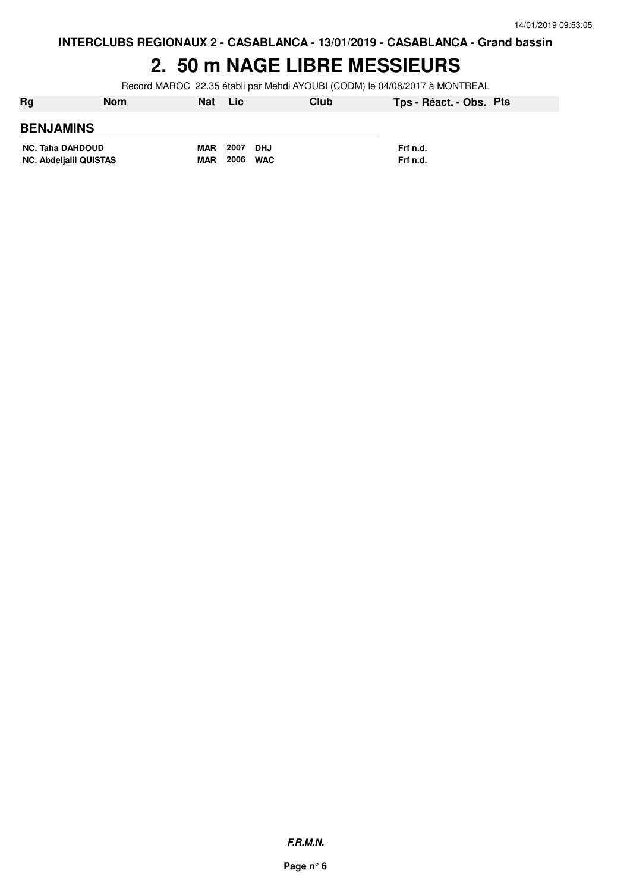**INTERCLUBS REGIONAUX 2 - CASABLANCA - 13/01/2019 - CASABLANCA - Grand bassin**

# 2. 50 m NAGE LIBRE MESSIEURS

Record MAROC 22.35 établi par Mehdi AYOUBI (CODM) le 04/08/2017 à MONTREAL

| Rg | Nom | Nat | Lic | Club | Tps - Réact. - Obs. | Pts |
|---|---|---|---|---|---|---|
| **BENJAMINS** | | | | | | |
| NC. | Taha DAHDOUD | MAR | 2007 | DHJ | Frf n.d. | |
| NC. | Abdeljalil QUISTAS | MAR | 2006 | WAC | Frf n.d. | |

***F.R.M.N.***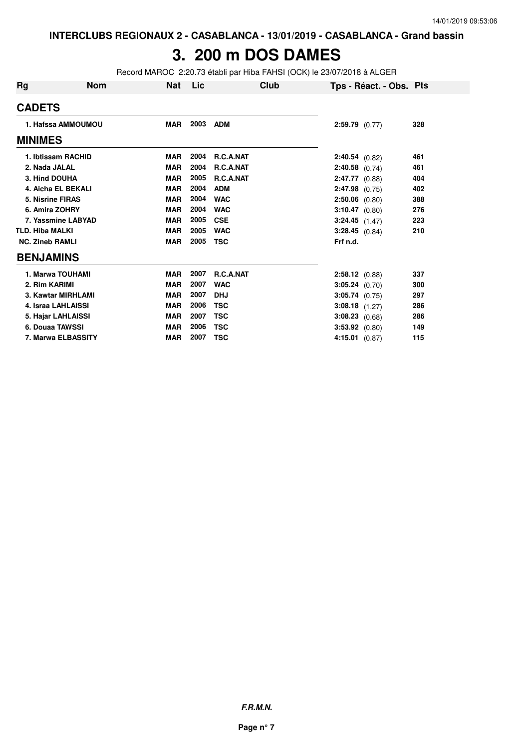# 3. 200 m DOS DAMES

Record MAROC 2:20.73 établi par Hiba FAHSI (OCK) le 23/07/2018 à ALGER

| Rg | Nom | Nat | Lic | Club | Tps - Réact. - Obs. | Pts |
|---|---|---|---|---|---|---|
| **CADETS** | | | | | | |
| 1. | Hafssa AMMOUMOU | MAR | 2003 | ADM | 2:59.79 (0.77) | 328 |
| **MINIMES** | | | | | | |
| 1. | Ibtissam RACHID | MAR | 2004 | R.C.A.NAT | 2:40.54 (0.82) | 461 |
| 2. | Nada JALAL | MAR | 2004 | R.C.A.NAT | 2:40.58 (0.74) | 461 |
| 3. | Hind DOUHA | MAR | 2005 | R.C.A.NAT | 2:47.77 (0.88) | 404 |
| 4. | Aicha EL BEKALI | MAR | 2004 | ADM | 2:47.98 (0.75) | 402 |
| 5. | Nisrine FIRAS | MAR | 2004 | WAC | 2:50.06 (0.80) | 388 |
| 6. | Amira ZOHRY | MAR | 2004 | WAC | 3:10.47 (0.80) | 276 |
| 7. | Yassmine LABYAD | MAR | 2005 | CSE | 3:24.45 (1.47) | 223 |
| TLD. | Hiba MALKI | MAR | 2005 | WAC | 3:28.45 (0.84) | 210 |
| NC. | Zineb RAMLI | MAR | 2005 | TSC | Frf n.d. | |
| **BENJAMINS** | | | | | | |
| 1. | Marwa TOUHAMI | MAR | 2007 | R.C.A.NAT | 2:58.12 (0.88) | 337 |
| 2. | Rim KARIMI | MAR | 2007 | WAC | 3:05.24 (0.70) | 300 |
| 3. | Kawtar MIRHLAMI | MAR | 2007 | DHJ | 3:05.74 (0.75) | 297 |
| 4. | Israa LAHLAISSI | MAR | 2006 | TSC | 3:08.18 (1.27) | 286 |
| 5. | Hajar LAHLAISSI | MAR | 2007 | TSC | 3:08.23 (0.68) | 286 |
| 6. | Douaa TAWSSI | MAR | 2006 | TSC | 3:53.92 (0.80) | 149 |
| 7. | Marwa ELBASSITY | MAR | 2007 | TSC | 4:15.01 (0.87) | 115 |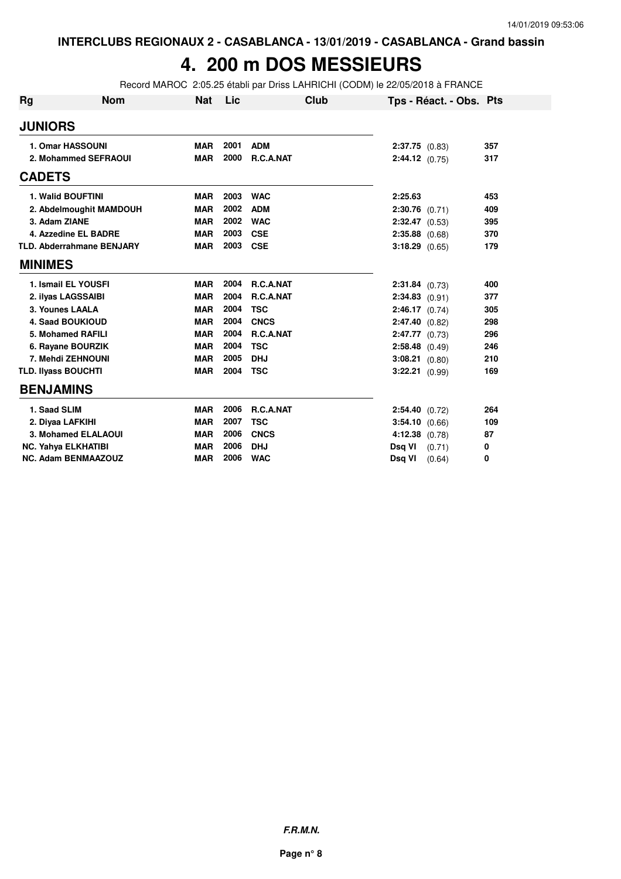INTERCLUBS REGIONAUX 2 - CASABLANCA - 13/01/2019 - CASABLANCA - Grand bassin

# 4. 200 m DOS MESSIEURS

Record MAROC 2:05.25 établi par Driss LAHRICHI (CODM) le 22/05/2018 à FRANCE

| Rg | Nom | Nat | Lic | Club | Tps - Réact. - Obs. | Pts |
|---|---|---|---|---|---|---|
| **JUNIORS** | | | | | | |
| 1. | Omar HASSOUNI | MAR | 2001 | ADM | 2:37.75 (0.83) | 357 |
| 2. | Mohammed SEFRAOUI | MAR | 2000 | R.C.A.NAT | 2:44.12 (0.75) | 317 |
| **CADETS** | | | | | | |
| 1. | Walid BOUFTINI | MAR | 2003 | WAC | 2:25.63 | 453 |
| 2. | Abdelmoughit MAMDOUH | MAR | 2002 | ADM | 2:30.76 (0.71) | 409 |
| 3. | Adam ZIANE | MAR | 2002 | WAC | 2:32.47 (0.53) | 395 |
| 4. | Azzedine EL BADRE | MAR | 2003 | CSE | 2:35.88 (0.68) | 370 |
| TLD. | Abderrahmane BENJARY | MAR | 2003 | CSE | 3:18.29 (0.65) | 179 |
| **MINIMES** | | | | | | |
| 1. | Ismail EL YOUSFI | MAR | 2004 | R.C.A.NAT | 2:31.84 (0.73) | 400 |
| 2. | ilyas LAGSSAIBI | MAR | 2004 | R.C.A.NAT | 2:34.83 (0.91) | 377 |
| 3. | Younes LAALA | MAR | 2004 | TSC | 2:46.17 (0.74) | 305 |
| 4. | Saad BOUKIOUD | MAR | 2004 | CNCS | 2:47.40 (0.82) | 298 |
| 5. | Mohamed RAFILI | MAR | 2004 | R.C.A.NAT | 2:47.77 (0.73) | 296 |
| 6. | Rayane BOURZIK | MAR | 2004 | TSC | 2:58.48 (0.49) | 246 |
| 7. | Mehdi ZEHNOUNI | MAR | 2005 | DHJ | 3:08.21 (0.80) | 210 |
| TLD. | Ilyass BOUCHTI | MAR | 2004 | TSC | 3:22.21 (0.99) | 169 |
| **BENJAMINS** | | | | | | |
| 1. | Saad SLIM | MAR | 2006 | R.C.A.NAT | 2:54.40 (0.72) | 264 |
| 2. | Diyaa LAFKIHI | MAR | 2007 | TSC | 3:54.10 (0.66) | 109 |
| 3. | Mohamed ELALAOUI | MAR | 2006 | CNCS | 4:12.38 (0.78) | 87 |
| NC. | Yahya ELKHATIBI | MAR | 2006 | DHJ | Dsq VI (0.71) | 0 |
| NC. | Adam BENMAAZOUZ | MAR | 2006 | WAC | Dsq VI (0.64) | 0 |

*F.R.M.N.*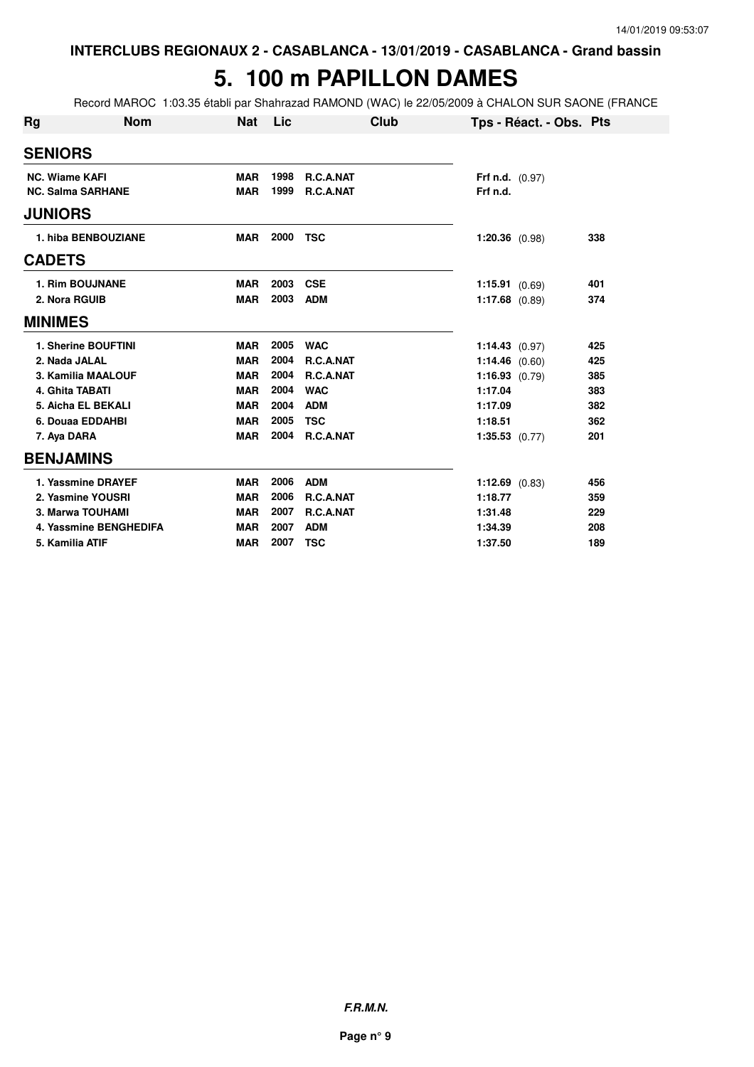INTERCLUBS REGIONAUX 2 - CASABLANCA - 13/01/2019 - CASABLANCA - Grand bassin

# 5. 100 m PAPILLON DAMES

Record MAROC 1:03.35 établi par Shahrazad RAMOND (WAC) le 22/05/2009 à CHALON SUR SAONE (FRANCE

| Rg | Nom | Nat | Lic | Club | Tps - Réact. - Obs. | Pts |
|---|---|---|---|---|---|---|
| **SENIORS** | | | | | | |
| NC. | Wiame KAFI | MAR | 1998 | R.C.A.NAT | **Frf n.d.** (0.97) | |
| NC. | Salma SARHANE | MAR | 1999 | R.C.A.NAT | Frf n.d. | |
| **JUNIORS** | | | | | | |
| 1. | hiba BENBOUZIANE | MAR | 2000 | TSC | **1:20.36** (0.98) | 338 |
| **CADETS** | | | | | | |
| 1. | Rim BOUJNANE | MAR | 2003 | CSE | **1:15.91** (0.69) | 401 |
| 2. | Nora RGUIB | MAR | 2003 | ADM | **1:17.68** (0.89) | 374 |
| **MINIMES** | | | | | | |
| 1. | Sherine BOUFTINI | MAR | 2005 | WAC | **1:14.43** (0.97) | 425 |
| 2. | Nada JALAL | MAR | 2004 | R.C.A.NAT | **1:14.46** (0.60) | 425 |
| 3. | Kamilia MAALOUF | MAR | 2004 | R.C.A.NAT | **1:16.93** (0.79) | 385 |
| 4. | Ghita TABATI | MAR | 2004 | WAC | **1:17.04** | 383 |
| 5. | Aicha EL BEKALI | MAR | 2004 | ADM | **1:17.09** | 382 |
| 6. | Douaa EDDAHBI | MAR | 2005 | TSC | **1:18.51** | 362 |
| 7. | Aya DARA | MAR | 2004 | R.C.A.NAT | **1:35.53** (0.77) | 201 |
| **BENJAMINS** | | | | | | |
| 1. | Yassmine DRAYEF | MAR | 2006 | ADM | **1:12.69** (0.83) | 456 |
| 2. | Yasmine YOUSRI | MAR | 2006 | R.C.A.NAT | **1:18.77** | 359 |
| 3. | Marwa TOUHAMI | MAR | 2007 | R.C.A.NAT | **1:31.48** | 229 |
| 4. | Yassmine BENGHEDIFA | MAR | 2007 | ADM | **1:34.39** | 208 |
| 5. | Kamilia ATIF | MAR | 2007 | TSC | **1:37.50** | 189 |

*F.R.M.N.*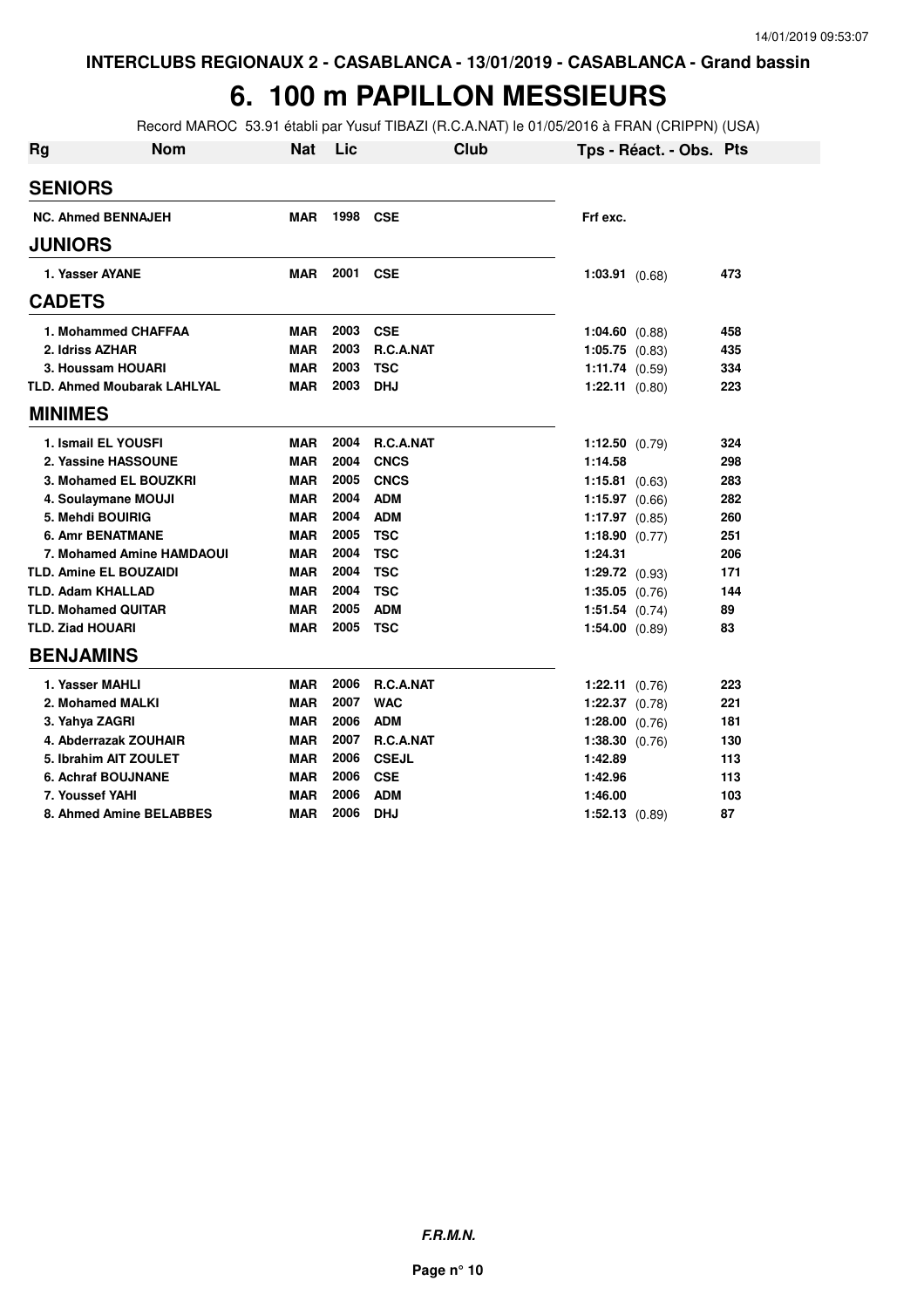INTERCLUBS REGIONAUX 2 - CASABLANCA - 13/01/2019 - CASABLANCA - Grand bassin

# 6. 100 m PAPILLON MESSIEURS

Record MAROC 53.91 établi par Yusuf TIBAZI (R.C.A.NAT) le 01/05/2016 à FRAN (CRIPPN) (USA)

| Rg | Nom | Nat | Lic | Club | Tps - Réact. - Obs. | Pts |
|---|---|---|---|---|---|---|
| **SENIORS** | | | | | | |
| NC. | Ahmed BENNAJEH | MAR | 1998 | CSE | Frf exc. | |
| **JUNIORS** | | | | | | |
| 1. | Yasser AYANE | MAR | 2001 | CSE | 1:03.91 (0.68) | 473 |
| **CADETS** | | | | | | |
| 1. | Mohammed CHAFFAA | MAR | 2003 | CSE | 1:04.60 (0.88) | 458 |
| 2. | Idriss AZHAR | MAR | 2003 | R.C.A.NAT | 1:05.75 (0.83) | 435 |
| 3. | Houssam HOUARI | MAR | 2003 | TSC | 1:11.74 (0.59) | 334 |
| TLD. | Ahmed Moubarak LAHLYAL | MAR | 2003 | DHJ | 1:22.11 (0.80) | 223 |
| **MINIMES** | | | | | | |
| 1. | Ismail EL YOUSFI | MAR | 2004 | R.C.A.NAT | 1:12.50 (0.79) | 324 |
| 2. | Yassine HASSOUNE | MAR | 2004 | CNCS | 1:14.58 | 298 |
| 3. | Mohamed EL BOUZKRI | MAR | 2005 | CNCS | 1:15.81 (0.63) | 283 |
| 4. | Soulaymane MOUJI | MAR | 2004 | ADM | 1:15.97 (0.66) | 282 |
| 5. | Mehdi BOUIRIG | MAR | 2004 | ADM | 1:17.97 (0.85) | 260 |
| 6. | Amr BENATMANE | MAR | 2005 | TSC | 1:18.90 (0.77) | 251 |
| 7. | Mohamed Amine HAMDAOUI | MAR | 2004 | TSC | 1:24.31 | 206 |
| TLD. | Amine EL BOUZAIDI | MAR | 2004 | TSC | 1:29.72 (0.93) | 171 |
| TLD. | Adam KHALLAD | MAR | 2004 | TSC | 1:35.05 (0.76) | 144 |
| TLD. | Mohamed QUITAR | MAR | 2005 | ADM | 1:51.54 (0.74) | 89 |
| TLD. | Ziad HOUARI | MAR | 2005 | TSC | 1:54.00 (0.89) | 83 |
| **BENJAMINS** | | | | | | |
| 1. | Yasser MAHLI | MAR | 2006 | R.C.A.NAT | 1:22.11 (0.76) | 223 |
| 2. | Mohamed MALKI | MAR | 2007 | WAC | 1:22.37 (0.78) | 221 |
| 3. | Yahya ZAGRI | MAR | 2006 | ADM | 1:28.00 (0.76) | 181 |
| 4. | Abderrazak ZOUHAIR | MAR | 2007 | R.C.A.NAT | 1:38.30 (0.76) | 130 |
| 5. | Ibrahim AIT ZOULET | MAR | 2006 | CSEJL | 1:42.89 | 113 |
| 6. | Achraf BOUJNANE | MAR | 2006 | CSE | 1:42.96 | 113 |
| 7. | Youssef YAHI | MAR | 2006 | ADM | 1:46.00 | 103 |
| 8. | Ahmed Amine BELABBES | MAR | 2006 | DHJ | 1:52.13 (0.89) | 87 |

***F.R.M.N.***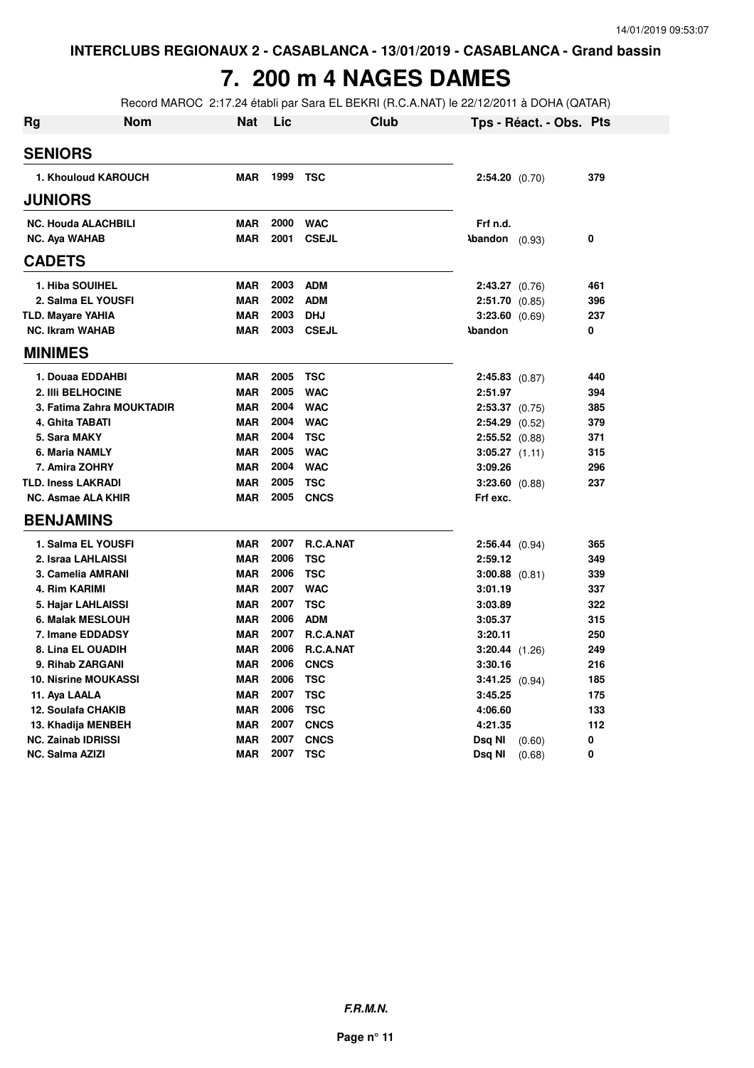INTERCLUBS REGIONAUX 2 - CASABLANCA - 13/01/2019 - CASABLANCA - Grand bassin

# 7. 200 m 4 NAGES DAMES

Record MAROC 2:17.24 établi par Sara EL BEKRI (R.C.A.NAT) le 22/12/2011 à DOHA (QATAR)

| Rg | Nom | Nat | Lic | Club | Tps - Réact. - Obs. | Pts |
|---|---|---|---|---|---|---|
| **SENIORS** | | | | | | |
| 1. Khouloud KAROUCH | | MAR | 1999 | TSC | 2:54.20 (0.70) | 379 |
| **JUNIORS** | | | | | | |
| NC. Houda ALACHBILI | | MAR | 2000 | WAC | Frf n.d. | |
| NC. Aya WAHAB | | MAR | 2001 | CSEJL | Abandon (0.93) | 0 |
| **CADETS** | | | | | | |
| 1. Hiba SOUIHEL | | MAR | 2003 | ADM | 2:43.27 (0.76) | 461 |
| 2. Salma EL YOUSFI | | MAR | 2002 | ADM | 2:51.70 (0.85) | 396 |
| TLD. Mayare YAHIA | | MAR | 2003 | DHJ | 3:23.60 (0.69) | 237 |
| NC. Ikram WAHAB | | MAR | 2003 | CSEJL | Abandon | 0 |
| **MINIMES** | | | | | | |
| 1. Douaa EDDAHBI | | MAR | 2005 | TSC | 2:45.83 (0.87) | 440 |
| 2. Illi BELHOCINE | | MAR | 2005 | WAC | 2:51.97 | 394 |
| 3. Fatima Zahra MOUKTADIR | | MAR | 2004 | WAC | 2:53.37 (0.75) | 385 |
| 4. Ghita TABATI | | MAR | 2004 | WAC | 2:54.29 (0.52) | 379 |
| 5. Sara MAKY | | MAR | 2004 | TSC | 2:55.52 (0.88) | 371 |
| 6. Maria NAMLY | | MAR | 2005 | WAC | 3:05.27 (1.11) | 315 |
| 7. Amira ZOHRY | | MAR | 2004 | WAC | 3:09.26 | 296 |
| TLD. Iness LAKRADI | | MAR | 2005 | TSC | 3:23.60 (0.88) | 237 |
| NC. Asmae ALA KHIR | | MAR | 2005 | CNCS | Frf exc. | |
| **BENJAMINS** | | | | | | |
| 1. Salma EL YOUSFI | | MAR | 2007 | R.C.A.NAT | 2:56.44 (0.94) | 365 |
| 2. Israa LAHLAISSI | | MAR | 2006 | TSC | 2:59.12 | 349 |
| 3. Camelia AMRANI | | MAR | 2006 | TSC | 3:00.88 (0.81) | 339 |
| 4. Rim KARIMI | | MAR | 2007 | WAC | 3:01.19 | 337 |
| 5. Hajar LAHLAISSI | | MAR | 2007 | TSC | 3:03.89 | 322 |
| 6. Malak MESLOUH | | MAR | 2006 | ADM | 3:05.37 | 315 |
| 7. Imane EDDADSY | | MAR | 2007 | R.C.A.NAT | 3:20.11 | 250 |
| 8. Lina EL OUADIH | | MAR | 2006 | R.C.A.NAT | 3:20.44 (1.26) | 249 |
| 9. Rihab ZARGANI | | MAR | 2006 | CNCS | 3:30.16 | 216 |
| 10. Nisrine MOUKASSI | | MAR | 2006 | TSC | 3:41.25 (0.94) | 185 |
| 11. Aya LAALA | | MAR | 2007 | TSC | 3:45.25 | 175 |
| 12. Soulafa CHAKIB | | MAR | 2006 | TSC | 4:06.60 | 133 |
| 13. Khadija MENBEH | | MAR | 2007 | CNCS | 4:21.35 | 112 |
| NC. Zainab IDRISSI | | MAR | 2007 | CNCS | Dsq NI (0.60) | 0 |
| NC. Salma AZIZI | | MAR | 2007 | TSC | Dsq NI (0.68) | 0 |

*F.R.M.N.*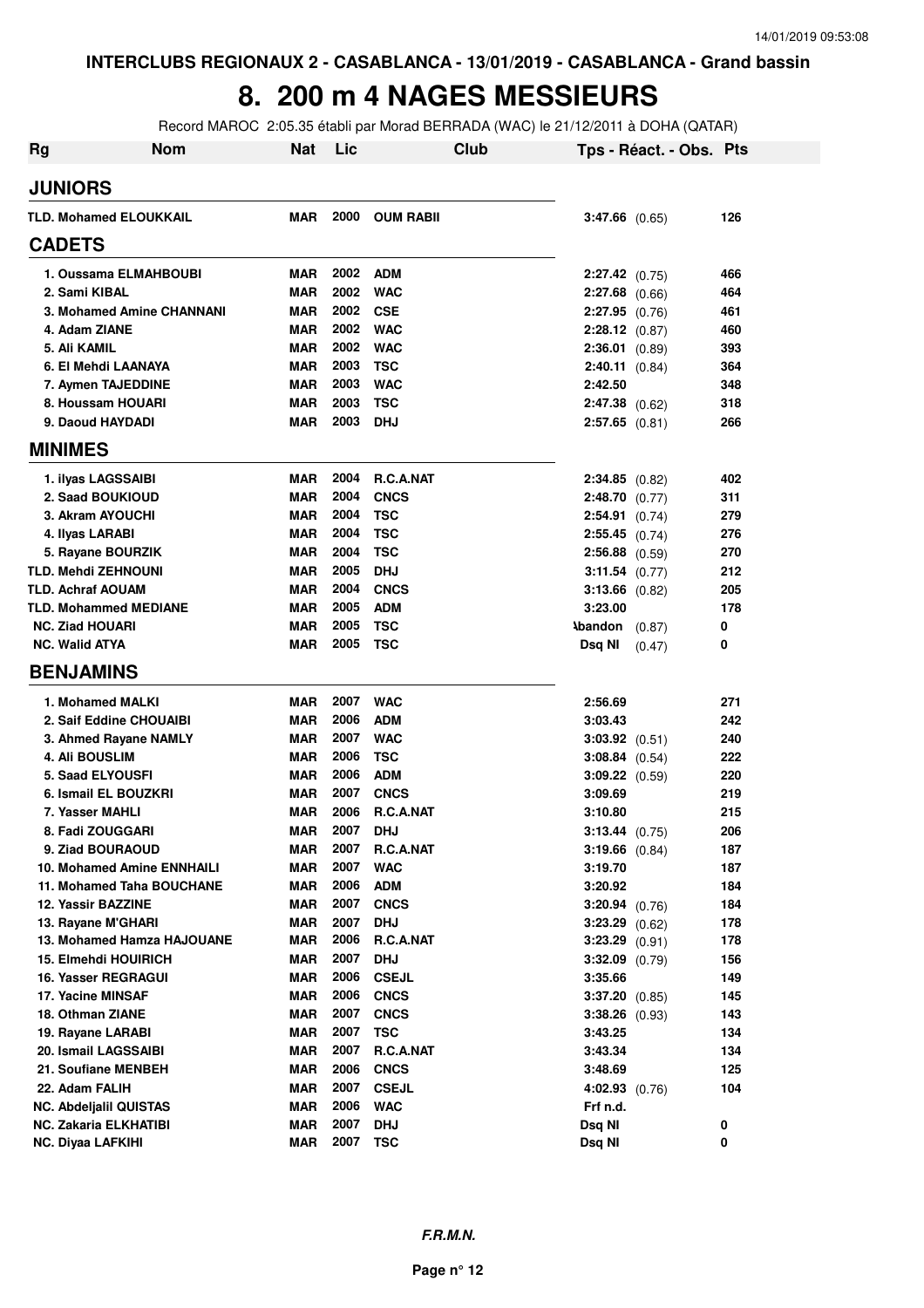INTERCLUBS REGIONAUX 2 - CASABLANCA - 13/01/2019 - CASABLANCA - Grand bassin

# 8. 200 m 4 NAGES MESSIEURS

Record MAROC 2:05.35 établi par Morad BERRADA (WAC) le 21/12/2011 à DOHA (QATAR)

| Rg | Nom | Nat | Lic | Club | Tps - Réact. - Obs. | Pts |
|---|---|---|---|---|---|---|
| **JUNIORS** | | | | | | |
| TLD. Mohamed ELOUKKAIL | | MAR | 2000 | OUM RABII | 3:47.66 (0.65) | 126 |
| **CADETS** | | | | | | |
| 1. | Oussama ELMAHBOUBI | MAR | 2002 | ADM | 2:27.42 (0.75) | 466 |
| 2. | Sami KIBAL | MAR | 2002 | WAC | 2:27.68 (0.66) | 464 |
| 3. | Mohamed Amine CHANNANI | MAR | 2002 | CSE | 2:27.95 (0.76) | 461 |
| 4. | Adam ZIANE | MAR | 2002 | WAC | 2:28.12 (0.87) | 460 |
| 5. | Ali KAMIL | MAR | 2002 | WAC | 2:36.01 (0.89) | 393 |
| 6. | El Mehdi LAANAYA | MAR | 2003 | TSC | 2:40.11 (0.84) | 364 |
| 7. | Aymen TAJEDDINE | MAR | 2003 | WAC | 2:42.50 | 348 |
| 8. | Houssam HOUARI | MAR | 2003 | TSC | 2:47.38 (0.62) | 318 |
| 9. | Daoud HAYDADI | MAR | 2003 | DHJ | 2:57.65 (0.81) | 266 |
| **MINIMES** | | | | | | |
| 1. | ilyas LAGSSAIBI | MAR | 2004 | R.C.A.NAT | 2:34.85 (0.82) | 402 |
| 2. | Saad BOUKIOUD | MAR | 2004 | CNCS | 2:48.70 (0.77) | 311 |
| 3. | Akram AYOUCHI | MAR | 2004 | TSC | 2:54.91 (0.74) | 279 |
| 4. | Ilyas LARABI | MAR | 2004 | TSC | 2:55.45 (0.74) | 276 |
| 5. | Rayane BOURZIK | MAR | 2004 | TSC | 2:56.88 (0.59) | 270 |
| TLD. | Mehdi ZEHNOUNI | MAR | 2005 | DHJ | 3:11.54 (0.77) | 212 |
| TLD. | Achraf AOUAM | MAR | 2004 | CNCS | 3:13.66 (0.82) | 205 |
| TLD. | Mohammed MEDIANE | MAR | 2005 | ADM | 3:23.00 | 178 |
| NC. | Ziad HOUARI | MAR | 2005 | TSC | Abandon (0.87) | 0 |
| NC. | Walid ATYA | MAR | 2005 | TSC | Dsq NI (0.47) | 0 |
| **BENJAMINS** | | | | | | |
| 1. | Mohamed MALKI | MAR | 2007 | WAC | 2:56.69 | 271 |
| 2. | Saif Eddine CHOUAIBI | MAR | 2006 | ADM | 3:03.43 | 242 |
| 3. | Ahmed Rayane NAMLY | MAR | 2007 | WAC | 3:03.92 (0.51) | 240 |
| 4. | Ali BOUSLIM | MAR | 2006 | TSC | 3:08.84 (0.54) | 222 |
| 5. | Saad ELYOUSFI | MAR | 2006 | ADM | 3:09.22 (0.59) | 220 |
| 6. | Ismail EL BOUZKRI | MAR | 2007 | CNCS | 3:09.69 | 219 |
| 7. | Yasser MAHLI | MAR | 2006 | R.C.A.NAT | 3:10.80 | 215 |
| 8. | Fadi ZOUGGARI | MAR | 2007 | DHJ | 3:13.44 (0.75) | 206 |
| 9. | Ziad BOURAOUD | MAR | 2007 | R.C.A.NAT | 3:19.66 (0.84) | 187 |
| 10. | Mohamed Amine ENNHAILI | MAR | 2007 | WAC | 3:19.70 | 187 |
| 11. | Mohamed Taha BOUCHANE | MAR | 2006 | ADM | 3:20.92 | 184 |
| 12. | Yassir BAZZINE | MAR | 2007 | CNCS | 3:20.94 (0.76) | 184 |
| 13. | Rayane M'GHARI | MAR | 2007 | DHJ | 3:23.29 (0.62) | 178 |
| 13. | Mohamed Hamza HAJOUANE | MAR | 2006 | R.C.A.NAT | 3:23.29 (0.91) | 178 |
| 15. | Elmehdi HOUIRICH | MAR | 2007 | DHJ | 3:32.09 (0.79) | 156 |
| 16. | Yasser REGRAGUI | MAR | 2006 | CSEJL | 3:35.66 | 149 |
| 17. | Yacine MINSAF | MAR | 2006 | CNCS | 3:37.20 (0.85) | 145 |
| 18. | Othman ZIANE | MAR | 2007 | CNCS | 3:38.26 (0.93) | 143 |
| 19. | Rayane LARABI | MAR | 2007 | TSC | 3:43.25 | 134 |
| 20. | Ismail LAGSSAIBI | MAR | 2007 | R.C.A.NAT | 3:43.34 | 134 |
| 21. | Soufiane MENBEH | MAR | 2006 | CNCS | 3:48.69 | 125 |
| 22. | Adam FALIH | MAR | 2007 | CSEJL | 4:02.93 (0.76) | 104 |
| NC. | Abdeljalil QUISTAS | MAR | 2006 | WAC | Frf n.d. | |
| NC. | Zakaria ELKHATIBI | MAR | 2007 | DHJ | Dsq NI | 0 |
| NC. | Diyaa LAFKIHI | MAR | 2007 | TSC | Dsq NI | 0 |

*F.R.M.N.*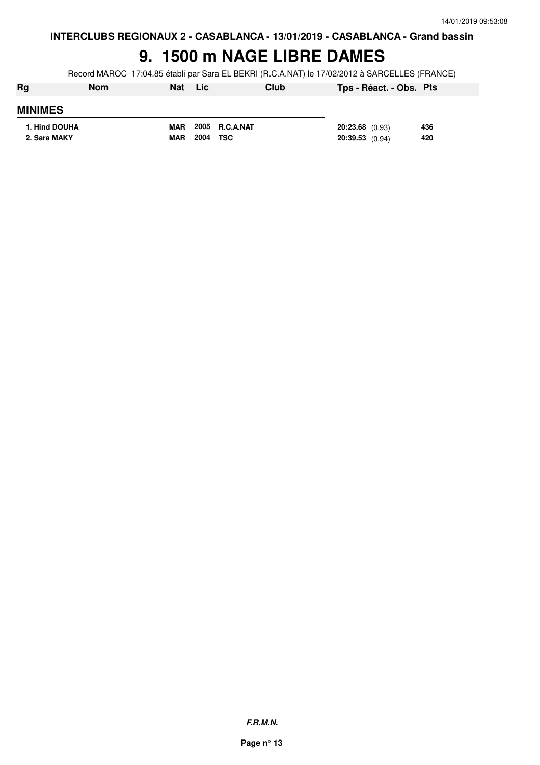**INTERCLUBS REGIONAUX 2 - CASABLANCA - 13/01/2019 - CASABLANCA - Grand bassin**

# 9. 1500 m NAGE LIBRE DAMES

Record MAROC 17:04.85 établi par Sara EL BEKRI (R.C.A.NAT) le 17/02/2012 à SARCELLES (FRANCE)

| Rg | Nom | Nat | Lic | Club | Tps - Réact. - Obs. | Pts |
|---|---|---|---|---|---|---|
| **MINIMES** | | | | | | |
| 1. Hind DOUHA | | MAR | 2005 | R.C.A.NAT | 20:23.68 (0.93) | 436 |
| 2. Sara MAKY | | MAR | 2004 | TSC | 20:39.53 (0.94) | 420 |

***F.R.M.N.***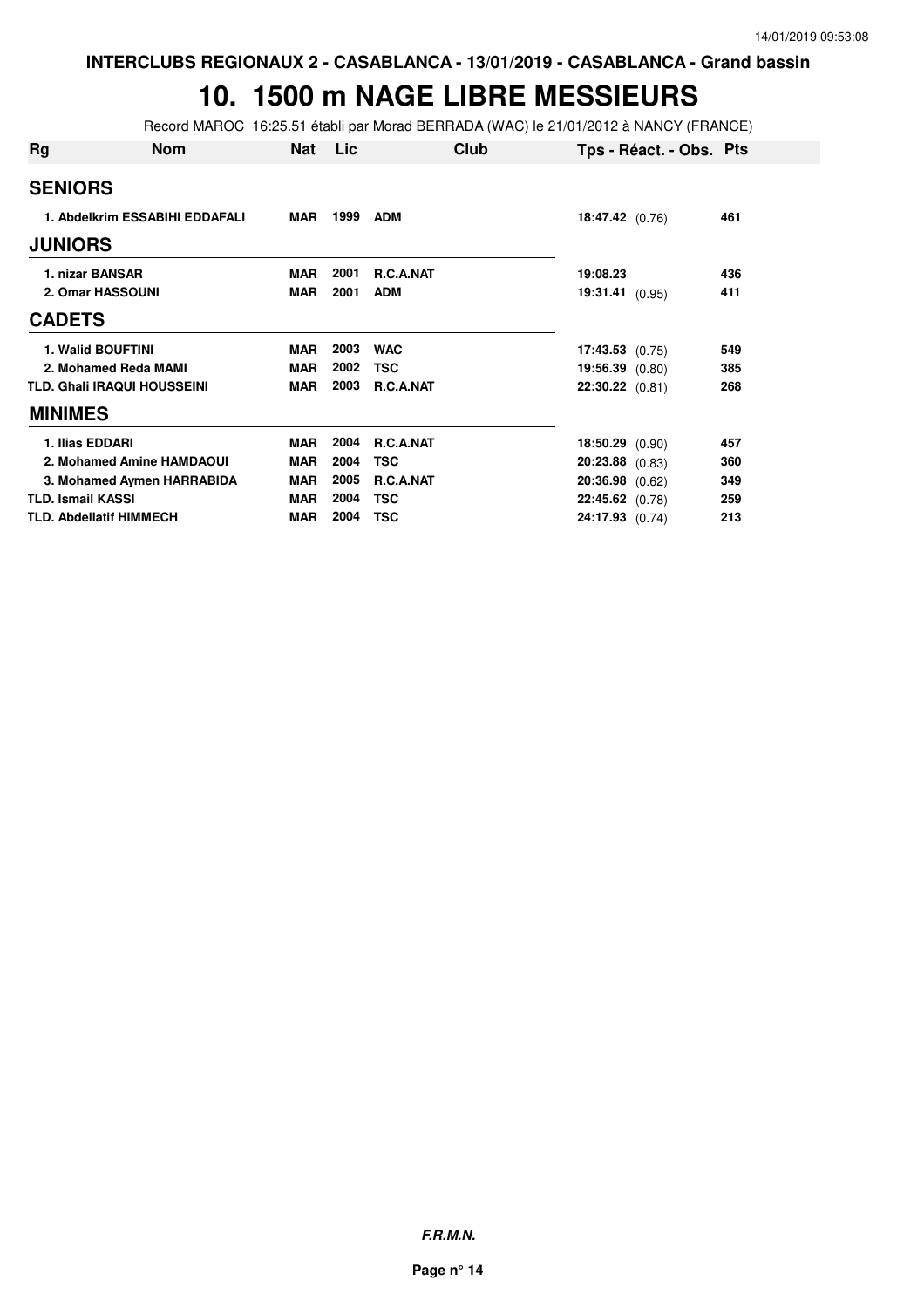**INTERCLUBS REGIONAUX 2 - CASABLANCA - 13/01/2019 - CASABLANCA - Grand bassin**

# 10. 1500 m NAGE LIBRE MESSIEURS

Record MAROC 16:25.51 établi par Morad BERRADA (WAC) le 21/01/2012 à NANCY (FRANCE)

| Rg | Nom | Nat | Lic | Club | Tps - Réact. - Obs. | Pts |
|---|---|---|---|---|---|---|
| **SENIORS** | | | | | | |
| 1. | Abdelkrim ESSABIHI EDDAFALI | MAR | 1999 | ADM | 18:47.42 (0.76) | 461 |
| **JUNIORS** | | | | | | |
| 1. | nizar BANSAR | MAR | 2001 | R.C.A.NAT | 19:08.23 | 436 |
| 2. | Omar HASSOUNI | MAR | 2001 | ADM | 19:31.41 (0.95) | 411 |
| **CADETS** | | | | | | |
| 1. | Walid BOUFTINI | MAR | 2003 | WAC | 17:43.53 (0.75) | 549 |
| 2. | Mohamed Reda MAMI | MAR | 2002 | TSC | 19:56.39 (0.80) | 385 |
| TLD. | Ghali IRAQUI HOUSSEINI | MAR | 2003 | R.C.A.NAT | 22:30.22 (0.81) | 268 |
| **MINIMES** | | | | | | |
| 1. | Ilias EDDARI | MAR | 2004 | R.C.A.NAT | 18:50.29 (0.90) | 457 |
| 2. | Mohamed Amine HAMDAOUI | MAR | 2004 | TSC | 20:23.88 (0.83) | 360 |
| 3. | Mohamed Aymen HARRABIDA | MAR | 2005 | R.C.A.NAT | 20:36.98 (0.62) | 349 |
| TLD. | Ismail KASSI | MAR | 2004 | TSC | 22:45.62 (0.78) | 259 |
| TLD. | Abdellatif HIMMECH | MAR | 2004 | TSC | 24:17.93 (0.74) | 213 |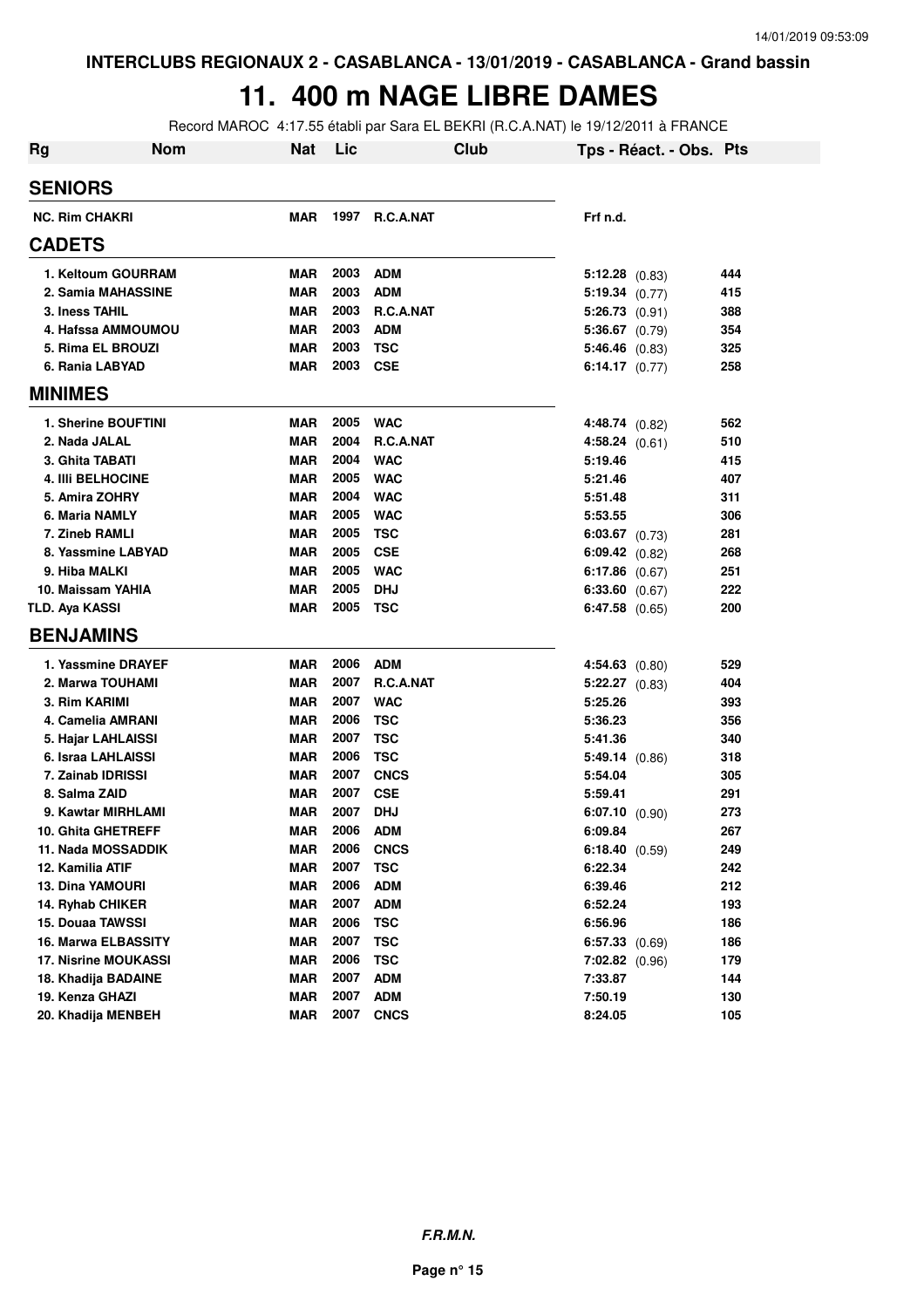INTERCLUBS REGIONAUX 2 - CASABLANCA - 13/01/2019 - CASABLANCA - Grand bassin

# 11. 400 m NAGE LIBRE DAMES

Record MAROC 4:17.55 établi par Sara EL BEKRI (R.C.A.NAT) le 19/12/2011 à FRANCE

| Rg | Nom | Nat | Lic | Club | Tps - Réact. - Obs. | Pts |
|---|---|---|---|---|---|---|
| **SENIORS** | | | | | | |
| NC. Rim CHAKRI | | MAR | 1997 | R.C.A.NAT | Frf n.d. | |
| **CADETS** | | | | | | |
| 1. | Keltoum GOURRAM | MAR | 2003 | ADM | 5:12.28 (0.83) | 444 |
| 2. | Samia MAHASSINE | MAR | 2003 | ADM | 5:19.34 (0.77) | 415 |
| 3. | Iness TAHIL | MAR | 2003 | R.C.A.NAT | 5:26.73 (0.91) | 388 |
| 4. | Hafssa AMMOUMOU | MAR | 2003 | ADM | 5:36.67 (0.79) | 354 |
| 5. | Rima EL BROUZI | MAR | 2003 | TSC | 5:46.46 (0.83) | 325 |
| 6. | Rania LABYAD | MAR | 2003 | CSE | 6:14.17 (0.77) | 258 |
| **MINIMES** | | | | | | |
| 1. | Sherine BOUFTINI | MAR | 2005 | WAC | 4:48.74 (0.82) | 562 |
| 2. | Nada JALAL | MAR | 2004 | R.C.A.NAT | 4:58.24 (0.61) | 510 |
| 3. | Ghita TABATI | MAR | 2004 | WAC | 5:19.46 | 415 |
| 4. | Illi BELHOCINE | MAR | 2005 | WAC | 5:21.46 | 407 |
| 5. | Amira ZOHRY | MAR | 2004 | WAC | 5:51.48 | 311 |
| 6. | Maria NAMLY | MAR | 2005 | WAC | 5:53.55 | 306 |
| 7. | Zineb RAMLI | MAR | 2005 | TSC | 6:03.67 (0.73) | 281 |
| 8. | Yassmine LABYAD | MAR | 2005 | CSE | 6:09.42 (0.82) | 268 |
| 9. | Hiba MALKI | MAR | 2005 | WAC | 6:17.86 (0.67) | 251 |
| 10. | Maissam YAHIA | MAR | 2005 | DHJ | 6:33.60 (0.67) | 222 |
| TLD. | Aya KASSI | MAR | 2005 | TSC | 6:47.58 (0.65) | 200 |
| **BENJAMINS** | | | | | | |
| 1. | Yassmine DRAYEF | MAR | 2006 | ADM | 4:54.63 (0.80) | 529 |
| 2. | Marwa TOUHAMI | MAR | 2007 | R.C.A.NAT | 5:22.27 (0.83) | 404 |
| 3. | Rim KARIMI | MAR | 2007 | WAC | 5:25.26 | 393 |
| 4. | Camelia AMRANI | MAR | 2006 | TSC | 5:36.23 | 356 |
| 5. | Hajar LAHLAISSI | MAR | 2007 | TSC | 5:41.36 | 340 |
| 6. | Israa LAHLAISSI | MAR | 2006 | TSC | 5:49.14 (0.86) | 318 |
| 7. | Zainab IDRISSI | MAR | 2007 | CNCS | 5:54.04 | 305 |
| 8. | Salma ZAID | MAR | 2007 | CSE | 5:59.41 | 291 |
| 9. | Kawtar MIRHLAMI | MAR | 2007 | DHJ | 6:07.10 (0.90) | 273 |
| 10. | Ghita GHETREFF | MAR | 2006 | ADM | 6:09.84 | 267 |
| 11. | Nada MOSSADDIK | MAR | 2006 | CNCS | 6:18.40 (0.59) | 249 |
| 12. | Kamilia ATIF | MAR | 2007 | TSC | 6:22.34 | 242 |
| 13. | Dina YAMOURI | MAR | 2006 | ADM | 6:39.46 | 212 |
| 14. | Ryhab CHIKER | MAR | 2007 | ADM | 6:52.24 | 193 |
| 15. | Douaa TAWSSI | MAR | 2006 | TSC | 6:56.96 | 186 |
| 16. | Marwa ELBASSITY | MAR | 2007 | TSC | 6:57.33 (0.69) | 186 |
| 17. | Nisrine MOUKASSI | MAR | 2006 | TSC | 7:02.82 (0.96) | 179 |
| 18. | Khadija BADAINE | MAR | 2007 | ADM | 7:33.87 | 144 |
| 19. | Kenza GHAZI | MAR | 2007 | ADM | 7:50.19 | 130 |
| 20. | Khadija MENBEH | MAR | 2007 | CNCS | 8:24.05 | 105 |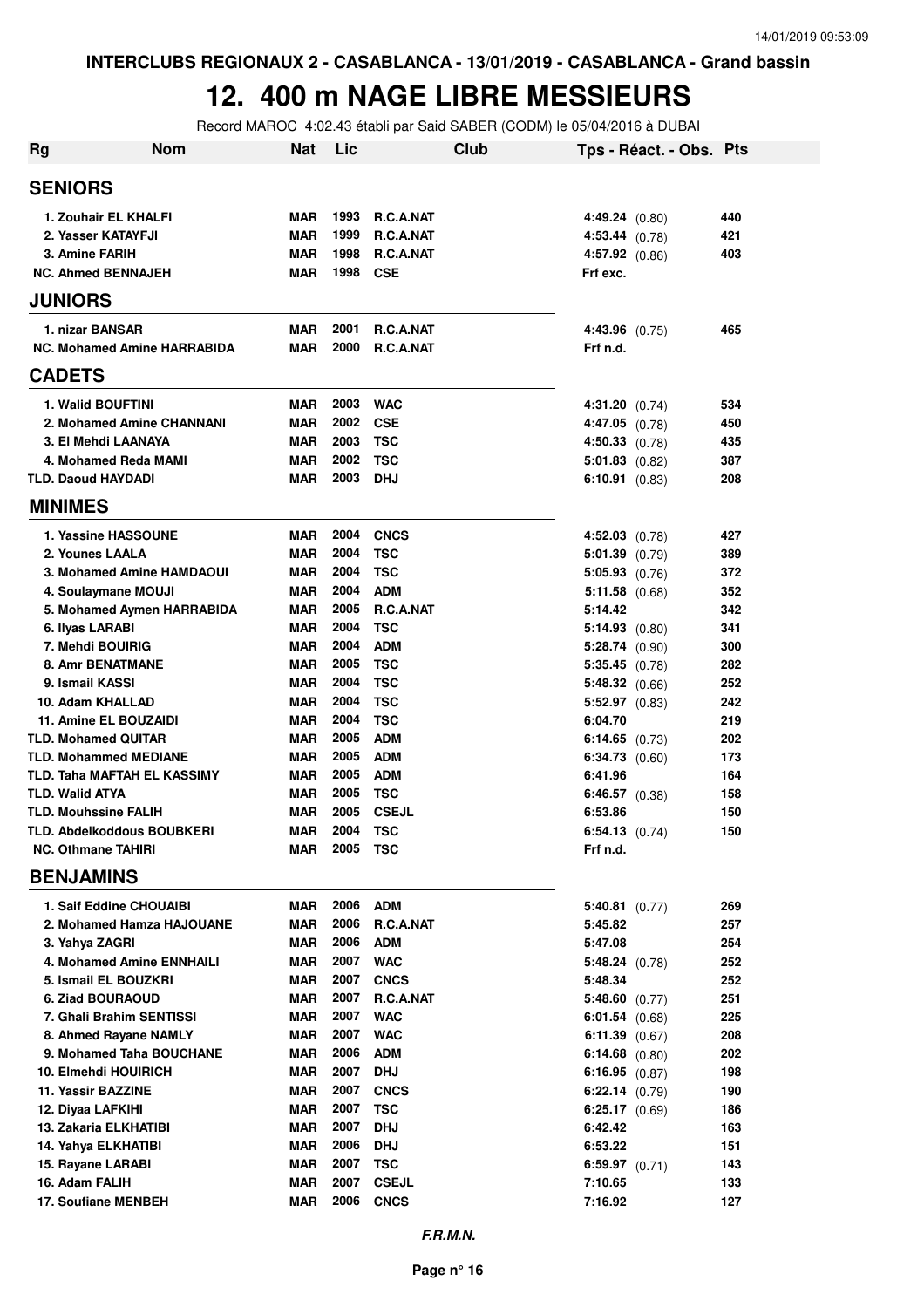INTERCLUBS REGIONAUX 2 - CASABLANCA - 13/01/2019 - CASABLANCA - Grand bassin

# 12. 400 m NAGE LIBRE MESSIEURS

Record MAROC 4:02.43 établi par Said SABER (CODM) le 05/04/2016 à DUBAI

| Rg | Nom | Nat | Lic | Club | Tps - Réact. - Obs. | Pts |
|---|---|---|---|---|---|---|
| **SENIORS** | | | | | | |
| 1. Zouhair EL KHALFI | | MAR | 1993 | R.C.A.NAT | 4:49.24 (0.80) | 440 |
| 2. Yasser KATAYFJI | | MAR | 1999 | R.C.A.NAT | 4:53.44 (0.78) | 421 |
| 3. Amine FARIH | | MAR | 1998 | R.C.A.NAT | 4:57.92 (0.86) | 403 |
| NC. Ahmed BENNAJEH | | MAR | 1998 | CSE | Frf exc. | |
| **JUNIORS** | | | | | | |
| 1. nizar BANSAR | | MAR | 2001 | R.C.A.NAT | 4:43.96 (0.75) | 465 |
| NC. Mohamed Amine HARRABIDA | | MAR | 2000 | R.C.A.NAT | Frf n.d. | |
| **CADETS** | | | | | | |
| 1. Walid BOUFTINI | | MAR | 2003 | WAC | 4:31.20 (0.74) | 534 |
| 2. Mohamed Amine CHANNANI | | MAR | 2002 | CSE | 4:47.05 (0.78) | 450 |
| 3. El Mehdi LAANAYA | | MAR | 2003 | TSC | 4:50.33 (0.78) | 435 |
| 4. Mohamed Reda MAMI | | MAR | 2002 | TSC | 5:01.83 (0.82) | 387 |
| TLD. Daoud HAYDADI | | MAR | 2003 | DHJ | 6:10.91 (0.83) | 208 |
| **MINIMES** | | | | | | |
| 1. Yassine HASSOUNE | | MAR | 2004 | CNCS | 4:52.03 (0.78) | 427 |
| 2. Younes LAALA | | MAR | 2004 | TSC | 5:01.39 (0.79) | 389 |
| 3. Mohamed Amine HAMDAOUI | | MAR | 2004 | TSC | 5:05.93 (0.76) | 372 |
| 4. Soulaymane MOUJI | | MAR | 2004 | ADM | 5:11.58 (0.68) | 352 |
| 5. Mohamed Aymen HARRABIDA | | MAR | 2005 | R.C.A.NAT | 5:14.42 | 342 |
| 6. Ilyas LARABI | | MAR | 2004 | TSC | 5:14.93 (0.80) | 341 |
| 7. Mehdi BOUIRIG | | MAR | 2004 | ADM | 5:28.74 (0.90) | 300 |
| 8. Amr BENATMANE | | MAR | 2005 | TSC | 5:35.45 (0.78) | 282 |
| 9. Ismail KASSI | | MAR | 2004 | TSC | 5:48.32 (0.66) | 252 |
| 10. Adam KHALLAD | | MAR | 2004 | TSC | 5:52.97 (0.83) | 242 |
| 11. Amine EL BOUZAIDI | | MAR | 2004 | TSC | 6:04.70 | 219 |
| TLD. Mohamed QUITAR | | MAR | 2005 | ADM | 6:14.65 (0.73) | 202 |
| TLD. Mohammed MEDIANE | | MAR | 2005 | ADM | 6:34.73 (0.60) | 173 |
| TLD. Taha MAFTAH EL KASSIMY | | MAR | 2005 | ADM | 6:41.96 | 164 |
| TLD. Walid ATYA | | MAR | 2005 | TSC | 6:46.57 (0.38) | 158 |
| TLD. Mouhssine FALIH | | MAR | 2005 | CSEJL | 6:53.86 | 150 |
| TLD. Abdelkoddous BOUBKERI | | MAR | 2004 | TSC | 6:54.13 (0.74) | 150 |
| NC. Othmane TAHIRI | | MAR | 2005 | TSC | Frf n.d. | |
| **BENJAMINS** | | | | | | |
| 1. Saif Eddine CHOUAIBI | | MAR | 2006 | ADM | 5:40.81 (0.77) | 269 |
| 2. Mohamed Hamza HAJOUANE | | MAR | 2006 | R.C.A.NAT | 5:45.82 | 257 |
| 3. Yahya ZAGRI | | MAR | 2006 | ADM | 5:47.08 | 254 |
| 4. Mohamed Amine ENNHAILI | | MAR | 2007 | WAC | 5:48.24 (0.78) | 252 |
| 5. Ismail EL BOUZKRI | | MAR | 2007 | CNCS | 5:48.34 | 252 |
| 6. Ziad BOURAOUD | | MAR | 2007 | R.C.A.NAT | 5:48.60 (0.77) | 251 |
| 7. Ghali Brahim SENTISSI | | MAR | 2007 | WAC | 6:01.54 (0.68) | 225 |
| 8. Ahmed Rayane NAMLY | | MAR | 2007 | WAC | 6:11.39 (0.67) | 208 |
| 9. Mohamed Taha BOUCHANE | | MAR | 2006 | ADM | 6:14.68 (0.80) | 202 |
| 10. Elmehdi HOUIRICH | | MAR | 2007 | DHJ | 6:16.95 (0.87) | 198 |
| 11. Yassir BAZZINE | | MAR | 2007 | CNCS | 6:22.14 (0.79) | 190 |
| 12. Diyaa LAFKIHI | | MAR | 2007 | TSC | 6:25.17 (0.69) | 186 |
| 13. Zakaria ELKHATIBI | | MAR | 2007 | DHJ | 6:42.42 | 163 |
| 14. Yahya ELKHATIBI | | MAR | 2006 | DHJ | 6:53.22 | 151 |
| 15. Rayane LARABI | | MAR | 2007 | TSC | 6:59.97 (0.71) | 143 |
| 16. Adam FALIH | | MAR | 2007 | CSEJL | 7:10.65 | 133 |
| 17. Soufiane MENBEH | | MAR | 2006 | CNCS | 7:16.92 | 127 |

*F.R.M.N.*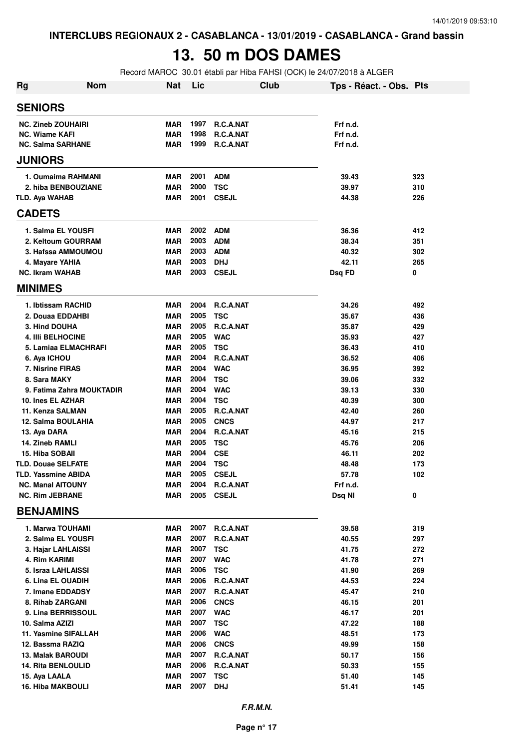INTERCLUBS REGIONAUX 2 - CASABLANCA - 13/01/2019 - CASABLANCA - Grand bassin

# 13. 50 m DOS DAMES

Record MAROC 30.01 établi par Hiba FAHSI (OCK) le 24/07/2018 à ALGER

| Rg | Nom | Nat | Lic | Club | Tps - Réact. - Obs. | Pts |
|---|---|---|---|---|---|---|
| **SENIORS** | | | | | | |
| NC. Zineb ZOUHAIRI | | MAR | 1997 | R.C.A.NAT | Frf n.d. | |
| NC. Wiame KAFI | | MAR | 1998 | R.C.A.NAT | Frf n.d. | |
| NC. Salma SARHANE | | MAR | 1999 | R.C.A.NAT | Frf n.d. | |
| **JUNIORS** | | | | | | |
| 1. | Oumaima RAHMANI | MAR | 2001 | ADM | 39.43 | 323 |
| 2. | hiba BENBOUZIANE | MAR | 2000 | TSC | 39.97 | 310 |
| TLD. | Aya WAHAB | MAR | 2001 | CSEJL | 44.38 | 226 |
| **CADETS** | | | | | | |
| 1. | Salma EL YOUSFI | MAR | 2002 | ADM | 36.36 | 412 |
| 2. | Keltoum GOURRAM | MAR | 2003 | ADM | 38.34 | 351 |
| 3. | Hafssa AMMOUMOU | MAR | 2003 | ADM | 40.32 | 302 |
| 4. | Mayare YAHIA | MAR | 2003 | DHJ | 42.11 | 265 |
| NC. | Ikram WAHAB | MAR | 2003 | CSEJL | Dsq FD | 0 |
| **MINIMES** | | | | | | |
| 1. | Ibtissam RACHID | MAR | 2004 | R.C.A.NAT | 34.26 | 492 |
| 2. | Douaa EDDAHBI | MAR | 2005 | TSC | 35.67 | 436 |
| 3. | Hind DOUHA | MAR | 2005 | R.C.A.NAT | 35.87 | 429 |
| 4. | Illi BELHOCINE | MAR | 2005 | WAC | 35.93 | 427 |
| 5. | Lamiaa ELMACHRAFI | MAR | 2005 | TSC | 36.43 | 410 |
| 6. | Aya ICHOU | MAR | 2004 | R.C.A.NAT | 36.52 | 406 |
| 7. | Nisrine FIRAS | MAR | 2004 | WAC | 36.95 | 392 |
| 8. | Sara MAKY | MAR | 2004 | TSC | 39.06 | 332 |
| 9. | Fatima Zahra MOUKTADIR | MAR | 2004 | WAC | 39.13 | 330 |
| 10. | Ines EL AZHAR | MAR | 2004 | TSC | 40.39 | 300 |
| 11. | Kenza SALMAN | MAR | 2005 | R.C.A.NAT | 42.40 | 260 |
| 12. | Salma BOULAHIA | MAR | 2005 | CNCS | 44.97 | 217 |
| 13. | Aya DARA | MAR | 2004 | R.C.A.NAT | 45.16 | 215 |
| 14. | Zineb RAMLI | MAR | 2005 | TSC | 45.76 | 206 |
| 15. | Hiba SOBAII | MAR | 2004 | CSE | 46.11 | 202 |
| TLD. | Douae SELFATE | MAR | 2004 | TSC | 48.48 | 173 |
| TLD. | Yassmine ABIDA | MAR | 2005 | CSEJL | 57.78 | 102 |
| NC. | Manal AITOUNY | MAR | 2004 | R.C.A.NAT | Frf n.d. | |
| NC. | Rim JEBRANE | MAR | 2005 | CSEJL | Dsq NI | 0 |
| **BENJAMINS** | | | | | | |
| 1. | Marwa TOUHAMI | MAR | 2007 | R.C.A.NAT | 39.58 | 319 |
| 2. | Salma EL YOUSFI | MAR | 2007 | R.C.A.NAT | 40.55 | 297 |
| 3. | Hajar LAHLAISSI | MAR | 2007 | TSC | 41.75 | 272 |
| 4. | Rim KARIMI | MAR | 2007 | WAC | 41.78 | 271 |
| 5. | Israa LAHLAISSI | MAR | 2006 | TSC | 41.90 | 269 |
| 6. | Lina EL OUADIH | MAR | 2006 | R.C.A.NAT | 44.53 | 224 |
| 7. | Imane EDDADSY | MAR | 2007 | R.C.A.NAT | 45.47 | 210 |
| 8. | Rihab ZARGANI | MAR | 2006 | CNCS | 46.15 | 201 |
| 9. | Lina BERRISSOUL | MAR | 2007 | WAC | 46.17 | 201 |
| 10. | Salma AZIZI | MAR | 2007 | TSC | 47.22 | 188 |
| 11. | Yasmine SIFALLAH | MAR | 2006 | WAC | 48.51 | 173 |
| 12. | Bassma RAZIQ | MAR | 2006 | CNCS | 49.99 | 158 |
| 13. | Malak BAROUDI | MAR | 2007 | R.C.A.NAT | 50.17 | 156 |
| 14. | Rita BENLOULID | MAR | 2006 | R.C.A.NAT | 50.33 | 155 |
| 15. | Aya LAALA | MAR | 2007 | TSC | 51.40 | 145 |
| 16. | Hiba MAKBOULI | MAR | 2007 | DHJ | 51.41 | 145 |

*F.R.M.N.*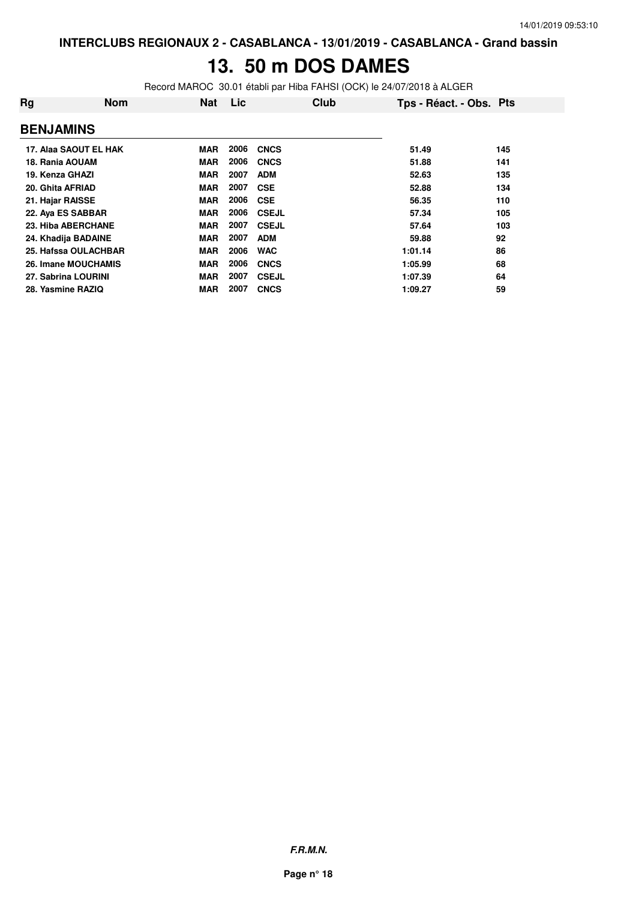INTERCLUBS REGIONAUX 2 - CASABLANCA - 13/01/2019 - CASABLANCA - Grand bassin

# 13. 50 m DOS DAMES

Record MAROC 30.01 établi par Hiba FAHSI (OCK) le 24/07/2018 à ALGER

| Rg | Nom | Nat | Lic | Club | Tps - Réact. - Obs. | Pts |
|---|---|---|---|---|---|---|
| **BENJAMINS** | | | | | | |
| 17. | Alaa SAOUT EL HAK | MAR | 2006 | CNCS | 51.49 | 145 |
| 18. | Rania AOUAM | MAR | 2006 | CNCS | 51.88 | 141 |
| 19. | Kenza GHAZI | MAR | 2007 | ADM | 52.63 | 135 |
| 20. | Ghita AFRIAD | MAR | 2007 | CSE | 52.88 | 134 |
| 21. | Hajar RAISSE | MAR | 2006 | CSE | 56.35 | 110 |
| 22. | Aya ES SABBAR | MAR | 2006 | CSEJL | 57.34 | 105 |
| 23. | Hiba ABERCHANE | MAR | 2007 | CSEJL | 57.64 | 103 |
| 24. | Khadija BADAINE | MAR | 2007 | ADM | 59.88 | 92 |
| 25. | Hafssa OULACHBAR | MAR | 2006 | WAC | 1:01.14 | 86 |
| 26. | Imane MOUCHAMIS | MAR | 2006 | CNCS | 1:05.99 | 68 |
| 27. | Sabrina LOURINI | MAR | 2007 | CSEJL | 1:07.39 | 64 |
| 28. | Yasmine RAZIQ | MAR | 2007 | CNCS | 1:09.27 | 59 |

*F.R.M.N.*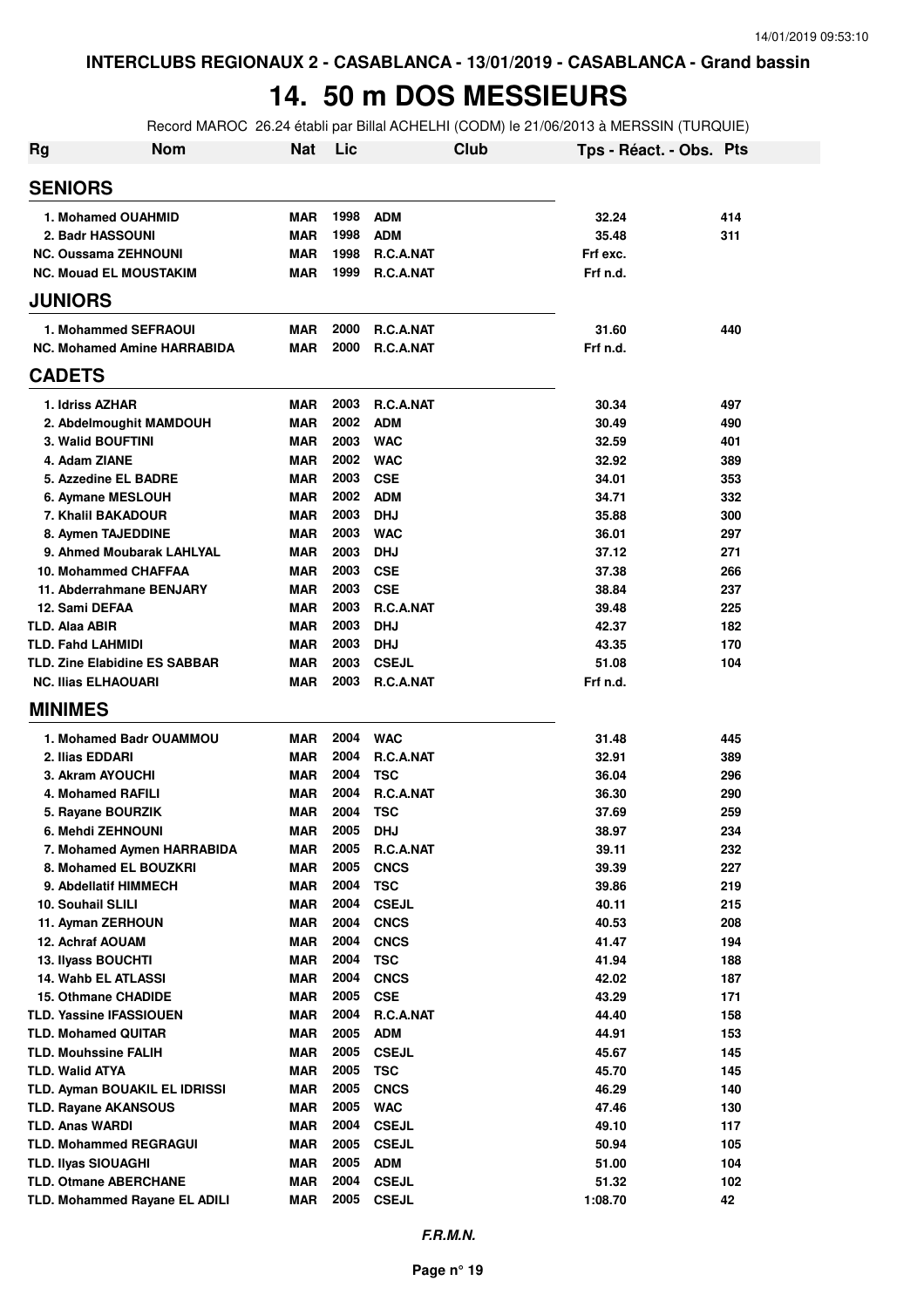INTERCLUBS REGIONAUX 2 - CASABLANCA - 13/01/2019 - CASABLANCA - Grand bassin

# 14. 50 m DOS MESSIEURS

Record MAROC 26.24 établi par Billal ACHELHI (CODM) le 21/06/2013 à MERSSIN (TURQUIE)

| Rg | Nom | Nat | Lic | Club | Tps - Réact. - Obs. | Pts |
|---|---|---|---|---|---|---|
| **SENIORS** | | | | | | |
| 1. | Mohamed OUAHMID | MAR | 1998 | ADM | 32.24 | 414 |
| 2. | Badr HASSOUNI | MAR | 1998 | ADM | 35.48 | 311 |
| NC. | Oussama ZEHNOUNI | MAR | 1998 | R.C.A.NAT | Frf exc. | |
| NC. | Mouad EL MOUSTAKIM | MAR | 1999 | R.C.A.NAT | Frf n.d. | |
| **JUNIORS** | | | | | | |
| 1. | Mohammed SEFRAOUI | MAR | 2000 | R.C.A.NAT | 31.60 | 440 |
| NC. | Mohamed Amine HARRABIDA | MAR | 2000 | R.C.A.NAT | Frf n.d. | |
| **CADETS** | | | | | | |
| 1. | Idriss AZHAR | MAR | 2003 | R.C.A.NAT | 30.34 | 497 |
| 2. | Abdelmoughit MAMDOUH | MAR | 2002 | ADM | 30.49 | 490 |
| 3. | Walid BOUFTINI | MAR | 2003 | WAC | 32.59 | 401 |
| 4. | Adam ZIANE | MAR | 2002 | WAC | 32.92 | 389 |
| 5. | Azzedine EL BADRE | MAR | 2003 | CSE | 34.01 | 353 |
| 6. | Aymane MESLOUH | MAR | 2002 | ADM | 34.71 | 332 |
| 7. | Khalil BAKADOUR | MAR | 2003 | DHJ | 35.88 | 300 |
| 8. | Aymen TAJEDDINE | MAR | 2003 | WAC | 36.01 | 297 |
| 9. | Ahmed Moubarak LAHLYAL | MAR | 2003 | DHJ | 37.12 | 271 |
| 10. | Mohammed CHAFFAA | MAR | 2003 | CSE | 37.38 | 266 |
| 11. | Abderrahmane BENJARY | MAR | 2003 | CSE | 38.84 | 237 |
| 12. | Sami DEFAA | MAR | 2003 | R.C.A.NAT | 39.48 | 225 |
| TLD. | Alaa ABIR | MAR | 2003 | DHJ | 42.37 | 182 |
| TLD. | Fahd LAHMIDI | MAR | 2003 | DHJ | 43.35 | 170 |
| TLD. | Zine Elabidine ES SABBAR | MAR | 2003 | CSEJL | 51.08 | 104 |
| NC. | Ilias ELHAOUARI | MAR | 2003 | R.C.A.NAT | Frf n.d. | |
| **MINIMES** | | | | | | |
| 1. | Mohamed Badr OUAMMOU | MAR | 2004 | WAC | 31.48 | 445 |
| 2. | Ilias EDDARI | MAR | 2004 | R.C.A.NAT | 32.91 | 389 |
| 3. | Akram AYOUCHI | MAR | 2004 | TSC | 36.04 | 296 |
| 4. | Mohamed RAFILI | MAR | 2004 | R.C.A.NAT | 36.30 | 290 |
| 5. | Rayane BOURZIK | MAR | 2004 | TSC | 37.69 | 259 |
| 6. | Mehdi ZEHNOUNI | MAR | 2005 | DHJ | 38.97 | 234 |
| 7. | Mohamed Aymen HARRABIDA | MAR | 2005 | R.C.A.NAT | 39.11 | 232 |
| 8. | Mohamed EL BOUZKRI | MAR | 2005 | CNCS | 39.39 | 227 |
| 9. | Abdellatif HIMMECH | MAR | 2004 | TSC | 39.86 | 219 |
| 10. | Souhail SLILI | MAR | 2004 | CSEJL | 40.11 | 215 |
| 11. | Ayman ZERHOUN | MAR | 2004 | CNCS | 40.53 | 208 |
| 12. | Achraf AOUAM | MAR | 2004 | CNCS | 41.47 | 194 |
| 13. | Ilyass BOUCHTI | MAR | 2004 | TSC | 41.94 | 188 |
| 14. | Wahb EL ATLASSI | MAR | 2004 | CNCS | 42.02 | 187 |
| 15. | Othmane CHADIDE | MAR | 2005 | CSE | 43.29 | 171 |
| TLD. | Yassine IFASSIOUEN | MAR | 2004 | R.C.A.NAT | 44.40 | 158 |
| TLD. | Mohamed QUITAR | MAR | 2005 | ADM | 44.91 | 153 |
| TLD. | Mouhssine FALIH | MAR | 2005 | CSEJL | 45.67 | 145 |
| TLD. | Walid ATYA | MAR | 2005 | TSC | 45.70 | 145 |
| TLD. | Ayman BOUAKIL EL IDRISSI | MAR | 2005 | CNCS | 46.29 | 140 |
| TLD. | Rayane AKANSOUS | MAR | 2005 | WAC | 47.46 | 130 |
| TLD. | Anas WARDI | MAR | 2004 | CSEJL | 49.10 | 117 |
| TLD. | Mohammed REGRAGUI | MAR | 2005 | CSEJL | 50.94 | 105 |
| TLD. | Ilyas SIOUAGHI | MAR | 2005 | ADM | 51.00 | 104 |
| TLD. | Otmane ABERCHANE | MAR | 2004 | CSEJL | 51.32 | 102 |
| TLD. | Mohammed Rayane EL ADILI | MAR | 2005 | CSEJL | 1:08.70 | 42 |

*F.R.M.N.*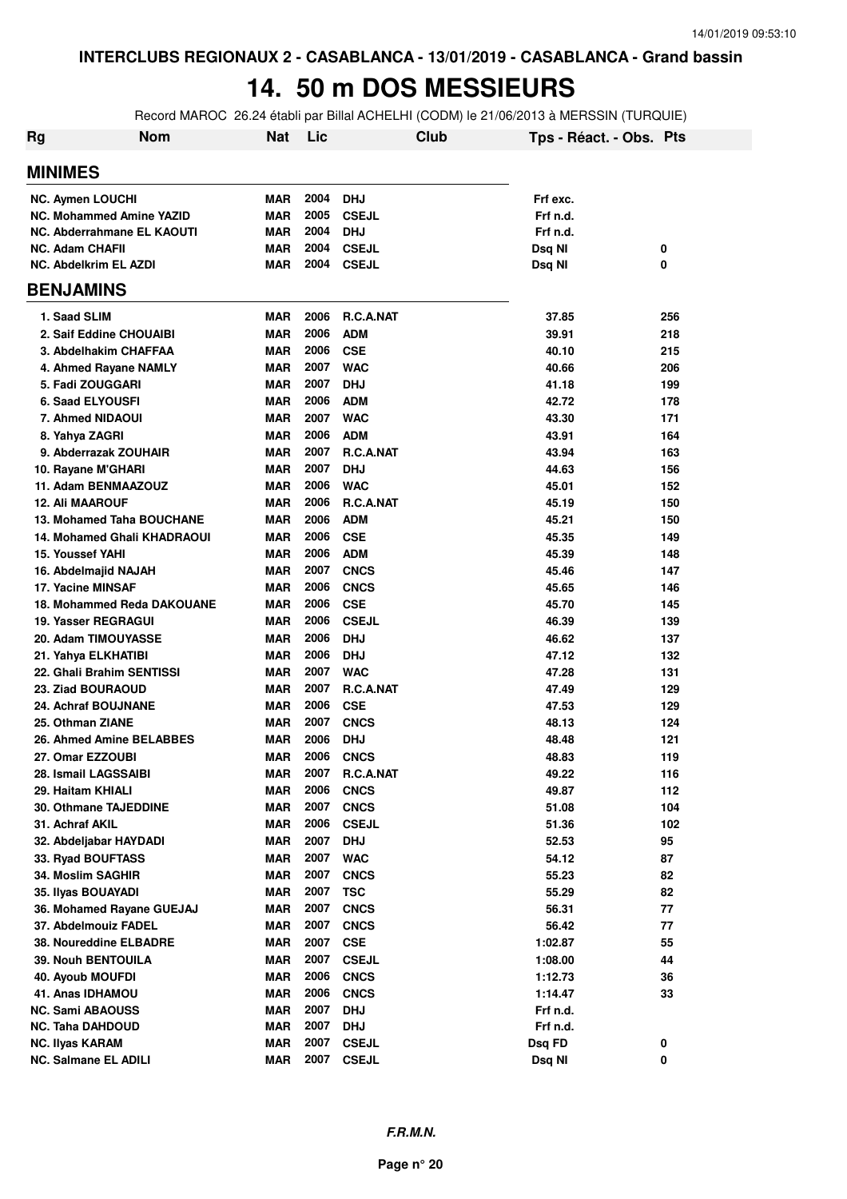INTERCLUBS REGIONAUX 2 - CASABLANCA - 13/01/2019 - CASABLANCA - Grand bassin

# 14. 50 m DOS MESSIEURS

Record MAROC 26.24 établi par Billal ACHELHI (CODM) le 21/06/2013 à MERSSIN (TURQUIE)

| Rg | Nom | Nat | Lic | Club | Tps - Réact. - Obs. | Pts |
|---|---|---|---|---|---|---|
| **MINIMES** | | | | | | |
| NC. | Aymen LOUCHI | MAR | 2004 | DHJ | Frf exc. | |
| NC. | Mohammed Amine YAZID | MAR | 2005 | CSEJL | Frf n.d. | |
| NC. | Abderrahmane EL KAOUTI | MAR | 2004 | DHJ | Frf n.d. | |
| NC. | Adam CHAFII | MAR | 2004 | CSEJL | Dsq NI | 0 |
| NC. | Abdelkrim EL AZDI | MAR | 2004 | CSEJL | Dsq NI | 0 |
| **BENJAMINS** | | | | | | |
| 1. | Saad SLIM | MAR | 2006 | R.C.A.NAT | 37.85 | 256 |
| 2. | Saif Eddine CHOUAIBI | MAR | 2006 | ADM | 39.91 | 218 |
| 3. | Abdelhakim CHAFFAA | MAR | 2006 | CSE | 40.10 | 215 |
| 4. | Ahmed Rayane NAMLY | MAR | 2007 | WAC | 40.66 | 206 |
| 5. | Fadi ZOUGGARI | MAR | 2007 | DHJ | 41.18 | 199 |
| 6. | Saad ELYOUSFI | MAR | 2006 | ADM | 42.72 | 178 |
| 7. | Ahmed NIDAOUI | MAR | 2007 | WAC | 43.30 | 171 |
| 8. | Yahya ZAGRI | MAR | 2006 | ADM | 43.91 | 164 |
| 9. | Abderrazak ZOUHAIR | MAR | 2007 | R.C.A.NAT | 43.94 | 163 |
| 10. | Rayane M'GHARI | MAR | 2007 | DHJ | 44.63 | 156 |
| 11. | Adam BENMAAZOUZ | MAR | 2006 | WAC | 45.01 | 152 |
| 12. | Ali MAAROUF | MAR | 2006 | R.C.A.NAT | 45.19 | 150 |
| 13. | Mohamed Taha BOUCHANE | MAR | 2006 | ADM | 45.21 | 150 |
| 14. | Mohamed Ghali KHADRAOUI | MAR | 2006 | CSE | 45.35 | 149 |
| 15. | Youssef YAHI | MAR | 2006 | ADM | 45.39 | 148 |
| 16. | Abdelmajid NAJAH | MAR | 2007 | CNCS | 45.46 | 147 |
| 17. | Yacine MINSAF | MAR | 2006 | CNCS | 45.65 | 146 |
| 18. | Mohammed Reda DAKOUANE | MAR | 2006 | CSE | 45.70 | 145 |
| 19. | Yasser REGRAGUI | MAR | 2006 | CSEJL | 46.39 | 139 |
| 20. | Adam TIMOUYASSE | MAR | 2006 | DHJ | 46.62 | 137 |
| 21. | Yahya ELKHATIBI | MAR | 2006 | DHJ | 47.12 | 132 |
| 22. | Ghali Brahim SENTISSI | MAR | 2007 | WAC | 47.28 | 131 |
| 23. | Ziad BOURAOUD | MAR | 2007 | R.C.A.NAT | 47.49 | 129 |
| 24. | Achraf BOUJNANE | MAR | 2006 | CSE | 47.53 | 129 |
| 25. | Othman ZIANE | MAR | 2007 | CNCS | 48.13 | 124 |
| 26. | Ahmed Amine BELABBES | MAR | 2006 | DHJ | 48.48 | 121 |
| 27. | Omar EZZOUBI | MAR | 2006 | CNCS | 48.83 | 119 |
| 28. | Ismail LAGSSAIBI | MAR | 2007 | R.C.A.NAT | 49.22 | 116 |
| 29. | Haitam KHIALI | MAR | 2006 | CNCS | 49.87 | 112 |
| 30. | Othmane TAJEDDINE | MAR | 2007 | CNCS | 51.08 | 104 |
| 31. | Achraf AKIL | MAR | 2006 | CSEJL | 51.36 | 102 |
| 32. | Abdeljabar HAYDADI | MAR | 2007 | DHJ | 52.53 | 95 |
| 33. | Ryad BOUFTASS | MAR | 2007 | WAC | 54.12 | 87 |
| 34. | Moslim SAGHIR | MAR | 2007 | CNCS | 55.23 | 82 |
| 35. | Ilyas BOUAYADI | MAR | 2007 | TSC | 55.29 | 82 |
| 36. | Mohamed Rayane GUEJAJ | MAR | 2007 | CNCS | 56.31 | 77 |
| 37. | Abdelmouiz FADEL | MAR | 2007 | CNCS | 56.42 | 77 |
| 38. | Noureddine ELBADRE | MAR | 2007 | CSE | 1:02.87 | 55 |
| 39. | Nouh BENTOUILA | MAR | 2007 | CSEJL | 1:08.00 | 44 |
| 40. | Ayoub MOUFDI | MAR | 2006 | CNCS | 1:12.73 | 36 |
| 41. | Anas IDHAMOU | MAR | 2006 | CNCS | 1:14.47 | 33 |
| NC. | Sami ABAOUSS | MAR | 2007 | DHJ | Frf n.d. | |
| NC. | Taha DAHDOUD | MAR | 2007 | DHJ | Frf n.d. | |
| NC. | Ilyas KARAM | MAR | 2007 | CSEJL | Dsq FD | 0 |
| NC. | Salmane EL ADILI | MAR | 2007 | CSEJL | Dsq NI | 0 |

*F.R.M.N.*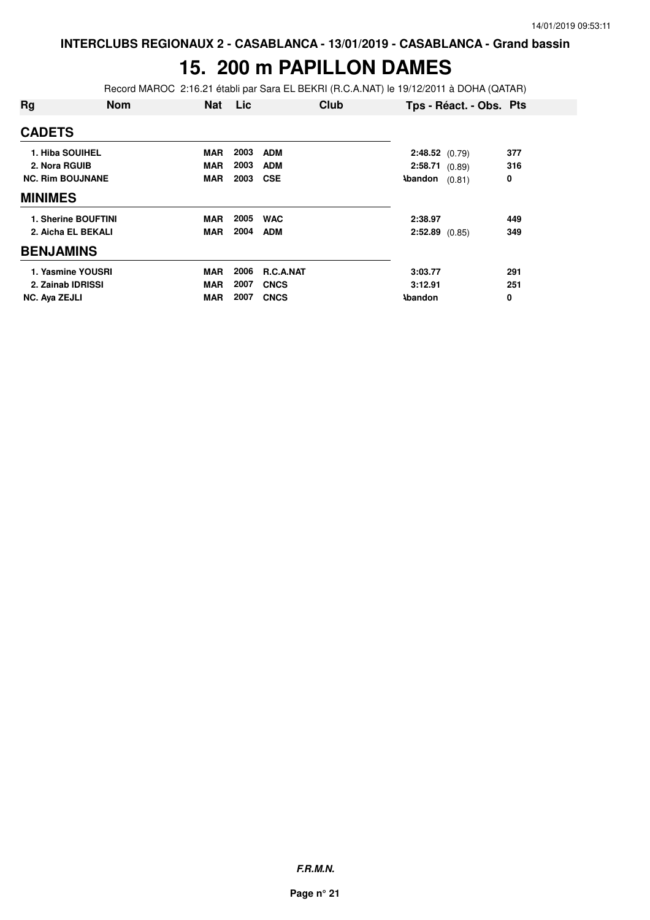INTERCLUBS REGIONAUX 2 - CASABLANCA - 13/01/2019 - CASABLANCA - Grand bassin

# 15. 200 m PAPILLON DAMES

Record MAROC 2:16.21 établi par Sara EL BEKRI (R.C.A.NAT) le 19/12/2011 à DOHA (QATAR)

| Rg | Nom | Nat | Lic | Club | Tps - Réact. - Obs. | Pts |
|---|---|---|---|---|---|---|
| **CADETS** | | | | | | |
| 1. | Hiba SOUIHEL | MAR | 2003 | ADM | 2:48.52 (0.79) | 377 |
| 2. | Nora RGUIB | MAR | 2003 | ADM | 2:58.71 (0.89) | 316 |
| NC. | Rim BOUJNANE | MAR | 2003 | CSE | Abandon (0.81) | 0 |
| **MINIMES** | | | | | | |
| 1. | Sherine BOUFTINI | MAR | 2005 | WAC | 2:38.97 | 449 |
| 2. | Aicha EL BEKALI | MAR | 2004 | ADM | 2:52.89 (0.85) | 349 |
| **BENJAMINS** | | | | | | |
| 1. | Yasmine YOUSRI | MAR | 2006 | R.C.A.NAT | 3:03.77 | 291 |
| 2. | Zainab IDRISSI | MAR | 2007 | CNCS | 3:12.91 | 251 |
| NC. | Aya ZEJLI | MAR | 2007 | CNCS | Abandon | 0 |

*F.R.M.N.*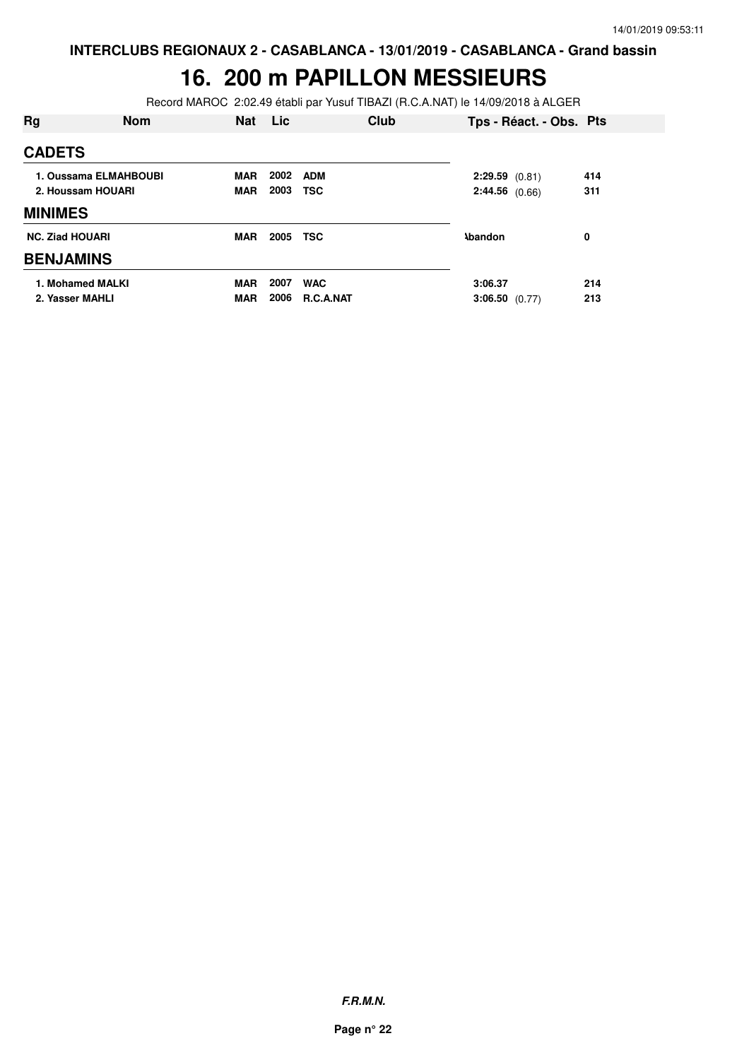**INTERCLUBS REGIONAUX 2 - CASABLANCA - 13/01/2019 - CASABLANCA - Grand bassin**

# 16. 200 m PAPILLON MESSIEURS

Record MAROC 2:02.49 établi par Yusuf TIBAZI (R.C.A.NAT) le 14/09/2018 à ALGER

| Rg | Nom | Nat | Lic | Club | Tps - Réact. - Obs. | Pts |
|---|---|---|---|---|---|---|
| **CADETS** | | | | | | |
| 1. | Oussama ELMAHBOUBI | MAR | 2002 | ADM | 2:29.59 (0.81) | 414 |
| 2. | Houssam HOUARI | MAR | 2003 | TSC | 2:44.56 (0.66) | 311 |
| **MINIMES** | | | | | | |
| NC. | Ziad HOUARI | MAR | 2005 | TSC | Abandon | 0 |
| **BENJAMINS** | | | | | | |
| 1. | Mohamed MALKI | MAR | 2007 | WAC | 3:06.37 | 214 |
| 2. | Yasser MAHLI | MAR | 2006 | R.C.A.NAT | 3:06.50 (0.77) | 213 |

***F.R.M.N.***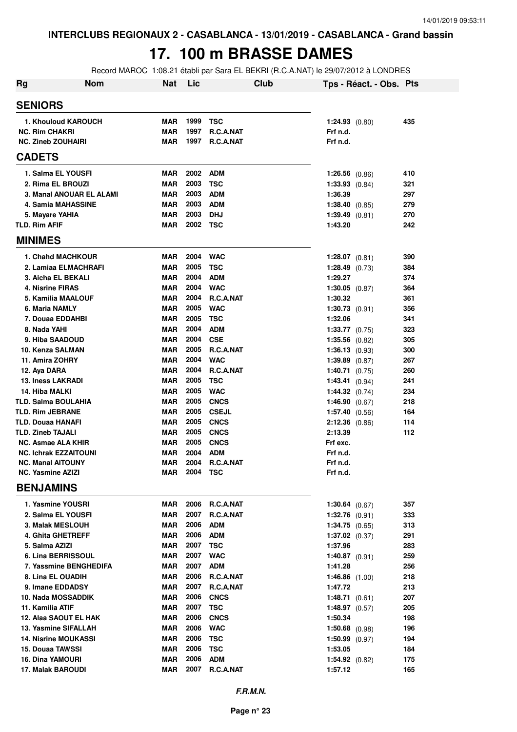**INTERCLUBS REGIONAUX 2 - CASABLANCA - 13/01/2019 - CASABLANCA - Grand bassin**

# 17. 100 m BRASSE DAMES

Record MAROC 1:08.21 établi par Sara EL BEKRI (R.C.A.NAT) le 29/07/2012 à LONDRES

| Rg | Nom | Nat | Lic | Club | Tps - Réact. - Obs. | Pts |
|---|---|---|---|---|---|---|
| **SENIORS** | | | | | | |
| 1. | Khouloud KAROUCH | MAR | 1999 | TSC | 1:24.93 (0.80) | 435 |
| NC. | Rim CHAKRI | MAR | 1997 | R.C.A.NAT | Frf n.d. | |
| NC. | Zineb ZOUHAIRI | MAR | 1997 | R.C.A.NAT | Frf n.d. | |
| **CADETS** | | | | | | |
| 1. | Salma EL YOUSFI | MAR | 2002 | ADM | 1:26.56 (0.86) | 410 |
| 2. | Rima EL BROUZI | MAR | 2003 | TSC | 1:33.93 (0.84) | 321 |
| 3. | Manal ANOUAR EL ALAMI | MAR | 2003 | ADM | 1:36.39 | 297 |
| 4. | Samia MAHASSINE | MAR | 2003 | ADM | 1:38.40 (0.85) | 279 |
| 5. | Mayare YAHIA | MAR | 2003 | DHJ | 1:39.49 (0.81) | 270 |
| TLD. | Rim AFIF | MAR | 2002 | TSC | 1:43.20 | 242 |
| **MINIMES** | | | | | | |
| 1. | Chahd MACHKOUR | MAR | 2004 | WAC | 1:28.07 (0.81) | 390 |
| 2. | Lamiaa ELMACHRAFI | MAR | 2005 | TSC | 1:28.49 (0.73) | 384 |
| 3. | Aicha EL BEKALI | MAR | 2004 | ADM | 1:29.27 | 374 |
| 4. | Nisrine FIRAS | MAR | 2004 | WAC | 1:30.05 (0.87) | 364 |
| 5. | Kamilia MAALOUF | MAR | 2004 | R.C.A.NAT | 1:30.32 | 361 |
| 6. | Maria NAMLY | MAR | 2005 | WAC | 1:30.73 (0.91) | 356 |
| 7. | Douaa EDDAHBI | MAR | 2005 | TSC | 1:32.06 | 341 |
| 8. | Nada YAHI | MAR | 2004 | ADM | 1:33.77 (0.75) | 323 |
| 9. | Hiba SAADOUD | MAR | 2004 | CSE | 1:35.56 (0.82) | 305 |
| 10. | Kenza SALMAN | MAR | 2005 | R.C.A.NAT | 1:36.13 (0.93) | 300 |
| 11. | Amira ZOHRY | MAR | 2004 | WAC | 1:39.89 (0.87) | 267 |
| 12. | Aya DARA | MAR | 2004 | R.C.A.NAT | 1:40.71 (0.75) | 260 |
| 13. | Iness LAKRADI | MAR | 2005 | TSC | 1:43.41 (0.94) | 241 |
| 14. | Hiba MALKI | MAR | 2005 | WAC | 1:44.32 (0.74) | 234 |
| TLD. | Salma BOULAHIA | MAR | 2005 | CNCS | 1:46.90 (0.67) | 218 |
| TLD. | Rim JEBRANE | MAR | 2005 | CSEJL | 1:57.40 (0.56) | 164 |
| TLD. | Douaa HANAFI | MAR | 2005 | CNCS | 2:12.36 (0.86) | 114 |
| TLD. | Zineb TAJALI | MAR | 2005 | CNCS | 2:13.39 | 112 |
| NC. | Asmae ALA KHIR | MAR | 2005 | CNCS | Frf exc. | |
| NC. | Ichrak EZZAITOUNI | MAR | 2004 | ADM | Frf n.d. | |
| NC. | Manal AITOUNY | MAR | 2004 | R.C.A.NAT | Frf n.d. | |
| NC. | Yasmine AZIZI | MAR | 2004 | TSC | Frf n.d. | |
| **BENJAMINS** | | | | | | |
| 1. | Yasmine YOUSRI | MAR | 2006 | R.C.A.NAT | 1:30.64 (0.67) | 357 |
| 2. | Salma EL YOUSFI | MAR | 2007 | R.C.A.NAT | 1:32.76 (0.91) | 333 |
| 3. | Malak MESLOUH | MAR | 2006 | ADM | 1:34.75 (0.65) | 313 |
| 4. | Ghita GHETREFF | MAR | 2006 | ADM | 1:37.02 (0.37) | 291 |
| 5. | Salma AZIZI | MAR | 2007 | TSC | 1:37.96 | 283 |
| 6. | Lina BERRISSOUL | MAR | 2007 | WAC | 1:40.87 (0.91) | 259 |
| 7. | Yassmine BENGHEDIFA | MAR | 2007 | ADM | 1:41.28 | 256 |
| 8. | Lina EL OUADIH | MAR | 2006 | R.C.A.NAT | 1:46.86 (1.00) | 218 |
| 9. | Imane EDDADSY | MAR | 2007 | R.C.A.NAT | 1:47.72 | 213 |
| 10. | Nada MOSSADDIK | MAR | 2006 | CNCS | 1:48.71 (0.61) | 207 |
| 11. | Kamilia ATIF | MAR | 2007 | TSC | 1:48.97 (0.57) | 205 |
| 12. | Alaa SAOUT EL HAK | MAR | 2006 | CNCS | 1:50.34 | 198 |
| 13. | Yasmine SIFALLAH | MAR | 2006 | WAC | 1:50.68 (0.98) | 196 |
| 14. | Nisrine MOUKASSI | MAR | 2006 | TSC | 1:50.99 (0.97) | 194 |
| 15. | Douaa TAWSSI | MAR | 2006 | TSC | 1:53.05 | 184 |
| 16. | Dina YAMOURI | MAR | 2006 | ADM | 1:54.92 (0.82) | 175 |
| 17. | Malak BAROUDI | MAR | 2007 | R.C.A.NAT | 1:57.12 | 165 |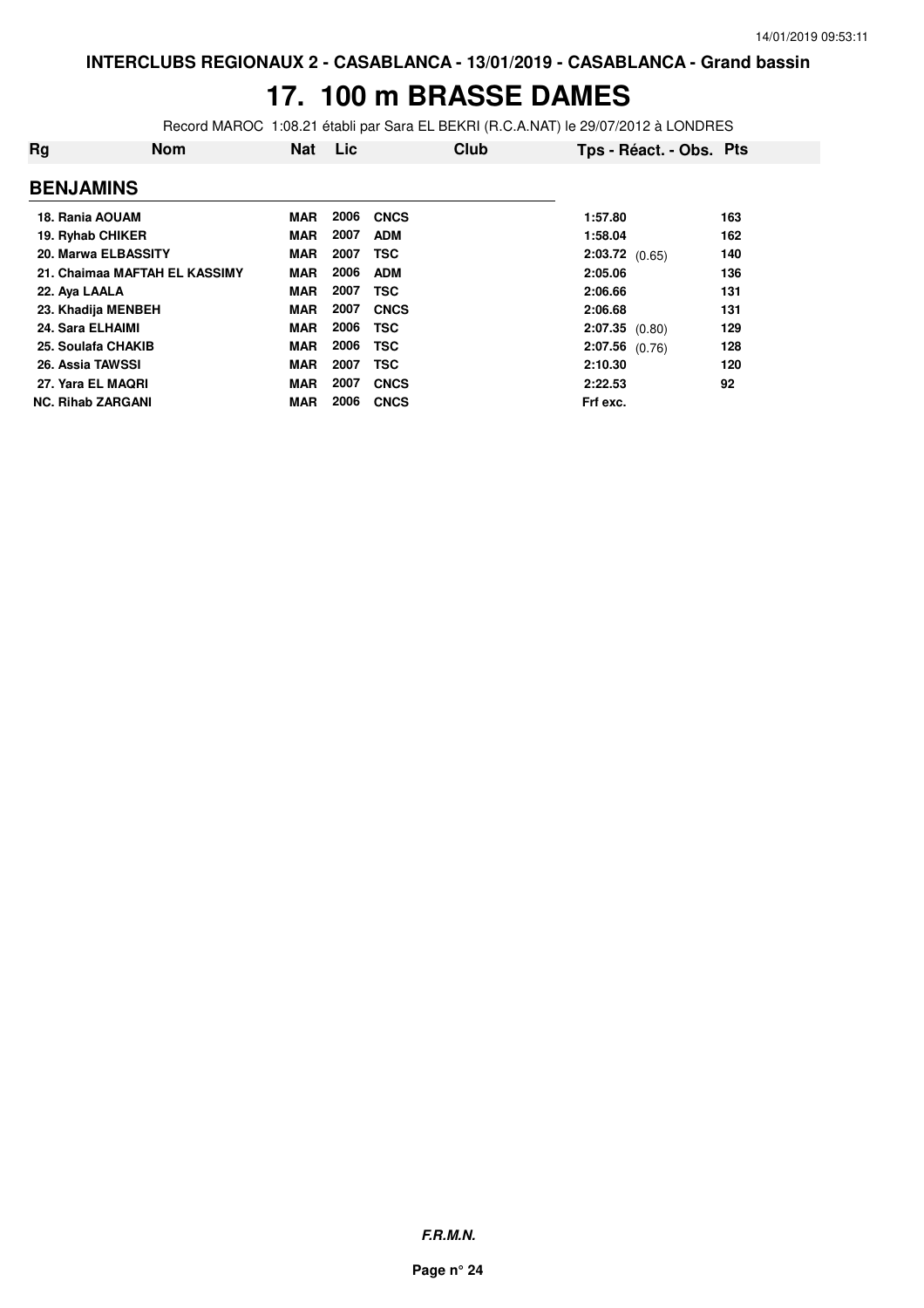INTERCLUBS REGIONAUX 2 - CASABLANCA - 13/01/2019 - CASABLANCA - Grand bassin

# 17. 100 m BRASSE DAMES

Record MAROC 1:08.21 établi par Sara EL BEKRI (R.C.A.NAT) le 29/07/2012 à LONDRES

| Rg | Nom | Nat | Lic | Club | Tps - Réact. - Obs. | Pts |
|---|---|---|---|---|---|---|
| **BENJAMINS** | | | | | | |
| 18. Rania AOUAM | | MAR | 2006 | CNCS | 1:57.80 | 163 |
| 19. Ryhab CHIKER | | MAR | 2007 | ADM | 1:58.04 | 162 |
| 20. Marwa ELBASSITY | | MAR | 2007 | TSC | 2:03.72 (0.65) | 140 |
| 21. Chaimaa MAFTAH EL KASSIMY | | MAR | 2006 | ADM | 2:05.06 | 136 |
| 22. Aya LAALA | | MAR | 2007 | TSC | 2:06.66 | 131 |
| 23. Khadija MENBEH | | MAR | 2007 | CNCS | 2:06.68 | 131 |
| 24. Sara ELHAIMI | | MAR | 2006 | TSC | 2:07.35 (0.80) | 129 |
| 25. Soulafa CHAKIB | | MAR | 2006 | TSC | 2:07.56 (0.76) | 128 |
| 26. Assia TAWSSI | | MAR | 2007 | TSC | 2:10.30 | 120 |
| 27. Yara EL MAQRI | | MAR | 2007 | CNCS | 2:22.53 | 92 |
| NC. Rihab ZARGANI | | MAR | 2006 | CNCS | Frf exc. | |

*F.R.M.N.*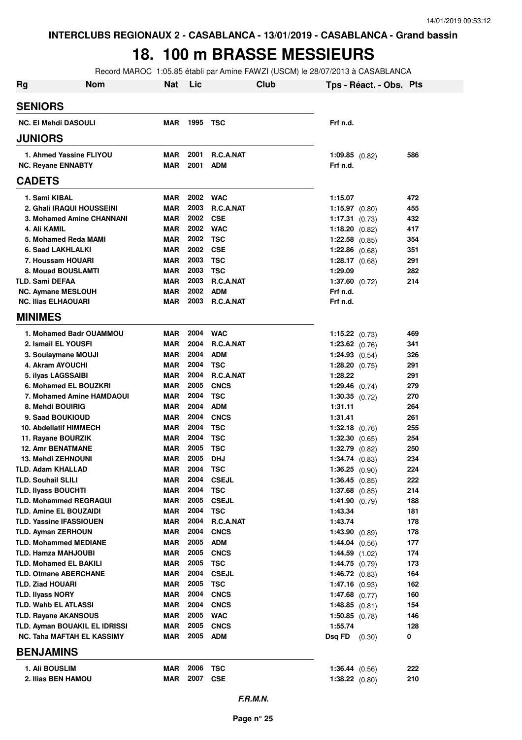INTERCLUBS REGIONAUX 2 - CASABLANCA - 13/01/2019 - CASABLANCA - Grand bassin

# 18. 100 m BRASSE MESSIEURS

Record MAROC 1:05.85 établi par Amine FAWZI (USCM) le 28/07/2013 à CASABLANCA

| Rg | Nom | Nat | Lic | Club | Tps - Réact. - Obs. | Pts |
|---|---|---|---|---|---|---|
| **SENIORS** | | | | | | |
| NC. El Mehdi DASOULI | | MAR | 1995 | TSC | Frf n.d. | |
| **JUNIORS** | | | | | | |
| 1. | Ahmed Yassine FLIYOU | MAR | 2001 | R.C.A.NAT | 1:09.85 (0.82) | 586 |
| NC. | Reyane ENNABTY | MAR | 2001 | ADM | Frf n.d. | |
| **CADETS** | | | | | | |
| 1. | Sami KIBAL | MAR | 2002 | WAC | 1:15.07 | 472 |
| 2. | Ghali IRAQUI HOUSSEINI | MAR | 2003 | R.C.A.NAT | 1:15.97 (0.80) | 455 |
| 3. | Mohamed Amine CHANNANI | MAR | 2002 | CSE | 1:17.31 (0.73) | 432 |
| 4. | Ali KAMIL | MAR | 2002 | WAC | 1:18.20 (0.82) | 417 |
| 5. | Mohamed Reda MAMI | MAR | 2002 | TSC | 1:22.58 (0.85) | 354 |
| 6. | Saad LAKHLALKI | MAR | 2002 | CSE | 1:22.86 (0.68) | 351 |
| 7. | Houssam HOUARI | MAR | 2003 | TSC | 1:28.17 (0.68) | 291 |
| 8. | Mouad BOUSLAMTI | MAR | 2003 | TSC | 1:29.09 | 282 |
| TLD. | Sami DEFAA | MAR | 2003 | R.C.A.NAT | 1:37.60 (0.72) | 214 |
| NC. | Aymane MESLOUH | MAR | 2002 | ADM | Frf n.d. | |
| NC. | Ilias ELHAOUARI | MAR | 2003 | R.C.A.NAT | Frf n.d. | |
| **MINIMES** | | | | | | |
| 1. | Mohamed Badr OUAMMOU | MAR | 2004 | WAC | 1:15.22 (0.73) | 469 |
| 2. | Ismail EL YOUSFI | MAR | 2004 | R.C.A.NAT | 1:23.62 (0.76) | 341 |
| 3. | Soulaymane MOUJI | MAR | 2004 | ADM | 1:24.93 (0.54) | 326 |
| 4. | Akram AYOUCHI | MAR | 2004 | TSC | 1:28.20 (0.75) | 291 |
| 5. | ilyas LAGSSAIBI | MAR | 2004 | R.C.A.NAT | 1:28.22 | 291 |
| 6. | Mohamed EL BOUZKRI | MAR | 2005 | CNCS | 1:29.46 (0.74) | 279 |
| 7. | Mohamed Amine HAMDAOUI | MAR | 2004 | TSC | 1:30.35 (0.72) | 270 |
| 8. | Mehdi BOUIRIG | MAR | 2004 | ADM | 1:31.11 | 264 |
| 9. | Saad BOUKIOUD | MAR | 2004 | CNCS | 1:31.41 | 261 |
| 10. | Abdellatif HIMMECH | MAR | 2004 | TSC | 1:32.18 (0.76) | 255 |
| 11. | Rayane BOURZIK | MAR | 2004 | TSC | 1:32.30 (0.65) | 254 |
| 12. | Amr BENATMANE | MAR | 2005 | TSC | 1:32.79 (0.82) | 250 |
| 13. | Mehdi ZEHNOUNI | MAR | 2005 | DHJ | 1:34.74 (0.83) | 234 |
| TLD. | Adam KHALLAD | MAR | 2004 | TSC | 1:36.25 (0.90) | 224 |
| TLD. | Souhail SLILI | MAR | 2004 | CSEJL | 1:36.45 (0.85) | 222 |
| TLD. | Ilyass BOUCHTI | MAR | 2004 | TSC | 1:37.68 (0.85) | 214 |
| TLD. | Mohammed REGRAGUI | MAR | 2005 | CSEJL | 1:41.90 (0.79) | 188 |
| TLD. | Amine EL BOUZAIDI | MAR | 2004 | TSC | 1:43.34 | 181 |
| TLD. | Yassine IFASSIOUEN | MAR | 2004 | R.C.A.NAT | 1:43.74 | 178 |
| TLD. | Ayman ZERHOUN | MAR | 2004 | CNCS | 1:43.90 (0.89) | 178 |
| TLD. | Mohammed MEDIANE | MAR | 2005 | ADM | 1:44.04 (0.56) | 177 |
| TLD. | Hamza MAHJOUBI | MAR | 2005 | CNCS | 1:44.59 (1.02) | 174 |
| TLD. | Mohamed EL BAKILI | MAR | 2005 | TSC | 1:44.75 (0.79) | 173 |
| TLD. | Otmane ABERCHANE | MAR | 2004 | CSEJL | 1:46.72 (0.83) | 164 |
| TLD. | Ziad HOUARI | MAR | 2005 | TSC | 1:47.16 (0.93) | 162 |
| TLD. | Ilyass NORY | MAR | 2004 | CNCS | 1:47.68 (0.77) | 160 |
| TLD. | Wahb EL ATLASSI | MAR | 2004 | CNCS | 1:48.85 (0.81) | 154 |
| TLD. | Rayane AKANSOUS | MAR | 2005 | WAC | 1:50.85 (0.78) | 146 |
| TLD. | Ayman BOUAKIL EL IDRISSI | MAR | 2005 | CNCS | 1:55.74 | 128 |
| NC. | Taha MAFTAH EL KASSIMY | MAR | 2005 | ADM | Dsq FD (0.30) | 0 |
| **BENJAMINS** | | | | | | |
| 1. | Ali BOUSLIM | MAR | 2006 | TSC | 1:36.44 (0.56) | 222 |
| 2. | Ilias BEN HAMOU | MAR | 2007 | CSE | 1:38.22 (0.80) | 210 |

*F.R.M.N.*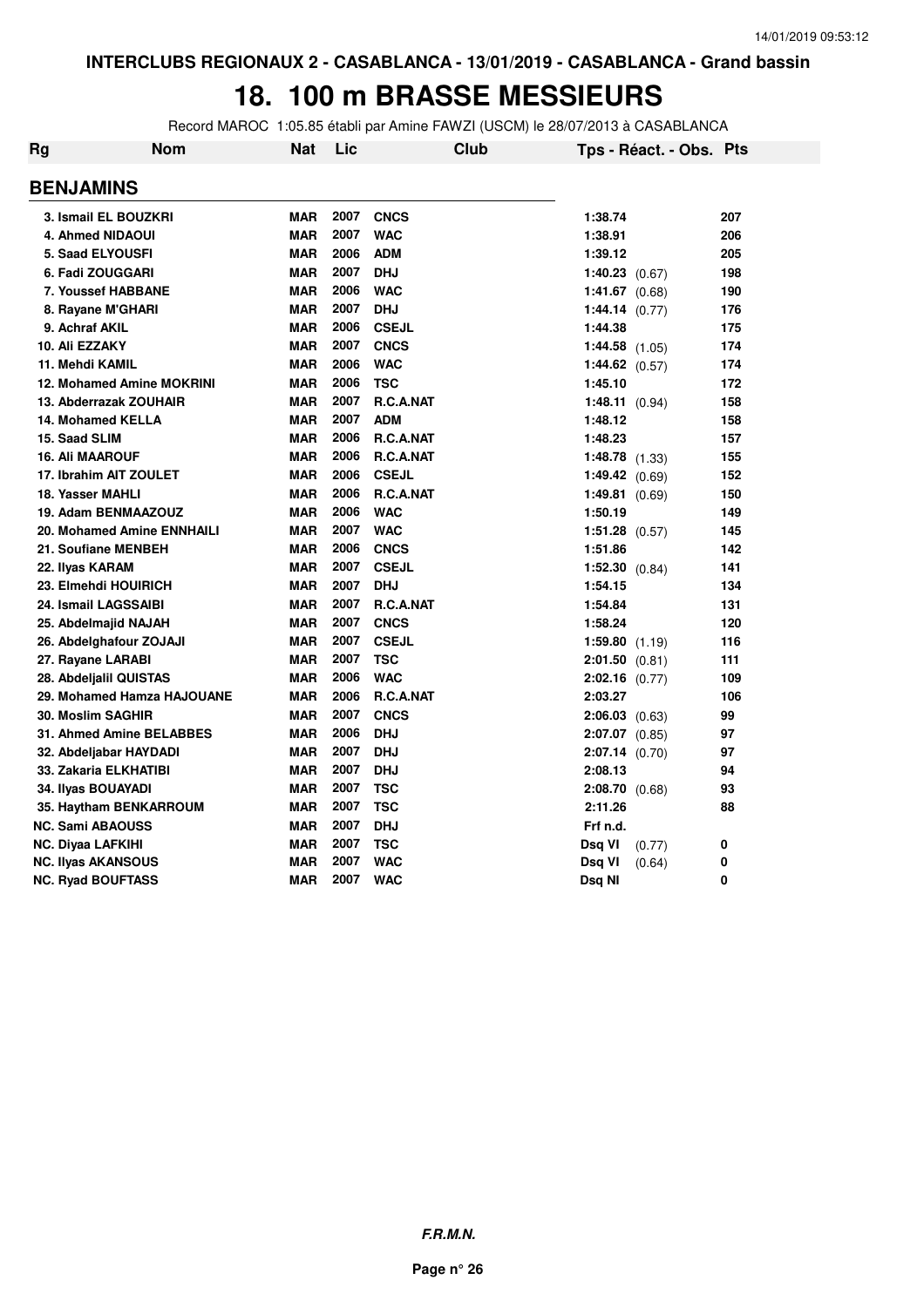INTERCLUBS REGIONAUX 2 - CASABLANCA - 13/01/2019 - CASABLANCA - Grand bassin

# 18. 100 m BRASSE MESSIEURS

Record MAROC 1:05.85 établi par Amine FAWZI (USCM) le 28/07/2013 à CASABLANCA

| Rg | Nom | Nat | Lic | Club | Tps - Réact. - Obs. | Pts |
|---|---|---|---|---|---|---|
| **BENJAMINS** | | | | | | |
| 3. Ismail EL BOUZKRI | | MAR | 2007 | CNCS | 1:38.74 | 207 |
| 4. Ahmed NIDAOUI | | MAR | 2007 | WAC | 1:38.91 | 206 |
| 5. Saad ELYOUSFI | | MAR | 2006 | ADM | 1:39.12 | 205 |
| 6. Fadi ZOUGGARI | | MAR | 2007 | DHJ | 1:40.23 (0.67) | 198 |
| 7. Youssef HABBANE | | MAR | 2006 | WAC | 1:41.67 (0.68) | 190 |
| 8. Rayane M'GHARI | | MAR | 2007 | DHJ | 1:44.14 (0.77) | 176 |
| 9. Achraf AKIL | | MAR | 2006 | CSEJL | 1:44.38 | 175 |
| 10. Ali EZZAKY | | MAR | 2007 | CNCS | 1:44.58 (1.05) | 174 |
| 11. Mehdi KAMIL | | MAR | 2006 | WAC | 1:44.62 (0.57) | 174 |
| 12. Mohamed Amine MOKRINI | | MAR | 2006 | TSC | 1:45.10 | 172 |
| 13. Abderrazak ZOUHAIR | | MAR | 2007 | R.C.A.NAT | 1:48.11 (0.94) | 158 |
| 14. Mohamed KELLA | | MAR | 2007 | ADM | 1:48.12 | 158 |
| 15. Saad SLIM | | MAR | 2006 | R.C.A.NAT | 1:48.23 | 157 |
| 16. Ali MAAROUF | | MAR | 2006 | R.C.A.NAT | 1:48.78 (1.33) | 155 |
| 17. Ibrahim AIT ZOULET | | MAR | 2006 | CSEJL | 1:49.42 (0.69) | 152 |
| 18. Yasser MAHLI | | MAR | 2006 | R.C.A.NAT | 1:49.81 (0.69) | 150 |
| 19. Adam BENMAAZOUZ | | MAR | 2006 | WAC | 1:50.19 | 149 |
| 20. Mohamed Amine ENNHAILI | | MAR | 2007 | WAC | 1:51.28 (0.57) | 145 |
| 21. Soufiane MENBEH | | MAR | 2006 | CNCS | 1:51.86 | 142 |
| 22. Ilyas KARAM | | MAR | 2007 | CSEJL | 1:52.30 (0.84) | 141 |
| 23. Elmehdi HOUIRICH | | MAR | 2007 | DHJ | 1:54.15 | 134 |
| 24. Ismail LAGSSAIBI | | MAR | 2007 | R.C.A.NAT | 1:54.84 | 131 |
| 25. Abdelmajid NAJAH | | MAR | 2007 | CNCS | 1:58.24 | 120 |
| 26. Abdelghafour ZOJAJI | | MAR | 2007 | CSEJL | 1:59.80 (1.19) | 116 |
| 27. Rayane LARABI | | MAR | 2007 | TSC | 2:01.50 (0.81) | 111 |
| 28. Abdeljalil QUISTAS | | MAR | 2006 | WAC | 2:02.16 (0.77) | 109 |
| 29. Mohamed Hamza HAJOUANE | | MAR | 2006 | R.C.A.NAT | 2:03.27 | 106 |
| 30. Moslim SAGHIR | | MAR | 2007 | CNCS | 2:06.03 (0.63) | 99 |
| 31. Ahmed Amine BELABBES | | MAR | 2006 | DHJ | 2:07.07 (0.85) | 97 |
| 32. Abdeljabar HAYDADI | | MAR | 2007 | DHJ | 2:07.14 (0.70) | 97 |
| 33. Zakaria ELKHATIBI | | MAR | 2007 | DHJ | 2:08.13 | 94 |
| 34. Ilyas BOUAYADI | | MAR | 2007 | TSC | 2:08.70 (0.68) | 93 |
| 35. Haytham BENKARROUM | | MAR | 2007 | TSC | 2:11.26 | 88 |
| NC. Sami ABAOUSS | | MAR | 2007 | DHJ | Frf n.d. | |
| NC. Diyaa LAFKIHI | | MAR | 2007 | TSC | Dsq VI (0.77) | 0 |
| NC. Ilyas AKANSOUS | | MAR | 2007 | WAC | Dsq VI (0.64) | 0 |
| NC. Ryad BOUFTASS | | MAR | 2007 | WAC | Dsq NI | 0 |

F.R.M.N.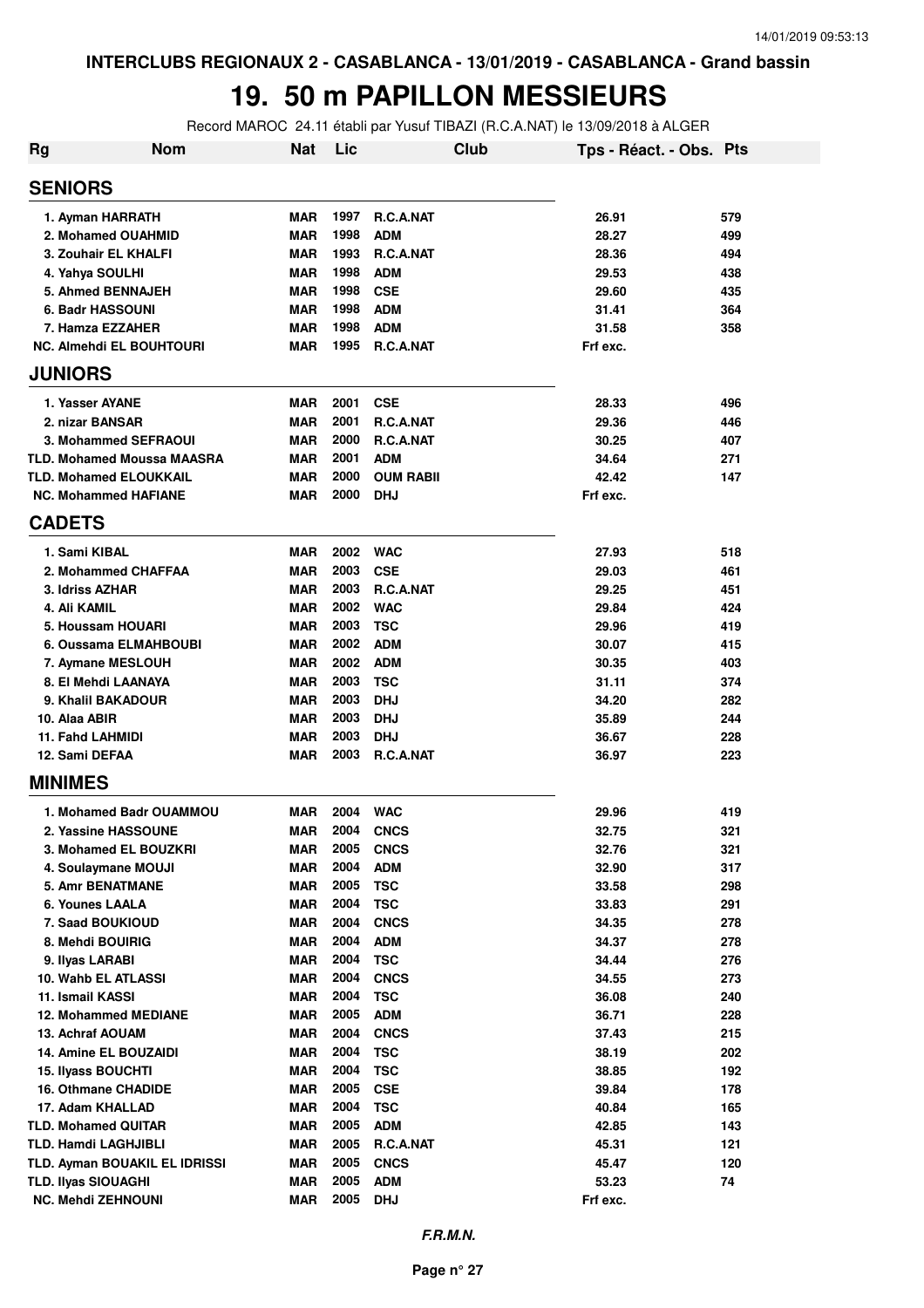INTERCLUBS REGIONAUX 2 - CASABLANCA - 13/01/2019 - CASABLANCA - Grand bassin

# 19. 50 m PAPILLON MESSIEURS

Record MAROC 24.11 établi par Yusuf TIBAZI (R.C.A.NAT) le 13/09/2018 à ALGER

| Rg | Nom | Nat | Lic | Club | Tps - Réact. - Obs. | Pts |
|---|---|---|---|---|---|---|
| **SENIORS** | | | | | | |
| 1. | Ayman HARRATH | MAR | 1997 | R.C.A.NAT | 26.91 | 579 |
| 2. | Mohamed OUAHMID | MAR | 1998 | ADM | 28.27 | 499 |
| 3. | Zouhair EL KHALFI | MAR | 1993 | R.C.A.NAT | 28.36 | 494 |
| 4. | Yahya SOULHI | MAR | 1998 | ADM | 29.53 | 438 |
| 5. | Ahmed BENNAJEH | MAR | 1998 | CSE | 29.60 | 435 |
| 6. | Badr HASSOUNI | MAR | 1998 | ADM | 31.41 | 364 |
| 7. | Hamza EZZAHER | MAR | 1998 | ADM | 31.58 | 358 |
| NC. | Almehdi EL BOUHTOURI | MAR | 1995 | R.C.A.NAT | Frf exc. | |
| **JUNIORS** | | | | | | |
| 1. | Yasser AYANE | MAR | 2001 | CSE | 28.33 | 496 |
| 2. | nizar BANSAR | MAR | 2001 | R.C.A.NAT | 29.36 | 446 |
| 3. | Mohammed SEFRAOUI | MAR | 2000 | R.C.A.NAT | 30.25 | 407 |
| TLD. | Mohamed Moussa MAASRA | MAR | 2001 | ADM | 34.64 | 271 |
| TLD. | Mohamed ELOUKKAIL | MAR | 2000 | OUM RABII | 42.42 | 147 |
| NC. | Mohammed HAFIANE | MAR | 2000 | DHJ | Frf exc. | |
| **CADETS** | | | | | | |
| 1. | Sami KIBAL | MAR | 2002 | WAC | 27.93 | 518 |
| 2. | Mohammed CHAFFAA | MAR | 2003 | CSE | 29.03 | 461 |
| 3. | Idriss AZHAR | MAR | 2003 | R.C.A.NAT | 29.25 | 451 |
| 4. | Ali KAMIL | MAR | 2002 | WAC | 29.84 | 424 |
| 5. | Houssam HOUARI | MAR | 2003 | TSC | 29.96 | 419 |
| 6. | Oussama ELMAHBOUBI | MAR | 2002 | ADM | 30.07 | 415 |
| 7. | Aymane MESLOUH | MAR | 2002 | ADM | 30.35 | 403 |
| 8. | El Mehdi LAANAYA | MAR | 2003 | TSC | 31.11 | 374 |
| 9. | Khalil BAKADOUR | MAR | 2003 | DHJ | 34.20 | 282 |
| 10. | Alaa ABIR | MAR | 2003 | DHJ | 35.89 | 244 |
| 11. | Fahd LAHMIDI | MAR | 2003 | DHJ | 36.67 | 228 |
| 12. | Sami DEFAA | MAR | 2003 | R.C.A.NAT | 36.97 | 223 |
| **MINIMES** | | | | | | |
| 1. | Mohamed Badr OUAMMOU | MAR | 2004 | WAC | 29.96 | 419 |
| 2. | Yassine HASSOUNE | MAR | 2004 | CNCS | 32.75 | 321 |
| 3. | Mohamed EL BOUZKRI | MAR | 2005 | CNCS | 32.76 | 321 |
| 4. | Soulaymane MOUJI | MAR | 2004 | ADM | 32.90 | 317 |
| 5. | Amr BENATMANE | MAR | 2005 | TSC | 33.58 | 298 |
| 6. | Younes LAALA | MAR | 2004 | TSC | 33.83 | 291 |
| 7. | Saad BOUKIOUD | MAR | 2004 | CNCS | 34.35 | 278 |
| 8. | Mehdi BOUIRIG | MAR | 2004 | ADM | 34.37 | 278 |
| 9. | Ilyas LARABI | MAR | 2004 | TSC | 34.44 | 276 |
| 10. | Wahb EL ATLASSI | MAR | 2004 | CNCS | 34.55 | 273 |
| 11. | Ismail KASSI | MAR | 2004 | TSC | 36.08 | 240 |
| 12. | Mohammed MEDIANE | MAR | 2005 | ADM | 36.71 | 228 |
| 13. | Achraf AOUAM | MAR | 2004 | CNCS | 37.43 | 215 |
| 14. | Amine EL BOUZAIDI | MAR | 2004 | TSC | 38.19 | 202 |
| 15. | Ilyass BOUCHTI | MAR | 2004 | TSC | 38.85 | 192 |
| 16. | Othmane CHADIDE | MAR | 2005 | CSE | 39.84 | 178 |
| 17. | Adam KHALLAD | MAR | 2004 | TSC | 40.84 | 165 |
| TLD. | Mohamed QUITAR | MAR | 2005 | ADM | 42.85 | 143 |
| TLD. | Hamdi LAGHJIBLI | MAR | 2005 | R.C.A.NAT | 45.31 | 121 |
| TLD. | Ayman BOUAKIL EL IDRISSI | MAR | 2005 | CNCS | 45.47 | 120 |
| TLD. | Ilyas SIOUAGHI | MAR | 2005 | ADM | 53.23 | 74 |
| NC. | Mehdi ZEHNOUNI | MAR | 2005 | DHJ | Frf exc. | |

*F.R.M.N.*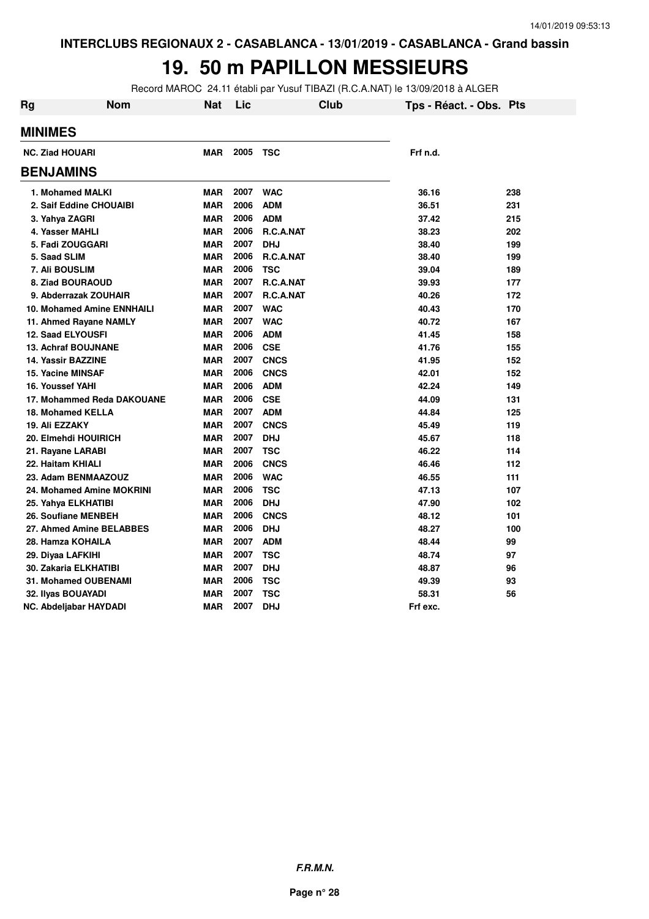INTERCLUBS REGIONAUX 2 - CASABLANCA - 13/01/2019 - CASABLANCA - Grand bassin

# 19. 50 m PAPILLON MESSIEURS

Record MAROC 24.11 établi par Yusuf TIBAZI (R.C.A.NAT) le 13/09/2018 à ALGER

| Rg | Nom | Nat | Lic | Club | Tps - Réact. - Obs. | Pts |
|---|---|---|---|---|---|---|
| **MINIMES** | | | | | | |
| NC. Ziad HOUARI | | MAR | 2005 | TSC | Frf n.d. | |
| **BENJAMINS** | | | | | | |
| 1. Mohamed MALKI | | MAR | 2007 | WAC | 36.16 | 238 |
| 2. Saif Eddine CHOUAIBI | | MAR | 2006 | ADM | 36.51 | 231 |
| 3. Yahya ZAGRI | | MAR | 2006 | ADM | 37.42 | 215 |
| 4. Yasser MAHLI | | MAR | 2006 | R.C.A.NAT | 38.23 | 202 |
| 5. Fadi ZOUGGARI | | MAR | 2007 | DHJ | 38.40 | 199 |
| 5. Saad SLIM | | MAR | 2006 | R.C.A.NAT | 38.40 | 199 |
| 7. Ali BOUSLIM | | MAR | 2006 | TSC | 39.04 | 189 |
| 8. Ziad BOURAOUD | | MAR | 2007 | R.C.A.NAT | 39.93 | 177 |
| 9. Abderrazak ZOUHAIR | | MAR | 2007 | R.C.A.NAT | 40.26 | 172 |
| 10. Mohamed Amine ENNHAILI | | MAR | 2007 | WAC | 40.43 | 170 |
| 11. Ahmed Rayane NAMLY | | MAR | 2007 | WAC | 40.72 | 167 |
| 12. Saad ELYOUSFI | | MAR | 2006 | ADM | 41.45 | 158 |
| 13. Achraf BOUJNANE | | MAR | 2006 | CSE | 41.76 | 155 |
| 14. Yassir BAZZINE | | MAR | 2007 | CNCS | 41.95 | 152 |
| 15. Yacine MINSAF | | MAR | 2006 | CNCS | 42.01 | 152 |
| 16. Youssef YAHI | | MAR | 2006 | ADM | 42.24 | 149 |
| 17. Mohammed Reda DAKOUANE | | MAR | 2006 | CSE | 44.09 | 131 |
| 18. Mohamed KELLA | | MAR | 2007 | ADM | 44.84 | 125 |
| 19. Ali EZZAKY | | MAR | 2007 | CNCS | 45.49 | 119 |
| 20. Elmehdi HOUIRICH | | MAR | 2007 | DHJ | 45.67 | 118 |
| 21. Rayane LARABI | | MAR | 2007 | TSC | 46.22 | 114 |
| 22. Haitam KHIALI | | MAR | 2006 | CNCS | 46.46 | 112 |
| 23. Adam BENMAAZOUZ | | MAR | 2006 | WAC | 46.55 | 111 |
| 24. Mohamed Amine MOKRINI | | MAR | 2006 | TSC | 47.13 | 107 |
| 25. Yahya ELKHATIBI | | MAR | 2006 | DHJ | 47.90 | 102 |
| 26. Soufiane MENBEH | | MAR | 2006 | CNCS | 48.12 | 101 |
| 27. Ahmed Amine BELABBES | | MAR | 2006 | DHJ | 48.27 | 100 |
| 28. Hamza KOHAILA | | MAR | 2007 | ADM | 48.44 | 99 |
| 29. Diyaa LAFKIHI | | MAR | 2007 | TSC | 48.74 | 97 |
| 30. Zakaria ELKHATIBI | | MAR | 2007 | DHJ | 48.87 | 96 |
| 31. Mohamed OUBENAMI | | MAR | 2006 | TSC | 49.39 | 93 |
| 32. Ilyas BOUAYADI | | MAR | 2007 | TSC | 58.31 | 56 |
| NC. Abdeljabar HAYDADI | | MAR | 2007 | DHJ | Frf exc. | |

*F.R.M.N.*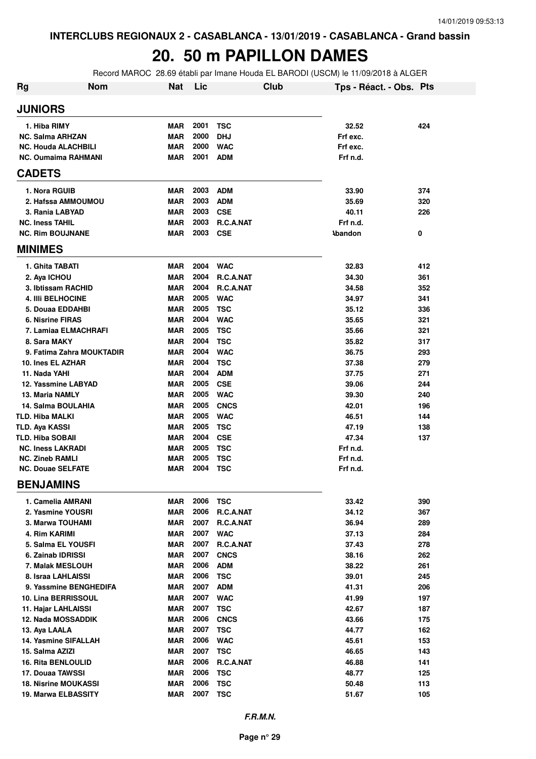INTERCLUBS REGIONAUX 2 - CASABLANCA - 13/01/2019 - CASABLANCA - Grand bassin

# 20. 50 m PAPILLON DAMES

Record MAROC 28.69 établi par Imane Houda EL BARODI (USCM) le 11/09/2018 à ALGER

| Rg | Nom | Nat | Lic | Club | Tps - Réact. - Obs. | Pts |
|---|---|---|---|---|---|---|
| **JUNIORS** | | | | | | |
| 1. | Hiba RIMY | MAR | 2001 | TSC | 32.52 | 424 |
| NC. | Salma ARHZAN | MAR | 2000 | DHJ | Frf exc. | |
| NC. | Houda ALACHBILI | MAR | 2000 | WAC | Frf exc. | |
| NC. | Oumaima RAHMANI | MAR | 2001 | ADM | Frf n.d. | |
| **CADETS** | | | | | | |
| 1. | Nora RGUIB | MAR | 2003 | ADM | 33.90 | 374 |
| 2. | Hafssa AMMOUMOU | MAR | 2003 | ADM | 35.69 | 320 |
| 3. | Rania LABYAD | MAR | 2003 | CSE | 40.11 | 226 |
| NC. | Iness TAHIL | MAR | 2003 | R.C.A.NAT | Frf n.d. | |
| NC. | Rim BOUJNANE | MAR | 2003 | CSE | Abandon | 0 |
| **MINIMES** | | | | | | |
| 1. | Ghita TABATI | MAR | 2004 | WAC | 32.83 | 412 |
| 2. | Aya ICHOU | MAR | 2004 | R.C.A.NAT | 34.30 | 361 |
| 3. | Ibtissam RACHID | MAR | 2004 | R.C.A.NAT | 34.58 | 352 |
| 4. | Illi BELHOCINE | MAR | 2005 | WAC | 34.97 | 341 |
| 5. | Douaa EDDAHBI | MAR | 2005 | TSC | 35.12 | 336 |
| 6. | Nisrine FIRAS | MAR | 2004 | WAC | 35.65 | 321 |
| 7. | Lamiaa ELMACHRAFI | MAR | 2005 | TSC | 35.66 | 321 |
| 8. | Sara MAKY | MAR | 2004 | TSC | 35.82 | 317 |
| 9. | Fatima Zahra MOUKTADIR | MAR | 2004 | WAC | 36.75 | 293 |
| 10. | Ines EL AZHAR | MAR | 2004 | TSC | 37.38 | 279 |
| 11. | Nada YAHI | MAR | 2004 | ADM | 37.75 | 271 |
| 12. | Yassmine LABYAD | MAR | 2005 | CSE | 39.06 | 244 |
| 13. | Maria NAMLY | MAR | 2005 | WAC | 39.30 | 240 |
| 14. | Salma BOULAHIA | MAR | 2005 | CNCS | 42.01 | 196 |
| TLD. | Hiba MALKI | MAR | 2005 | WAC | 46.51 | 144 |
| TLD. | Aya KASSI | MAR | 2005 | TSC | 47.19 | 138 |
| TLD. | Hiba SOBAII | MAR | 2004 | CSE | 47.34 | 137 |
| NC. | Iness LAKRADI | MAR | 2005 | TSC | Frf n.d. | |
| NC. | Zineb RAMLI | MAR | 2005 | TSC | Frf n.d. | |
| NC. | Douae SELFATE | MAR | 2004 | TSC | Frf n.d. | |
| **BENJAMINS** | | | | | | |
| 1. | Camelia AMRANI | MAR | 2006 | TSC | 33.42 | 390 |
| 2. | Yasmine YOUSRI | MAR | 2006 | R.C.A.NAT | 34.12 | 367 |
| 3. | Marwa TOUHAMI | MAR | 2007 | R.C.A.NAT | 36.94 | 289 |
| 4. | Rim KARIMI | MAR | 2007 | WAC | 37.13 | 284 |
| 5. | Salma EL YOUSFI | MAR | 2007 | R.C.A.NAT | 37.43 | 278 |
| 6. | Zainab IDRISSI | MAR | 2007 | CNCS | 38.16 | 262 |
| 7. | Malak MESLOUH | MAR | 2006 | ADM | 38.22 | 261 |
| 8. | Israa LAHLAISSI | MAR | 2006 | TSC | 39.01 | 245 |
| 9. | Yassmine BENGHEDIFA | MAR | 2007 | ADM | 41.31 | 206 |
| 10. | Lina BERRISSOUL | MAR | 2007 | WAC | 41.99 | 197 |
| 11. | Hajar LAHLAISSI | MAR | 2007 | TSC | 42.67 | 187 |
| 12. | Nada MOSSADDIK | MAR | 2006 | CNCS | 43.66 | 175 |
| 13. | Aya LAALA | MAR | 2007 | TSC | 44.77 | 162 |
| 14. | Yasmine SIFALLAH | MAR | 2006 | WAC | 45.61 | 153 |
| 15. | Salma AZIZI | MAR | 2007 | TSC | 46.65 | 143 |
| 16. | Rita BENLOULID | MAR | 2006 | R.C.A.NAT | 46.88 | 141 |
| 17. | Douaa TAWSSI | MAR | 2006 | TSC | 48.77 | 125 |
| 18. | Nisrine MOUKASSI | MAR | 2006 | TSC | 50.48 | 113 |
| 19. | Marwa ELBASSITY | MAR | 2007 | TSC | 51.67 | 105 |

*F.R.M.N.*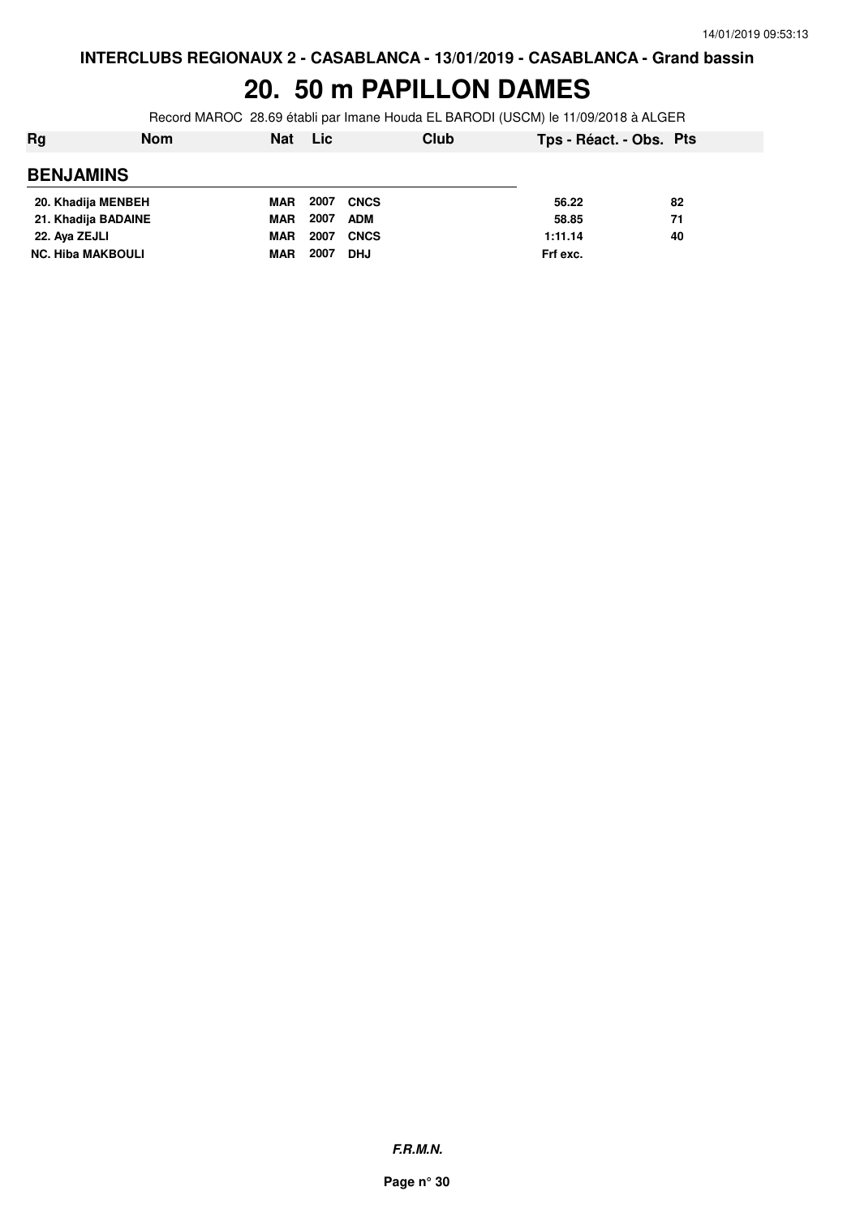INTERCLUBS REGIONAUX 2 - CASABLANCA - 13/01/2019 - CASABLANCA - Grand bassin

# 20. 50 m PAPILLON DAMES

Record MAROC 28.69 établi par Imane Houda EL BARODI (USCM) le 11/09/2018 à ALGER

| Rg | Nom | Nat | Lic | Club | Tps - Réact. - Obs. | Pts |
|---|---|---|---|---|---|---|
| **BENJAMINS** | | | | | | |
| 20. | Khadija MENBEH | MAR | 2007 | CNCS | 56.22 | 82 |
| 21. | Khadija BADAINE | MAR | 2007 | ADM | 58.85 | 71 |
| 22. | Aya ZEJLI | MAR | 2007 | CNCS | 1:11.14 | 40 |
| NC. | Hiba MAKBOULI | MAR | 2007 | DHJ | Frf exc. | |

*F.R.M.N.*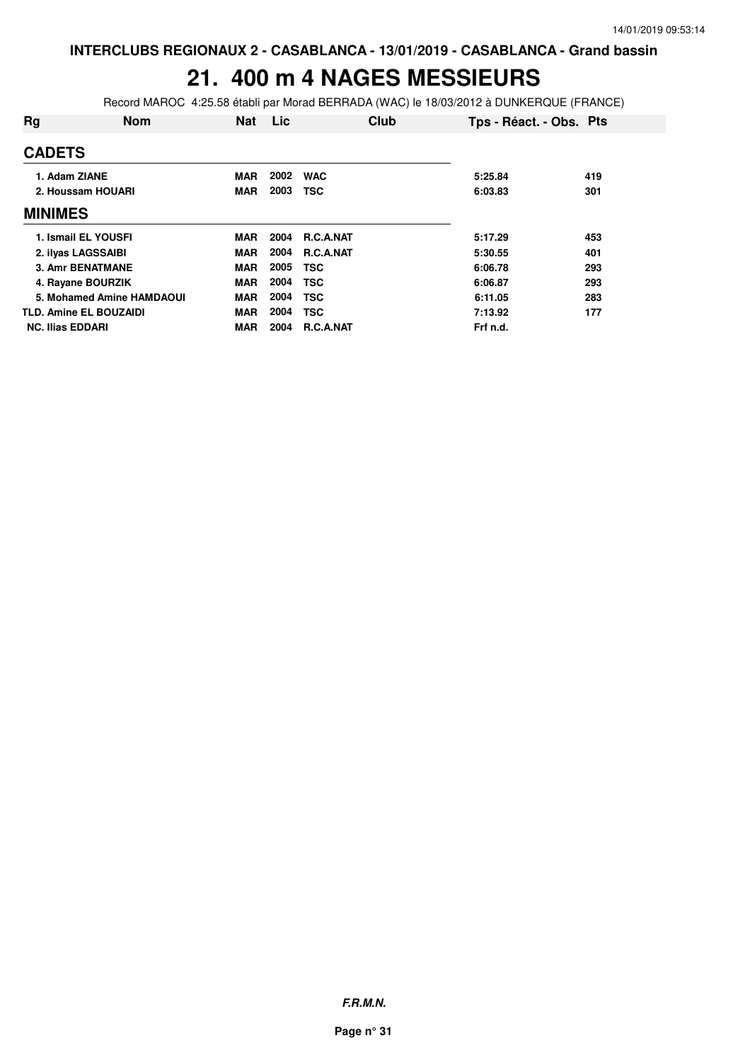**INTERCLUBS REGIONAUX 2 - CASABLANCA - 13/01/2019 - CASABLANCA - Grand bassin**

# 21. 400 m 4 NAGES MESSIEURS

Record MAROC 4:25.58 établi par Morad BERRADA (WAC) le 18/03/2012 à DUNKERQUE (FRANCE)

| Rg | Nom | Nat | Lic | Club | Tps - Réact. - Obs. | Pts |
|---|---|---|---|---|---|---|
| **CADETS** | | | | | | |
| 1. | Adam ZIANE | MAR | 2002 | WAC | 5:25.84 | 419 |
| 2. | Houssam HOUARI | MAR | 2003 | TSC | 6:03.83 | 301 |
| **MINIMES** | | | | | | |
| 1. | Ismail EL YOUSFI | MAR | 2004 | R.C.A.NAT | 5:17.29 | 453 |
| 2. | ilyas LAGSSAIBI | MAR | 2004 | R.C.A.NAT | 5:30.55 | 401 |
| 3. | Amr BENATMANE | MAR | 2005 | TSC | 6:06.78 | 293 |
| 4. | Rayane BOURZIK | MAR | 2004 | TSC | 6:06.87 | 293 |
| 5. | Mohamed Amine HAMDAOUI | MAR | 2004 | TSC | 6:11.05 | 283 |
| TLD. | Amine EL BOUZAIDI | MAR | 2004 | TSC | 7:13.92 | 177 |
| NC. | Ilias EDDARI | MAR | 2004 | R.C.A.NAT | Frf n.d. | |

***F.R.M.N.***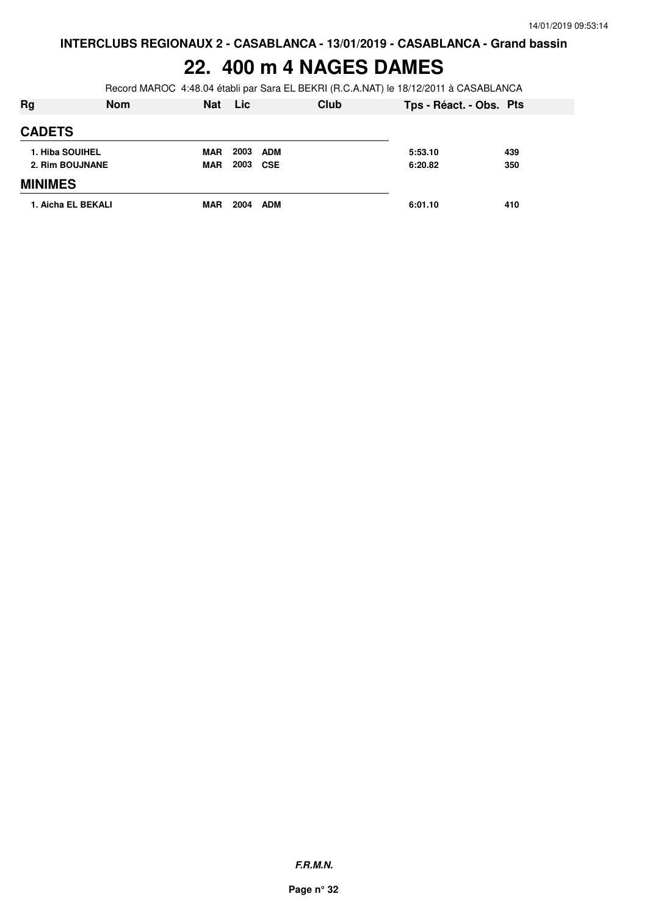**INTERCLUBS REGIONAUX 2 - CASABLANCA - 13/01/2019 - CASABLANCA - Grand bassin**

# 22. 400 m 4 NAGES DAMES

Record MAROC 4:48.04 établi par Sara EL BEKRI (R.C.A.NAT) le 18/12/2011 à CASABLANCA

| Rg | Nom | Nat | Lic | Club | Tps - Réact. - Obs. | Pts |
|---|---|---|---|---|---|---|
| **CADETS** | | | | | | |
| 1. Hiba SOUIHEL | | MAR | 2003 | ADM | 5:53.10 | 439 |
| 2. Rim BOUJNANE | | MAR | 2003 | CSE | 6:20.82 | 350 |
| **MINIMES** | | | | | | |
| 1. Aicha EL BEKALI | | MAR | 2004 | ADM | 6:01.10 | 410 |

***F.R.M.N.***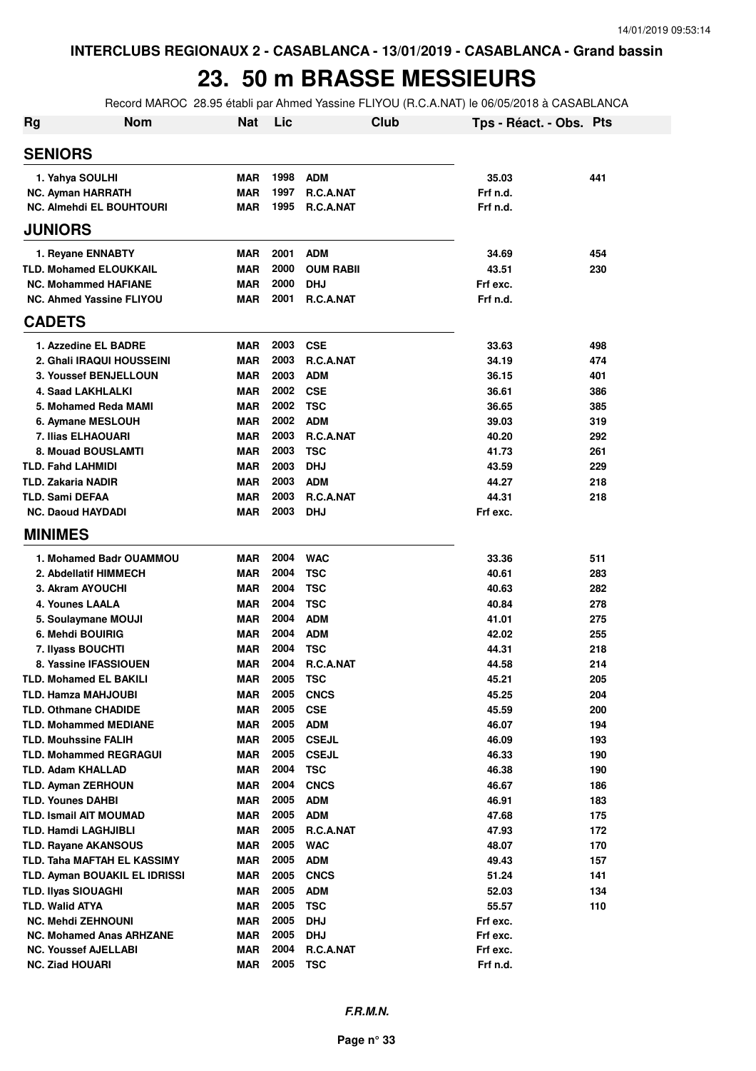INTERCLUBS REGIONAUX 2 - CASABLANCA - 13/01/2019 - CASABLANCA - Grand bassin

# 23. 50 m BRASSE MESSIEURS

Record MAROC 28.95 établi par Ahmed Yassine FLIYOU (R.C.A.NAT) le 06/05/2018 à CASABLANCA

| Rg | Nom | Nat | Lic | Club | Tps - Réact. - Obs. | Pts |
|---|---|---|---|---|---|---|
| **SENIORS** | | | | | | |
| 1. | Yahya SOULHI | MAR | 1998 | ADM | 35.03 | 441 |
| NC. | Ayman HARRATH | MAR | 1997 | R.C.A.NAT | Frf n.d. | |
| NC. | Almehdi EL BOUHTOURI | MAR | 1995 | R.C.A.NAT | Frf n.d. | |
| **JUNIORS** | | | | | | |
| 1. | Reyane ENNABTY | MAR | 2001 | ADM | 34.69 | 454 |
| TLD. | Mohamed ELOUKKAIL | MAR | 2000 | OUM RABII | 43.51 | 230 |
| NC. | Mohammed HAFIANE | MAR | 2000 | DHJ | Frf exc. | |
| NC. | Ahmed Yassine FLIYOU | MAR | 2001 | R.C.A.NAT | Frf n.d. | |
| **CADETS** | | | | | | |
| 1. | Azzedine EL BADRE | MAR | 2003 | CSE | 33.63 | 498 |
| 2. | Ghali IRAQUI HOUSSEINI | MAR | 2003 | R.C.A.NAT | 34.19 | 474 |
| 3. | Youssef BENJELLOUN | MAR | 2003 | ADM | 36.15 | 401 |
| 4. | Saad LAKHLALKI | MAR | 2002 | CSE | 36.61 | 386 |
| 5. | Mohamed Reda MAMI | MAR | 2002 | TSC | 36.65 | 385 |
| 6. | Aymane MESLOUH | MAR | 2002 | ADM | 39.03 | 319 |
| 7. | Ilias ELHAOUARI | MAR | 2003 | R.C.A.NAT | 40.20 | 292 |
| 8. | Mouad BOUSLAMTI | MAR | 2003 | TSC | 41.73 | 261 |
| TLD. | Fahd LAHMIDI | MAR | 2003 | DHJ | 43.59 | 229 |
| TLD. | Zakaria NADIR | MAR | 2003 | ADM | 44.27 | 218 |
| TLD. | Sami DEFAA | MAR | 2003 | R.C.A.NAT | 44.31 | 218 |
| NC. | Daoud HAYDADI | MAR | 2003 | DHJ | Frf exc. | |
| **MINIMES** | | | | | | |
| 1. | Mohamed Badr OUAMMOU | MAR | 2004 | WAC | 33.36 | 511 |
| 2. | Abdellatif HIMMECH | MAR | 2004 | TSC | 40.61 | 283 |
| 3. | Akram AYOUCHI | MAR | 2004 | TSC | 40.63 | 282 |
| 4. | Younes LAALA | MAR | 2004 | TSC | 40.84 | 278 |
| 5. | Soulaymane MOUJI | MAR | 2004 | ADM | 41.01 | 275 |
| 6. | Mehdi BOUIRIG | MAR | 2004 | ADM | 42.02 | 255 |
| 7. | Ilyass BOUCHTI | MAR | 2004 | TSC | 44.31 | 218 |
| 8. | Yassine IFASSIOUEN | MAR | 2004 | R.C.A.NAT | 44.58 | 214 |
| TLD. | Mohamed EL BAKILI | MAR | 2005 | TSC | 45.21 | 205 |
| TLD. | Hamza MAHJOUBI | MAR | 2005 | CNCS | 45.25 | 204 |
| TLD. | Othmane CHADIDE | MAR | 2005 | CSE | 45.59 | 200 |
| TLD. | Mohammed MEDIANE | MAR | 2005 | ADM | 46.07 | 194 |
| TLD. | Mouhssine FALIH | MAR | 2005 | CSEJL | 46.09 | 193 |
| TLD. | Mohammed REGRAGUI | MAR | 2005 | CSEJL | 46.33 | 190 |
| TLD. | Adam KHALLAD | MAR | 2004 | TSC | 46.38 | 190 |
| TLD. | Ayman ZERHOUN | MAR | 2004 | CNCS | 46.67 | 186 |
| TLD. | Younes DAHBI | MAR | 2005 | ADM | 46.91 | 183 |
| TLD. | Ismail AIT MOUMAD | MAR | 2005 | ADM | 47.68 | 175 |
| TLD. | Hamdi LAGHJIBLI | MAR | 2005 | R.C.A.NAT | 47.93 | 172 |
| TLD. | Rayane AKANSOUS | MAR | 2005 | WAC | 48.07 | 170 |
| TLD. | Taha MAFTAH EL KASSIMY | MAR | 2005 | ADM | 49.43 | 157 |
| TLD. | Ayman BOUAKIL EL IDRISSI | MAR | 2005 | CNCS | 51.24 | 141 |
| TLD. | Ilyas SIOUAGHI | MAR | 2005 | ADM | 52.03 | 134 |
| TLD. | Walid ATYA | MAR | 2005 | TSC | 55.57 | 110 |
| NC. | Mehdi ZEHNOUNI | MAR | 2005 | DHJ | Frf exc. | |
| NC. | Mohamed Anas ARHZANE | MAR | 2005 | DHJ | Frf exc. | |
| NC. | Youssef AJELLABI | MAR | 2004 | R.C.A.NAT | Frf exc. | |
| NC. | Ziad HOUARI | MAR | 2005 | TSC | Frf n.d. | |

*F.R.M.N.*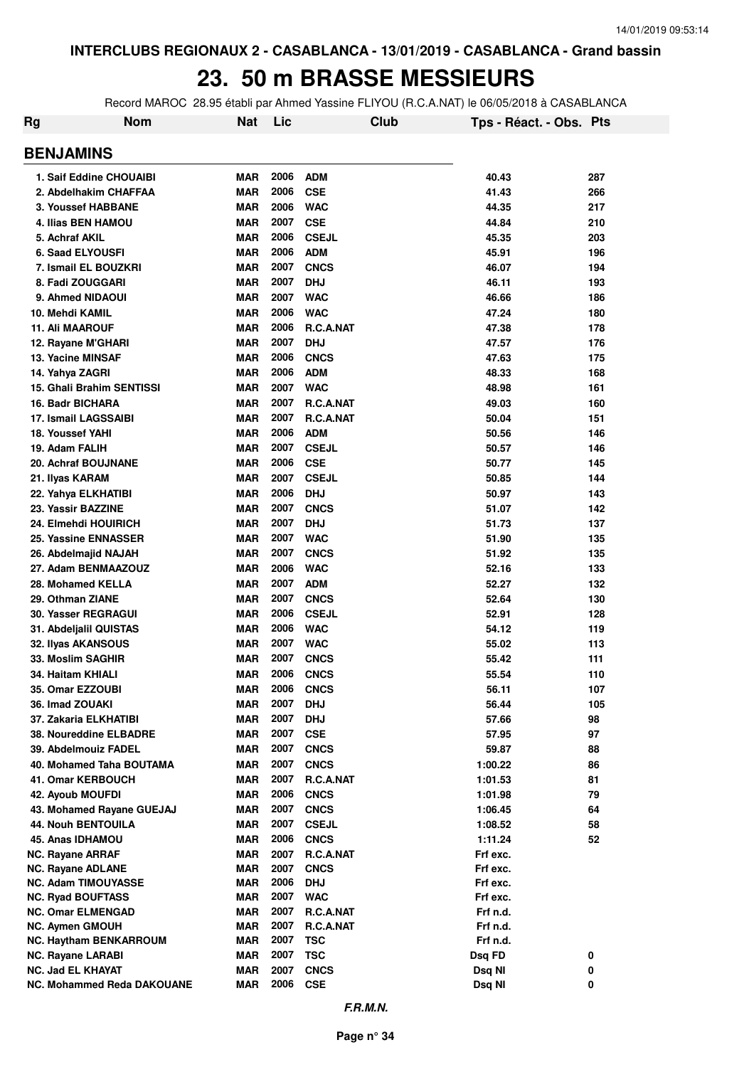INTERCLUBS REGIONAUX 2 - CASABLANCA - 13/01/2019 - CASABLANCA - Grand bassin

# 23. 50 m BRASSE MESSIEURS

Record MAROC 28.95 établi par Ahmed Yassine FLIYOU (R.C.A.NAT) le 06/05/2018 à CASABLANCA

| Rg | Nom | Nat | Lic | Club | Tps - Réact. - Obs. | Pts |
|---|---|---|---|---|---|---|
| **BENJAMINS** | | | | | | |
| 1. | Saif Eddine CHOUAIBI | MAR | 2006 | ADM | 40.43 | 287 |
| 2. | Abdelhakim CHAFFAA | MAR | 2006 | CSE | 41.43 | 266 |
| 3. | Youssef HABBANE | MAR | 2006 | WAC | 44.35 | 217 |
| 4. | Ilias BEN HAMOU | MAR | 2007 | CSE | 44.84 | 210 |
| 5. | Achraf AKIL | MAR | 2006 | CSEJL | 45.35 | 203 |
| 6. | Saad ELYOUSFI | MAR | 2006 | ADM | 45.91 | 196 |
| 7. | Ismail EL BOUZKRI | MAR | 2007 | CNCS | 46.07 | 194 |
| 8. | Fadi ZOUGGARI | MAR | 2007 | DHJ | 46.11 | 193 |
| 9. | Ahmed NIDAOUI | MAR | 2007 | WAC | 46.66 | 186 |
| 10. | Mehdi KAMIL | MAR | 2006 | WAC | 47.24 | 180 |
| 11. | Ali MAAROUF | MAR | 2006 | R.C.A.NAT | 47.38 | 178 |
| 12. | Rayane M'GHARI | MAR | 2007 | DHJ | 47.57 | 176 |
| 13. | Yacine MINSAF | MAR | 2006 | CNCS | 47.63 | 175 |
| 14. | Yahya ZAGRI | MAR | 2006 | ADM | 48.33 | 168 |
| 15. | Ghali Brahim SENTISSI | MAR | 2007 | WAC | 48.98 | 161 |
| 16. | Badr BICHARA | MAR | 2007 | R.C.A.NAT | 49.03 | 160 |
| 17. | Ismail LAGSSAIBI | MAR | 2007 | R.C.A.NAT | 50.04 | 151 |
| 18. | Youssef YAHI | MAR | 2006 | ADM | 50.56 | 146 |
| 19. | Adam FALIH | MAR | 2007 | CSEJL | 50.57 | 146 |
| 20. | Achraf BOUJNANE | MAR | 2006 | CSE | 50.77 | 145 |
| 21. | Ilyas KARAM | MAR | 2007 | CSEJL | 50.85 | 144 |
| 22. | Yahya ELKHATIBI | MAR | 2006 | DHJ | 50.97 | 143 |
| 23. | Yassir BAZZINE | MAR | 2007 | CNCS | 51.07 | 142 |
| 24. | Elmehdi HOUIRICH | MAR | 2007 | DHJ | 51.73 | 137 |
| 25. | Yassine ENNASSER | MAR | 2007 | WAC | 51.90 | 135 |
| 26. | Abdelmajid NAJAH | MAR | 2007 | CNCS | 51.92 | 135 |
| 27. | Adam BENMAAZOUZ | MAR | 2006 | WAC | 52.16 | 133 |
| 28. | Mohamed KELLA | MAR | 2007 | ADM | 52.27 | 132 |
| 29. | Othman ZIANE | MAR | 2007 | CNCS | 52.64 | 130 |
| 30. | Yasser REGRAGUI | MAR | 2006 | CSEJL | 52.91 | 128 |
| 31. | Abdeljalil QUISTAS | MAR | 2006 | WAC | 54.12 | 119 |
| 32. | Ilyas AKANSOUS | MAR | 2007 | WAC | 55.02 | 113 |
| 33. | Moslim SAGHIR | MAR | 2007 | CNCS | 55.42 | 111 |
| 34. | Haitam KHIALI | MAR | 2006 | CNCS | 55.54 | 110 |
| 35. | Omar EZZOUBI | MAR | 2006 | CNCS | 56.11 | 107 |
| 36. | Imad ZOUAKI | MAR | 2007 | DHJ | 56.44 | 105 |
| 37. | Zakaria ELKHATIBI | MAR | 2007 | DHJ | 57.66 | 98 |
| 38. | Noureddine ELBADRE | MAR | 2007 | CSE | 57.95 | 97 |
| 39. | Abdelmouiz FADEL | MAR | 2007 | CNCS | 59.87 | 88 |
| 40. | Mohamed Taha BOUTAMA | MAR | 2007 | CNCS | 1:00.22 | 86 |
| 41. | Omar KERBOUCH | MAR | 2007 | R.C.A.NAT | 1:01.53 | 81 |
| 42. | Ayoub MOUFDI | MAR | 2006 | CNCS | 1:01.98 | 79 |
| 43. | Mohamed Rayane GUEJAJ | MAR | 2007 | CNCS | 1:06.45 | 64 |
| 44. | Nouh BENTOUILA | MAR | 2007 | CSEJL | 1:08.52 | 58 |
| 45. | Anas IDHAMOU | MAR | 2006 | CNCS | 1:11.24 | 52 |
| NC. | Rayane ARRAF | MAR | 2007 | R.C.A.NAT | Frf exc. | |
| NC. | Rayane ADLANE | MAR | 2007 | CNCS | Frf exc. | |
| NC. | Adam TIMOUYASSE | MAR | 2006 | DHJ | Frf exc. | |
| NC. | Ryad BOUFTASS | MAR | 2007 | WAC | Frf exc. | |
| NC. | Omar ELMENGAD | MAR | 2007 | R.C.A.NAT | Frf n.d. | |
| NC. | Aymen GMOUH | MAR | 2007 | R.C.A.NAT | Frf n.d. | |
| NC. | Haytham BENKARROUM | MAR | 2007 | TSC | Frf n.d. | |
| NC. | Rayane LARABI | MAR | 2007 | TSC | Dsq FD | 0 |
| NC. | Jad EL KHAYAT | MAR | 2007 | CNCS | Dsq NI | 0 |
| NC. | Mohammed Reda DAKOUANE | MAR | 2006 | CSE | Dsq NI | 0 |

*F.R.M.N.*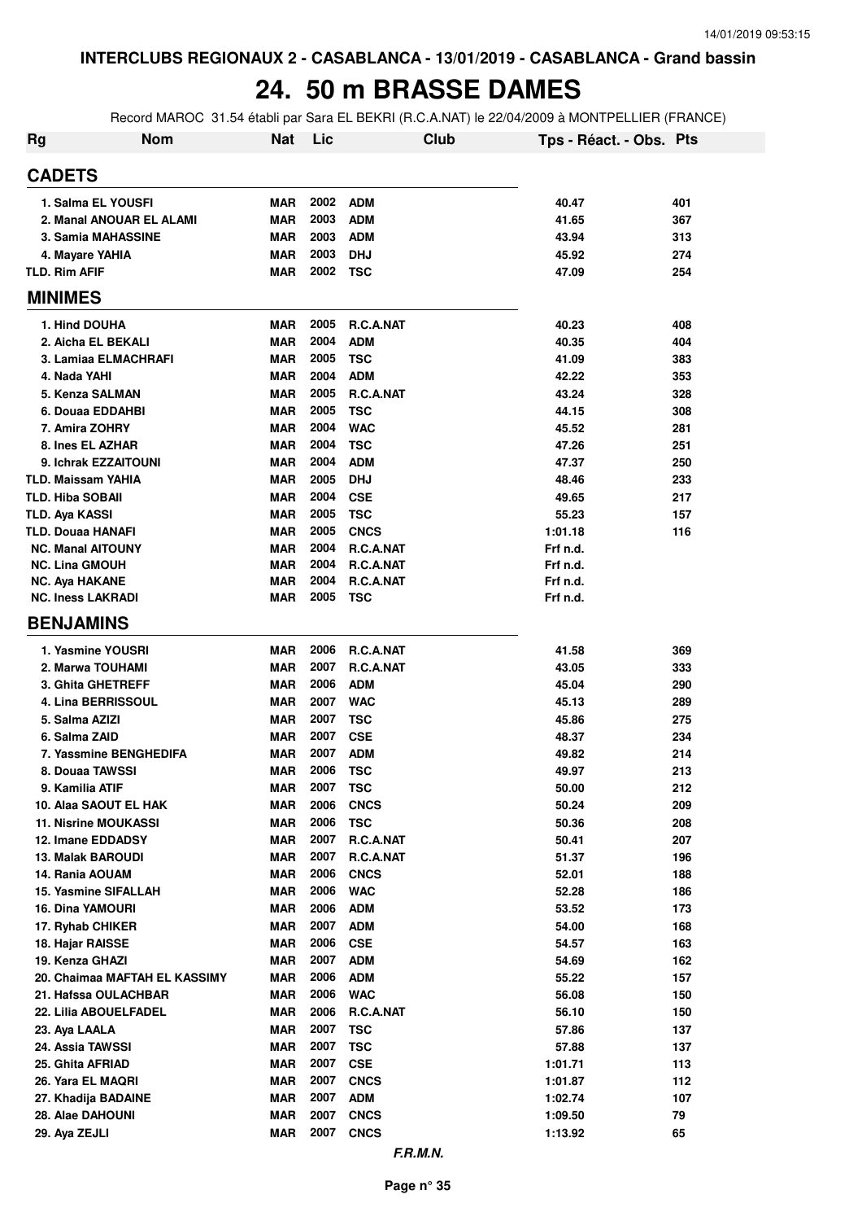INTERCLUBS REGIONAUX 2 - CASABLANCA - 13/01/2019 - CASABLANCA - Grand bassin

# 24. 50 m BRASSE DAMES

Record MAROC 31.54 établi par Sara EL BEKRI (R.C.A.NAT) le 22/04/2009 à MONTPELLIER (FRANCE)

| Rg | Nom | Nat | Lic | Club | Tps - Réact. - Obs. | Pts |
|---|---|---|---|---|---|---|
| **CADETS** | | | | | | |
| 1. Salma EL YOUSFI | | MAR | 2002 | ADM | 40.47 | 401 |
| 2. Manal ANOUAR EL ALAMI | | MAR | 2003 | ADM | 41.65 | 367 |
| 3. Samia MAHASSINE | | MAR | 2003 | ADM | 43.94 | 313 |
| 4. Mayare YAHIA | | MAR | 2003 | DHJ | 45.92 | 274 |
| TLD. Rim AFIF | | MAR | 2002 | TSC | 47.09 | 254 |
| **MINIMES** | | | | | | |
| 1. Hind DOUHA | | MAR | 2005 | R.C.A.NAT | 40.23 | 408 |
| 2. Aicha EL BEKALI | | MAR | 2004 | ADM | 40.35 | 404 |
| 3. Lamiaa ELMACHRAFI | | MAR | 2005 | TSC | 41.09 | 383 |
| 4. Nada YAHI | | MAR | 2004 | ADM | 42.22 | 353 |
| 5. Kenza SALMAN | | MAR | 2005 | R.C.A.NAT | 43.24 | 328 |
| 6. Douaa EDDAHBI | | MAR | 2005 | TSC | 44.15 | 308 |
| 7. Amira ZOHRY | | MAR | 2004 | WAC | 45.52 | 281 |
| 8. Ines EL AZHAR | | MAR | 2004 | TSC | 47.26 | 251 |
| 9. Ichrak EZZAITOUNI | | MAR | 2004 | ADM | 47.37 | 250 |
| TLD. Maissam YAHIA | | MAR | 2005 | DHJ | 48.46 | 233 |
| TLD. Hiba SOBAII | | MAR | 2004 | CSE | 49.65 | 217 |
| TLD. Aya KASSI | | MAR | 2005 | TSC | 55.23 | 157 |
| TLD. Douaa HANAFI | | MAR | 2005 | CNCS | 1:01.18 | 116 |
| NC. Manal AITOUNY | | MAR | 2004 | R.C.A.NAT | Frf n.d. | |
| NC. Lina GMOUH | | MAR | 2004 | R.C.A.NAT | Frf n.d. | |
| NC. Aya HAKANE | | MAR | 2004 | R.C.A.NAT | Frf n.d. | |
| NC. Iness LAKRADI | | MAR | 2005 | TSC | Frf n.d. | |
| **BENJAMINS** | | | | | | |
| 1. Yasmine YOUSRI | | MAR | 2006 | R.C.A.NAT | 41.58 | 369 |
| 2. Marwa TOUHAMI | | MAR | 2007 | R.C.A.NAT | 43.05 | 333 |
| 3. Ghita GHETREFF | | MAR | 2006 | ADM | 45.04 | 290 |
| 4. Lina BERRISSOUL | | MAR | 2007 | WAC | 45.13 | 289 |
| 5. Salma AZIZI | | MAR | 2007 | TSC | 45.86 | 275 |
| 6. Salma ZAID | | MAR | 2007 | CSE | 48.37 | 234 |
| 7. Yassmine BENGHEDIFA | | MAR | 2007 | ADM | 49.82 | 214 |
| 8. Douaa TAWSSI | | MAR | 2006 | TSC | 49.97 | 213 |
| 9. Kamilia ATIF | | MAR | 2007 | TSC | 50.00 | 212 |
| 10. Alaa SAOUT EL HAK | | MAR | 2006 | CNCS | 50.24 | 209 |
| 11. Nisrine MOUKASSI | | MAR | 2006 | TSC | 50.36 | 208 |
| 12. Imane EDDADSY | | MAR | 2007 | R.C.A.NAT | 50.41 | 207 |
| 13. Malak BAROUDI | | MAR | 2007 | R.C.A.NAT | 51.37 | 196 |
| 14. Rania AOUAM | | MAR | 2006 | CNCS | 52.01 | 188 |
| 15. Yasmine SIFALLAH | | MAR | 2006 | WAC | 52.28 | 186 |
| 16. Dina YAMOURI | | MAR | 2006 | ADM | 53.52 | 173 |
| 17. Ryhab CHIKER | | MAR | 2007 | ADM | 54.00 | 168 |
| 18. Hajar RAISSE | | MAR | 2006 | CSE | 54.57 | 163 |
| 19. Kenza GHAZI | | MAR | 2007 | ADM | 54.69 | 162 |
| 20. Chaimaa MAFTAH EL KASSIMY | | MAR | 2006 | ADM | 55.22 | 157 |
| 21. Hafssa OULACHBAR | | MAR | 2006 | WAC | 56.08 | 150 |
| 22. Lilia ABOUELFADEL | | MAR | 2006 | R.C.A.NAT | 56.10 | 150 |
| 23. Aya LAALA | | MAR | 2007 | TSC | 57.86 | 137 |
| 24. Assia TAWSSI | | MAR | 2007 | TSC | 57.88 | 137 |
| 25. Ghita AFRIAD | | MAR | 2007 | CSE | 1:01.71 | 113 |
| 26. Yara EL MAQRI | | MAR | 2007 | CNCS | 1:01.87 | 112 |
| 27. Khadija BADAINE | | MAR | 2007 | ADM | 1:02.74 | 107 |
| 28. Alae DAHOUNI | | MAR | 2007 | CNCS | 1:09.50 | 79 |
| 29. Aya ZEJLI | | MAR | 2007 | CNCS | 1:13.92 | 65 |

*F.R.M.N.*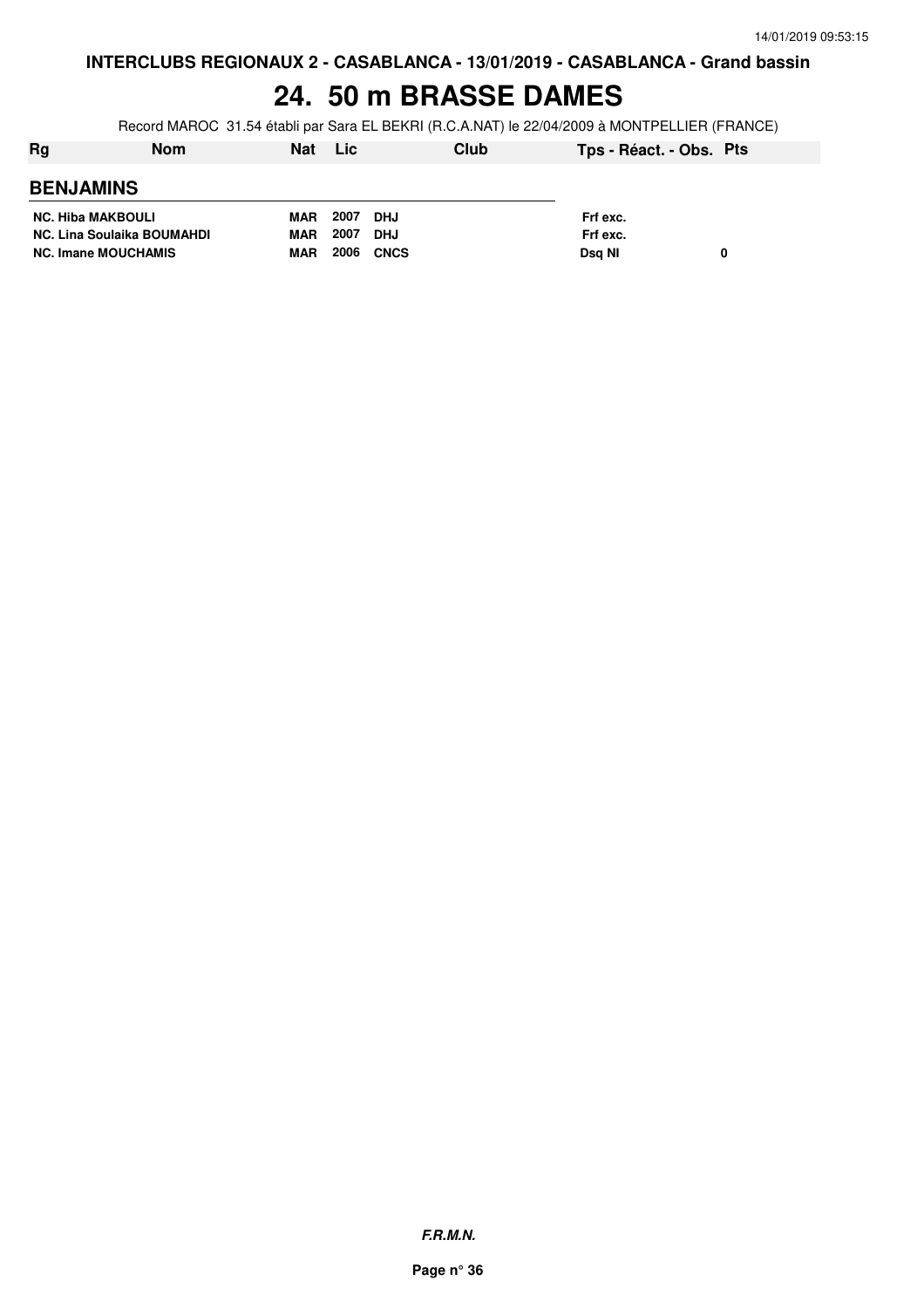**INTERCLUBS REGIONAUX 2 - CASABLANCA - 13/01/2019 - CASABLANCA - Grand bassin**

# 24. 50 m BRASSE DAMES

Record MAROC 31.54 établi par Sara EL BEKRI (R.C.A.NAT) le 22/04/2009 à MONTPELLIER (FRANCE)

| Rg | Nom | Nat | Lic | Club | Tps - Réact. - Obs. | Pts |
|---|---|---|---|---|---|---|
| **BENJAMINS** | | | | | | |
| NC. | Hiba MAKBOULI | MAR | 2007 | DHJ | Frf exc. | |
| NC. | Lina Soulaika BOUMAHDI | MAR | 2007 | DHJ | Frf exc. | |
| NC. | Imane MOUCHAMIS | MAR | 2006 | CNCS | Dsq NI | 0 |

**F.R.M.N.**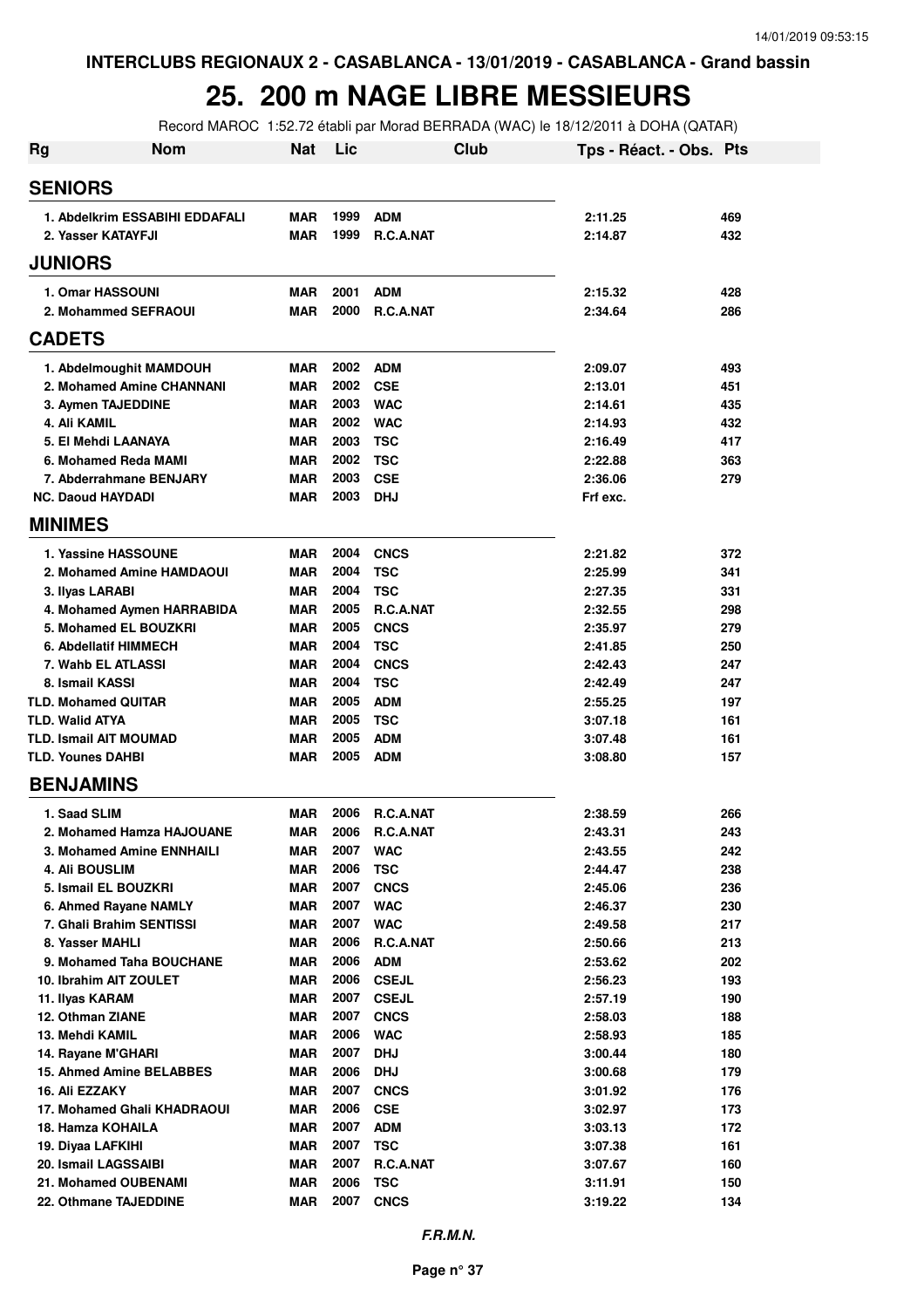# 25. 200 m NAGE LIBRE MESSIEURS

Record MAROC 1:52.72 établi par Morad BERRADA (WAC) le 18/12/2011 à DOHA (QATAR)

| Rg | Nom | Nat | Lic | Club | Tps - Réact. - Obs. | Pts |
|---|---|---|---|---|---|---|
| **SENIORS** | | | | | | |
| 1. | Abdelkrim ESSABIHI EDDAFALI | MAR | 1999 | ADM | 2:11.25 | 469 |
| 2. | Yasser KATAYFJI | MAR | 1999 | R.C.A.NAT | 2:14.87 | 432 |
| **JUNIORS** | | | | | | |
| 1. | Omar HASSOUNI | MAR | 2001 | ADM | 2:15.32 | 428 |
| 2. | Mohammed SEFRAOUI | MAR | 2000 | R.C.A.NAT | 2:34.64 | 286 |
| **CADETS** | | | | | | |
| 1. | Abdelmoughit MAMDOUH | MAR | 2002 | ADM | 2:09.07 | 493 |
| 2. | Mohamed Amine CHANNANI | MAR | 2002 | CSE | 2:13.01 | 451 |
| 3. | Aymen TAJEDDINE | MAR | 2003 | WAC | 2:14.61 | 435 |
| 4. | Ali KAMIL | MAR | 2002 | WAC | 2:14.93 | 432 |
| 5. | El Mehdi LAANAYA | MAR | 2003 | TSC | 2:16.49 | 417 |
| 6. | Mohamed Reda MAMI | MAR | 2002 | TSC | 2:22.88 | 363 |
| 7. | Abderrahmane BENJARY | MAR | 2003 | CSE | 2:36.06 | 279 |
| NC. | Daoud HAYDADI | MAR | 2003 | DHJ | Frf exc. | |
| **MINIMES** | | | | | | |
| 1. | Yassine HASSOUNE | MAR | 2004 | CNCS | 2:21.82 | 372 |
| 2. | Mohamed Amine HAMDAOUI | MAR | 2004 | TSC | 2:25.99 | 341 |
| 3. | Ilyas LARABI | MAR | 2004 | TSC | 2:27.35 | 331 |
| 4. | Mohamed Aymen HARRABIDA | MAR | 2005 | R.C.A.NAT | 2:32.55 | 298 |
| 5. | Mohamed EL BOUZKRI | MAR | 2005 | CNCS | 2:35.97 | 279 |
| 6. | Abdellatif HIMMECH | MAR | 2004 | TSC | 2:41.85 | 250 |
| 7. | Wahb EL ATLASSI | MAR | 2004 | CNCS | 2:42.43 | 247 |
| 8. | Ismail KASSI | MAR | 2004 | TSC | 2:42.49 | 247 |
| TLD. | Mohamed QUITAR | MAR | 2005 | ADM | 2:55.25 | 197 |
| TLD. | Walid ATYA | MAR | 2005 | TSC | 3:07.18 | 161 |
| TLD. | Ismail AIT MOUMAD | MAR | 2005 | ADM | 3:07.48 | 161 |
| TLD. | Younes DAHBI | MAR | 2005 | ADM | 3:08.80 | 157 |
| **BENJAMINS** | | | | | | |
| 1. | Saad SLIM | MAR | 2006 | R.C.A.NAT | 2:38.59 | 266 |
| 2. | Mohamed Hamza HAJOUANE | MAR | 2006 | R.C.A.NAT | 2:43.31 | 243 |
| 3. | Mohamed Amine ENNHAILI | MAR | 2007 | WAC | 2:43.55 | 242 |
| 4. | Ali BOUSLIM | MAR | 2006 | TSC | 2:44.47 | 238 |
| 5. | Ismail EL BOUZKRI | MAR | 2007 | CNCS | 2:45.06 | 236 |
| 6. | Ahmed Rayane NAMLY | MAR | 2007 | WAC | 2:46.37 | 230 |
| 7. | Ghali Brahim SENTISSI | MAR | 2007 | WAC | 2:49.58 | 217 |
| 8. | Yasser MAHLI | MAR | 2006 | R.C.A.NAT | 2:50.66 | 213 |
| 9. | Mohamed Taha BOUCHANE | MAR | 2006 | ADM | 2:53.62 | 202 |
| 10. | Ibrahim AIT ZOULET | MAR | 2006 | CSEJL | 2:56.23 | 193 |
| 11. | Ilyas KARAM | MAR | 2007 | CSEJL | 2:57.19 | 190 |
| 12. | Othman ZIANE | MAR | 2007 | CNCS | 2:58.03 | 188 |
| 13. | Mehdi KAMIL | MAR | 2006 | WAC | 2:58.93 | 185 |
| 14. | Rayane M'GHARI | MAR | 2007 | DHJ | 3:00.44 | 180 |
| 15. | Ahmed Amine BELABBES | MAR | 2006 | DHJ | 3:00.68 | 179 |
| 16. | Ali EZZAKY | MAR | 2007 | CNCS | 3:01.92 | 176 |
| 17. | Mohamed Ghali KHADRAOUI | MAR | 2006 | CSE | 3:02.97 | 173 |
| 18. | Hamza KOHAILA | MAR | 2007 | ADM | 3:03.13 | 172 |
| 19. | Diyaa LAFKIHI | MAR | 2007 | TSC | 3:07.38 | 161 |
| 20. | Ismail LAGSSAIBI | MAR | 2007 | R.C.A.NAT | 3:07.67 | 160 |
| 21. | Mohamed OUBENAMI | MAR | 2006 | TSC | 3:11.91 | 150 |
| 22. | Othmane TAJEDDINE | MAR | 2007 | CNCS | 3:19.22 | 134 |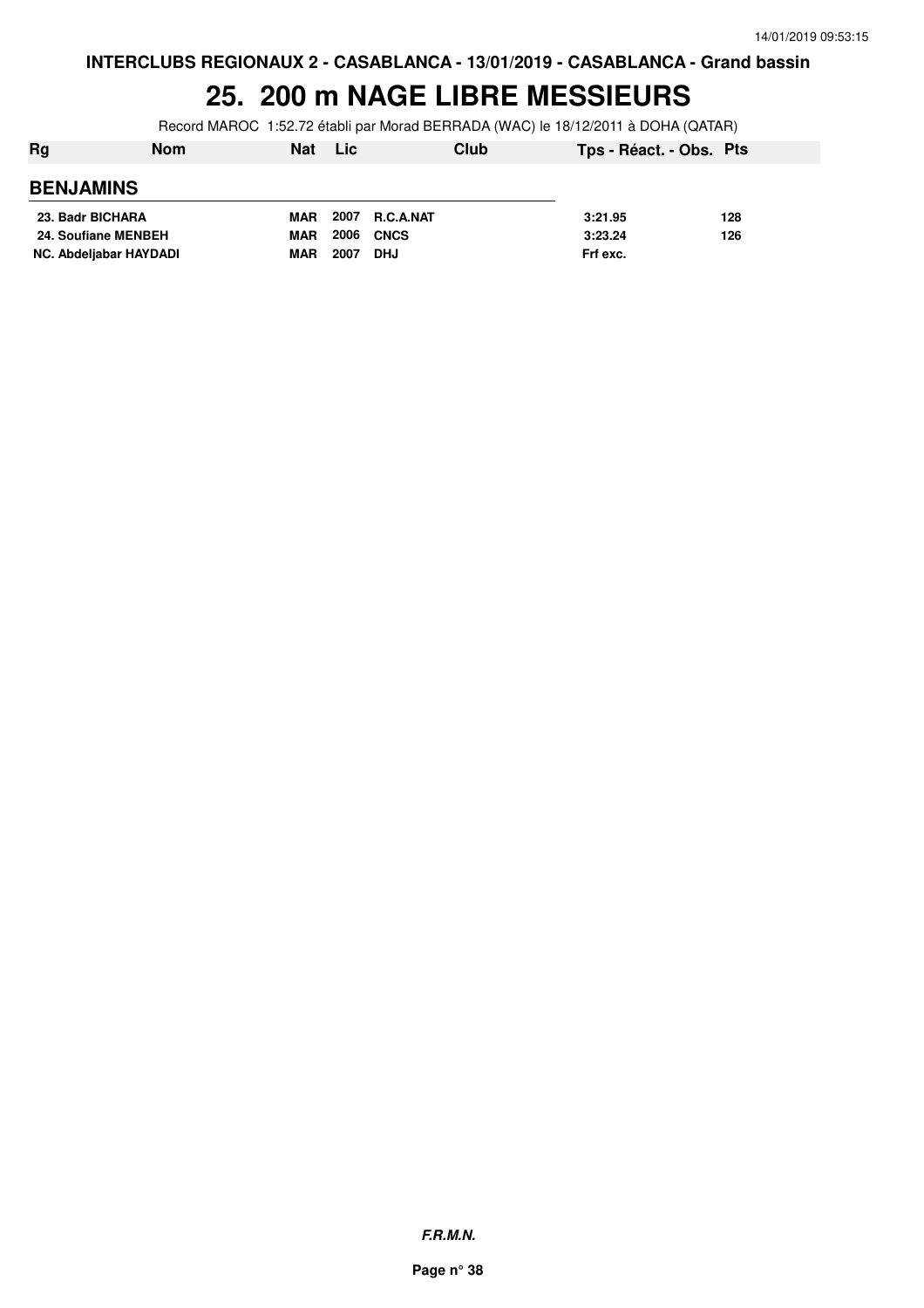# 25. 200 m NAGE LIBRE MESSIEURS

Record MAROC 1:52.72 établi par Morad BERRADA (WAC) le 18/12/2011 à DOHA (QATAR)

| Rg | Nom | Nat | Lic | Club | Tps - Réact. - Obs. | Pts |
|---|---|---|---|---|---|---|
| **BENJAMINS** | | | | | | |
| 23. | Badr BICHARA | MAR | 2007 | R.C.A.NAT | 3:21.95 | 128 |
| 24. | Soufiane MENBEH | MAR | 2006 | CNCS | 3:23.24 | 126 |
| NC. | Abdeljabar HAYDADI | MAR | 2007 | DHJ | Frf exc. | |

***F.R.M.N.***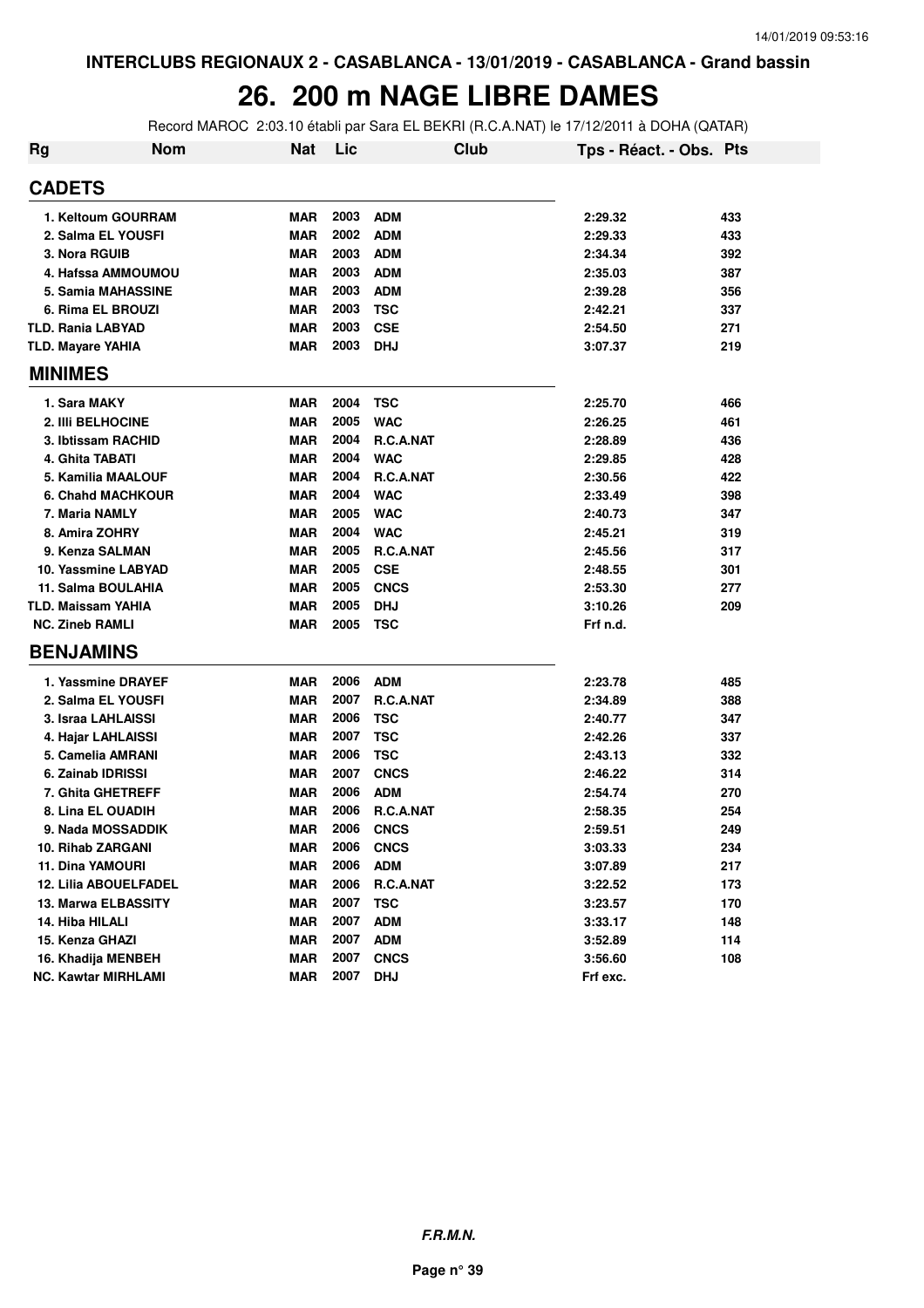INTERCLUBS REGIONAUX 2 - CASABLANCA - 13/01/2019 - CASABLANCA - Grand bassin

# 26. 200 m NAGE LIBRE DAMES

Record MAROC 2:03.10 établi par Sara EL BEKRI (R.C.A.NAT) le 17/12/2011 à DOHA (QATAR)

| Rg | Nom | Nat | Lic | Club | Tps - Réact. - Obs. | Pts |
|---|---|---|---|---|---|---|
| **CADETS** | | | | | | |
| 1. | Keltoum GOURRAM | MAR | 2003 | ADM | 2:29.32 | 433 |
| 2. | Salma EL YOUSFI | MAR | 2002 | ADM | 2:29.33 | 433 |
| 3. | Nora RGUIB | MAR | 2003 | ADM | 2:34.34 | 392 |
| 4. | Hafssa AMMOUMOU | MAR | 2003 | ADM | 2:35.03 | 387 |
| 5. | Samia MAHASSINE | MAR | 2003 | ADM | 2:39.28 | 356 |
| 6. | Rima EL BROUZI | MAR | 2003 | TSC | 2:42.21 | 337 |
| TLD. | Rania LABYAD | MAR | 2003 | CSE | 2:54.50 | 271 |
| TLD. | Mayare YAHIA | MAR | 2003 | DHJ | 3:07.37 | 219 |
| **MINIMES** | | | | | | |
| 1. | Sara MAKY | MAR | 2004 | TSC | 2:25.70 | 466 |
| 2. | Illi BELHOCINE | MAR | 2005 | WAC | 2:26.25 | 461 |
| 3. | Ibtissam RACHID | MAR | 2004 | R.C.A.NAT | 2:28.89 | 436 |
| 4. | Ghita TABATI | MAR | 2004 | WAC | 2:29.85 | 428 |
| 5. | Kamilia MAALOUF | MAR | 2004 | R.C.A.NAT | 2:30.56 | 422 |
| 6. | Chahd MACHKOUR | MAR | 2004 | WAC | 2:33.49 | 398 |
| 7. | Maria NAMLY | MAR | 2005 | WAC | 2:40.73 | 347 |
| 8. | Amira ZOHRY | MAR | 2004 | WAC | 2:45.21 | 319 |
| 9. | Kenza SALMAN | MAR | 2005 | R.C.A.NAT | 2:45.56 | 317 |
| 10. | Yassmine LABYAD | MAR | 2005 | CSE | 2:48.55 | 301 |
| 11. | Salma BOULAHIA | MAR | 2005 | CNCS | 2:53.30 | 277 |
| TLD. | Maissam YAHIA | MAR | 2005 | DHJ | 3:10.26 | 209 |
| NC. | Zineb RAMLI | MAR | 2005 | TSC | Frf n.d. | |
| **BENJAMINS** | | | | | | |
| 1. | Yassmine DRAYEF | MAR | 2006 | ADM | 2:23.78 | 485 |
| 2. | Salma EL YOUSFI | MAR | 2007 | R.C.A.NAT | 2:34.89 | 388 |
| 3. | Israa LAHLAISSI | MAR | 2006 | TSC | 2:40.77 | 347 |
| 4. | Hajar LAHLAISSI | MAR | 2007 | TSC | 2:42.26 | 337 |
| 5. | Camelia AMRANI | MAR | 2006 | TSC | 2:43.13 | 332 |
| 6. | Zainab IDRISSI | MAR | 2007 | CNCS | 2:46.22 | 314 |
| 7. | Ghita GHETREFF | MAR | 2006 | ADM | 2:54.74 | 270 |
| 8. | Lina EL OUADIH | MAR | 2006 | R.C.A.NAT | 2:58.35 | 254 |
| 9. | Nada MOSSADDIK | MAR | 2006 | CNCS | 2:59.51 | 249 |
| 10. | Rihab ZARGANI | MAR | 2006 | CNCS | 3:03.33 | 234 |
| 11. | Dina YAMOURI | MAR | 2006 | ADM | 3:07.89 | 217 |
| 12. | Lilia ABOUELFADEL | MAR | 2006 | R.C.A.NAT | 3:22.52 | 173 |
| 13. | Marwa ELBASSITY | MAR | 2007 | TSC | 3:23.57 | 170 |
| 14. | Hiba HILALI | MAR | 2007 | ADM | 3:33.17 | 148 |
| 15. | Kenza GHAZI | MAR | 2007 | ADM | 3:52.89 | 114 |
| 16. | Khadija MENBEH | MAR | 2007 | CNCS | 3:56.60 | 108 |
| NC. | Kawtar MIRHLAMI | MAR | 2007 | DHJ | Frf exc. | |

*F.R.M.N.*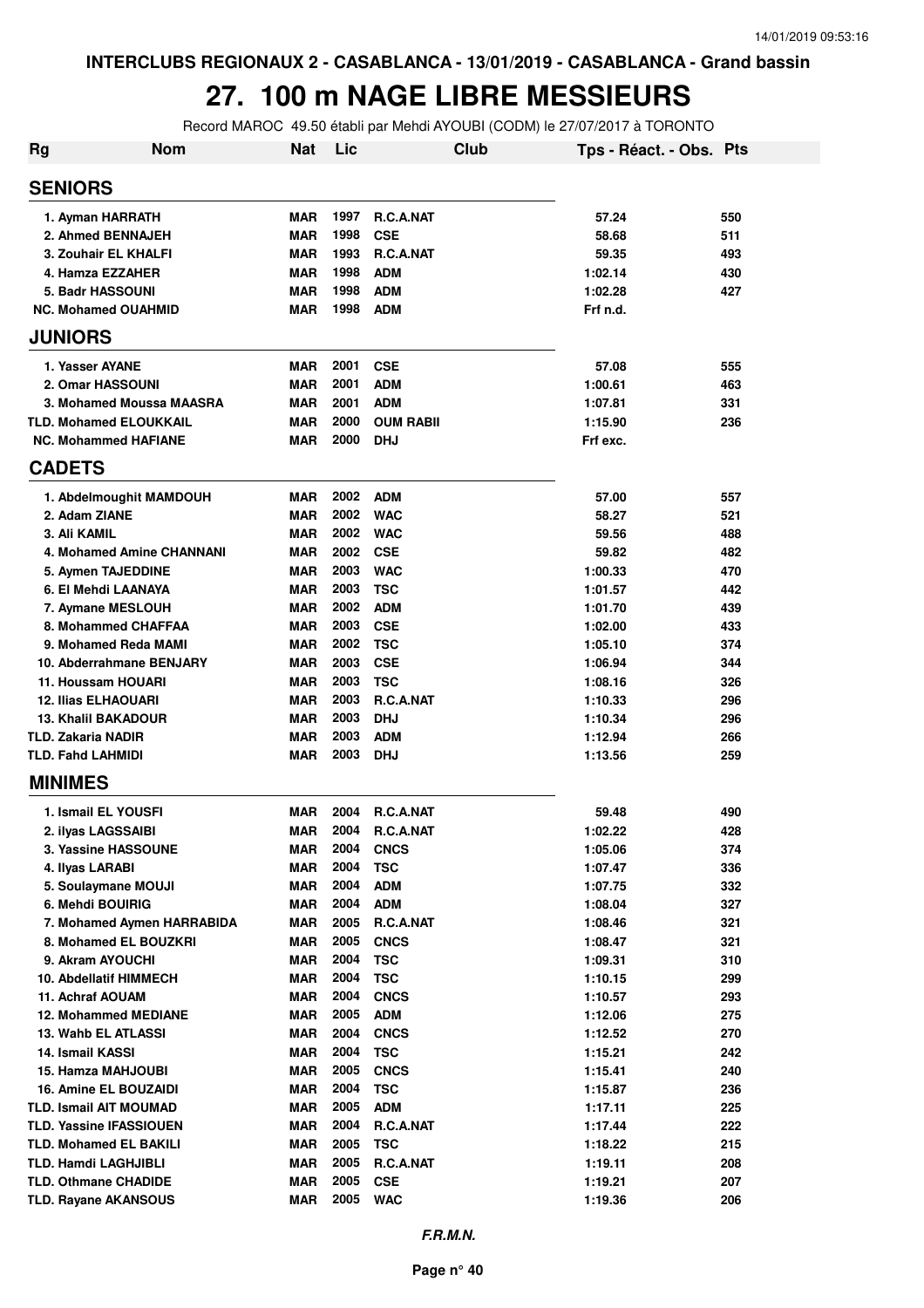INTERCLUBS REGIONAUX 2 - CASABLANCA - 13/01/2019 - CASABLANCA - Grand bassin

# 27. 100 m NAGE LIBRE MESSIEURS

Record MAROC 49.50 établi par Mehdi AYOUBI (CODM) le 27/07/2017 à TORONTO

| Rg | Nom | Nat | Lic | Club | Tps - Réact. - Obs. | Pts |
|---|---|---|---|---|---|---|
| **SENIORS** | | | | | | |
| 1. | Ayman HARRATH | MAR | 1997 | R.C.A.NAT | 57.24 | 550 |
| 2. | Ahmed BENNAJEH | MAR | 1998 | CSE | 58.68 | 511 |
| 3. | Zouhair EL KHALFI | MAR | 1993 | R.C.A.NAT | 59.35 | 493 |
| 4. | Hamza EZZAHER | MAR | 1998 | ADM | 1:02.14 | 430 |
| 5. | Badr HASSOUNI | MAR | 1998 | ADM | 1:02.28 | 427 |
| NC. | Mohamed OUAHMID | MAR | 1998 | ADM | Frf n.d. | |
| **JUNIORS** | | | | | | |
| 1. | Yasser AYANE | MAR | 2001 | CSE | 57.08 | 555 |
| 2. | Omar HASSOUNI | MAR | 2001 | ADM | 1:00.61 | 463 |
| 3. | Mohamed Moussa MAASRA | MAR | 2001 | ADM | 1:07.81 | 331 |
| TLD. | Mohamed ELOUKKAIL | MAR | 2000 | OUM RABII | 1:15.90 | 236 |
| NC. | Mohammed HAFIANE | MAR | 2000 | DHJ | Frf exc. | |
| **CADETS** | | | | | | |
| 1. | Abdelmoughit MAMDOUH | MAR | 2002 | ADM | 57.00 | 557 |
| 2. | Adam ZIANE | MAR | 2002 | WAC | 58.27 | 521 |
| 3. | Ali KAMIL | MAR | 2002 | WAC | 59.56 | 488 |
| 4. | Mohamed Amine CHANNANI | MAR | 2002 | CSE | 59.82 | 482 |
| 5. | Aymen TAJEDDINE | MAR | 2003 | WAC | 1:00.33 | 470 |
| 6. | El Mehdi LAANAYA | MAR | 2003 | TSC | 1:01.57 | 442 |
| 7. | Aymane MESLOUH | MAR | 2002 | ADM | 1:01.70 | 439 |
| 8. | Mohammed CHAFFAA | MAR | 2003 | CSE | 1:02.00 | 433 |
| 9. | Mohamed Reda MAMI | MAR | 2002 | TSC | 1:05.10 | 374 |
| 10. | Abderrahmane BENJARY | MAR | 2003 | CSE | 1:06.94 | 344 |
| 11. | Houssam HOUARI | MAR | 2003 | TSC | 1:08.16 | 326 |
| 12. | Ilias ELHAOUARI | MAR | 2003 | R.C.A.NAT | 1:10.33 | 296 |
| 13. | Khalil BAKADOUR | MAR | 2003 | DHJ | 1:10.34 | 296 |
| TLD. | Zakaria NADIR | MAR | 2003 | ADM | 1:12.94 | 266 |
| TLD. | Fahd LAHMIDI | MAR | 2003 | DHJ | 1:13.56 | 259 |
| **MINIMES** | | | | | | |
| 1. | Ismail EL YOUSFI | MAR | 2004 | R.C.A.NAT | 59.48 | 490 |
| 2. | ilyas LAGSSAIBI | MAR | 2004 | R.C.A.NAT | 1:02.22 | 428 |
| 3. | Yassine HASSOUNE | MAR | 2004 | CNCS | 1:05.06 | 374 |
| 4. | Ilyas LARABI | MAR | 2004 | TSC | 1:07.47 | 336 |
| 5. | Soulaymane MOUJI | MAR | 2004 | ADM | 1:07.75 | 332 |
| 6. | Mehdi BOUIRIG | MAR | 2004 | ADM | 1:08.04 | 327 |
| 7. | Mohamed Aymen HARRABIDA | MAR | 2005 | R.C.A.NAT | 1:08.46 | 321 |
| 8. | Mohamed EL BOUZKRI | MAR | 2005 | CNCS | 1:08.47 | 321 |
| 9. | Akram AYOUCHI | MAR | 2004 | TSC | 1:09.31 | 310 |
| 10. | Abdellatif HIMMECH | MAR | 2004 | TSC | 1:10.15 | 299 |
| 11. | Achraf AOUAM | MAR | 2004 | CNCS | 1:10.57 | 293 |
| 12. | Mohammed MEDIANE | MAR | 2005 | ADM | 1:12.06 | 275 |
| 13. | Wahb EL ATLASSI | MAR | 2004 | CNCS | 1:12.52 | 270 |
| 14. | Ismail KASSI | MAR | 2004 | TSC | 1:15.21 | 242 |
| 15. | Hamza MAHJOUBI | MAR | 2005 | CNCS | 1:15.41 | 240 |
| 16. | Amine EL BOUZAIDI | MAR | 2004 | TSC | 1:15.87 | 236 |
| TLD. | Ismail AIT MOUMAD | MAR | 2005 | ADM | 1:17.11 | 225 |
| TLD. | Yassine IFASSIOUEN | MAR | 2004 | R.C.A.NAT | 1:17.44 | 222 |
| TLD. | Mohamed EL BAKILI | MAR | 2005 | TSC | 1:18.22 | 215 |
| TLD. | Hamdi LAGHJIBLI | MAR | 2005 | R.C.A.NAT | 1:19.11 | 208 |
| TLD. | Othmane CHADIDE | MAR | 2005 | CSE | 1:19.21 | 207 |
| TLD. | Rayane AKANSOUS | MAR | 2005 | WAC | 1:19.36 | 206 |

*F.R.M.N.*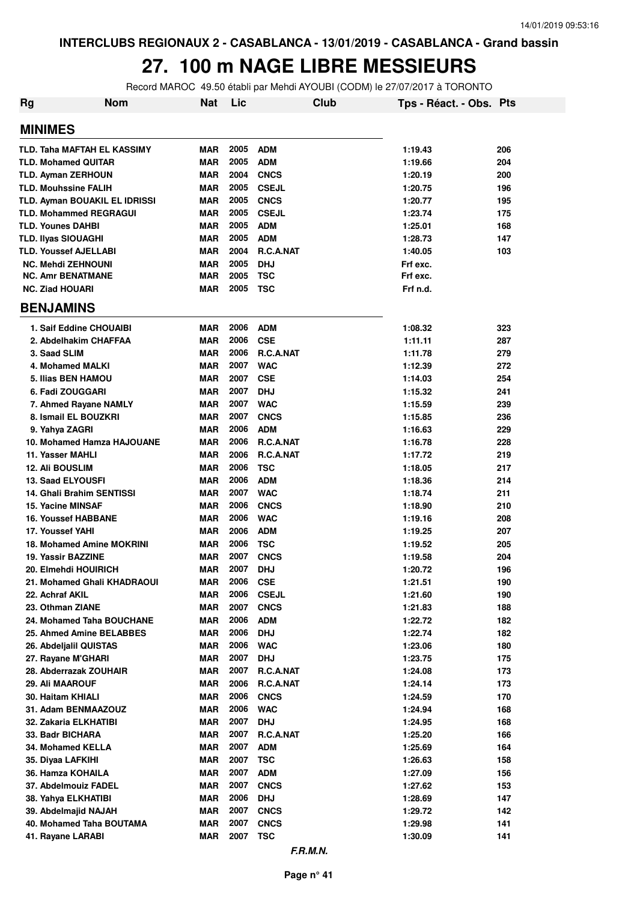INTERCLUBS REGIONAUX 2 - CASABLANCA - 13/01/2019 - CASABLANCA - Grand bassin

# 27. 100 m NAGE LIBRE MESSIEURS

Record MAROC 49.50 établi par Mehdi AYOUBI (CODM) le 27/07/2017 à TORONTO

| Rg | Nom | Nat | Lic | Club | Tps - Réact. - Obs. | Pts |
|---|---|---|---|---|---|---|
| **MINIMES** | | | | | | |
| TLD. | Taha MAFTAH EL KASSIMY | MAR | 2005 | ADM | 1:19.43 | 206 |
| TLD. | Mohamed QUITAR | MAR | 2005 | ADM | 1:19.66 | 204 |
| TLD. | Ayman ZERHOUN | MAR | 2004 | CNCS | 1:20.19 | 200 |
| TLD. | Mouhssine FALIH | MAR | 2005 | CSEJL | 1:20.75 | 196 |
| TLD. | Ayman BOUAKIL EL IDRISSI | MAR | 2005 | CNCS | 1:20.77 | 195 |
| TLD. | Mohammed REGRAGUI | MAR | 2005 | CSEJL | 1:23.74 | 175 |
| TLD. | Younes DAHBI | MAR | 2005 | ADM | 1:25.01 | 168 |
| TLD. | Ilyas SIOUAGHI | MAR | 2005 | ADM | 1:28.73 | 147 |
| TLD. | Youssef AJELLABI | MAR | 2004 | R.C.A.NAT | 1:40.05 | 103 |
| NC. | Mehdi ZEHNOUNI | MAR | 2005 | DHJ | Frf exc. | |
| NC. | Amr BENATMANE | MAR | 2005 | TSC | Frf exc. | |
| NC. | Ziad HOUARI | MAR | 2005 | TSC | Frf n.d. | |
| **BENJAMINS** | | | | | | |
| 1. | Saif Eddine CHOUAIBI | MAR | 2006 | ADM | 1:08.32 | 323 |
| 2. | Abdelhakim CHAFFAA | MAR | 2006 | CSE | 1:11.11 | 287 |
| 3. | Saad SLIM | MAR | 2006 | R.C.A.NAT | 1:11.78 | 279 |
| 4. | Mohamed MALKI | MAR | 2007 | WAC | 1:12.39 | 272 |
| 5. | Ilias BEN HAMOU | MAR | 2007 | CSE | 1:14.03 | 254 |
| 6. | Fadi ZOUGGARI | MAR | 2007 | DHJ | 1:15.32 | 241 |
| 7. | Ahmed Rayane NAMLY | MAR | 2007 | WAC | 1:15.59 | 239 |
| 8. | Ismail EL BOUZKRI | MAR | 2007 | CNCS | 1:15.85 | 236 |
| 9. | Yahya ZAGRI | MAR | 2006 | ADM | 1:16.63 | 229 |
| 10. | Mohamed Hamza HAJOUANE | MAR | 2006 | R.C.A.NAT | 1:16.78 | 228 |
| 11. | Yasser MAHLI | MAR | 2006 | R.C.A.NAT | 1:17.72 | 219 |
| 12. | Ali BOUSLIM | MAR | 2006 | TSC | 1:18.05 | 217 |
| 13. | Saad ELYOUSFI | MAR | 2006 | ADM | 1:18.36 | 214 |
| 14. | Ghali Brahim SENTISSI | MAR | 2007 | WAC | 1:18.74 | 211 |
| 15. | Yacine MINSAF | MAR | 2006 | CNCS | 1:18.90 | 210 |
| 16. | Youssef HABBANE | MAR | 2006 | WAC | 1:19.16 | 208 |
| 17. | Youssef YAHI | MAR | 2006 | ADM | 1:19.25 | 207 |
| 18. | Mohamed Amine MOKRINI | MAR | 2006 | TSC | 1:19.52 | 205 |
| 19. | Yassir BAZZINE | MAR | 2007 | CNCS | 1:19.58 | 204 |
| 20. | Elmehdi HOUIRICH | MAR | 2007 | DHJ | 1:20.72 | 196 |
| 21. | Mohamed Ghali KHADRAOUI | MAR | 2006 | CSE | 1:21.51 | 190 |
| 22. | Achraf AKIL | MAR | 2006 | CSEJL | 1:21.60 | 190 |
| 23. | Othman ZIANE | MAR | 2007 | CNCS | 1:21.83 | 188 |
| 24. | Mohamed Taha BOUCHANE | MAR | 2006 | ADM | 1:22.72 | 182 |
| 25. | Ahmed Amine BELABBES | MAR | 2006 | DHJ | 1:22.74 | 182 |
| 26. | Abdeljalil QUISTAS | MAR | 2006 | WAC | 1:23.06 | 180 |
| 27. | Rayane M'GHARI | MAR | 2007 | DHJ | 1:23.75 | 175 |
| 28. | Abderrazak ZOUHAIR | MAR | 2007 | R.C.A.NAT | 1:24.08 | 173 |
| 29. | Ali MAAROUF | MAR | 2006 | R.C.A.NAT | 1:24.14 | 173 |
| 30. | Haitam KHIALI | MAR | 2006 | CNCS | 1:24.59 | 170 |
| 31. | Adam BENMAAZOUZ | MAR | 2006 | WAC | 1:24.94 | 168 |
| 32. | Zakaria ELKHATIBI | MAR | 2007 | DHJ | 1:24.95 | 168 |
| 33. | Badr BICHARA | MAR | 2007 | R.C.A.NAT | 1:25.20 | 166 |
| 34. | Mohamed KELLA | MAR | 2007 | ADM | 1:25.69 | 164 |
| 35. | Diyaa LAFKIHI | MAR | 2007 | TSC | 1:26.63 | 158 |
| 36. | Hamza KOHAILA | MAR | 2007 | ADM | 1:27.09 | 156 |
| 37. | Abdelmouiz FADEL | MAR | 2007 | CNCS | 1:27.62 | 153 |
| 38. | Yahya ELKHATIBI | MAR | 2006 | DHJ | 1:28.69 | 147 |
| 39. | Abdelmajid NAJAH | MAR | 2007 | CNCS | 1:29.72 | 142 |
| 40. | Mohamed Taha BOUTAMA | MAR | 2007 | CNCS | 1:29.98 | 141 |
| 41. | Rayane LARABI | MAR | 2007 | TSC | 1:30.09 | 141 |

*F.R.M.N.*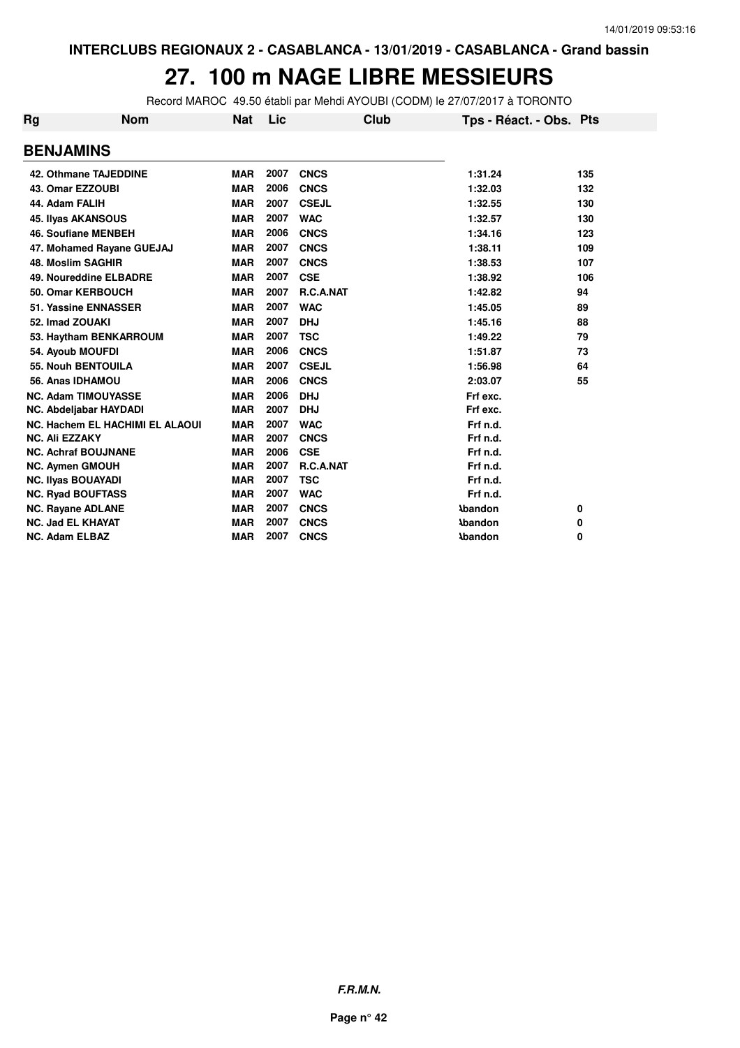**INTERCLUBS REGIONAUX 2 - CASABLANCA - 13/01/2019 - CASABLANCA - Grand bassin**

# 27. 100 m NAGE LIBRE MESSIEURS

Record MAROC 49.50 établi par Mehdi AYOUBI (CODM) le 27/07/2017 à TORONTO

| Rg | Nom | Nat | Lic | Club | Tps - Réact. - Obs. | Pts |
|---|---|---|---|---|---|---|
| **BENJAMINS** | | | | | | |
| 42. | Othmane TAJEDDINE | MAR | 2007 | CNCS | 1:31.24 | 135 |
| 43. | Omar EZZOUBI | MAR | 2006 | CNCS | 1:32.03 | 132 |
| 44. | Adam FALIH | MAR | 2007 | CSEJL | 1:32.55 | 130 |
| 45. | Ilyas AKANSOUS | MAR | 2007 | WAC | 1:32.57 | 130 |
| 46. | Soufiane MENBEH | MAR | 2006 | CNCS | 1:34.16 | 123 |
| 47. | Mohamed Rayane GUEJAJ | MAR | 2007 | CNCS | 1:38.11 | 109 |
| 48. | Moslim SAGHIR | MAR | 2007 | CNCS | 1:38.53 | 107 |
| 49. | Noureddine ELBADRE | MAR | 2007 | CSE | 1:38.92 | 106 |
| 50. | Omar KERBOUCH | MAR | 2007 | R.C.A.NAT | 1:42.82 | 94 |
| 51. | Yassine ENNASSER | MAR | 2007 | WAC | 1:45.05 | 89 |
| 52. | Imad ZOUAKI | MAR | 2007 | DHJ | 1:45.16 | 88 |
| 53. | Haytham BENKARROUM | MAR | 2007 | TSC | 1:49.22 | 79 |
| 54. | Ayoub MOUFDI | MAR | 2006 | CNCS | 1:51.87 | 73 |
| 55. | Nouh BENTOUILA | MAR | 2007 | CSEJL | 1:56.98 | 64 |
| 56. | Anas IDHAMOU | MAR | 2006 | CNCS | 2:03.07 | 55 |
| NC. | Adam TIMOUYASSE | MAR | 2006 | DHJ | Frf exc. | |
| NC. | Abdeljabar HAYDADI | MAR | 2007 | DHJ | Frf exc. | |
| NC. | Hachem EL HACHIMI EL ALAOUI | MAR | 2007 | WAC | Frf n.d. | |
| NC. | Ali EZZAKY | MAR | 2007 | CNCS | Frf n.d. | |
| NC. | Achraf BOUJNANE | MAR | 2006 | CSE | Frf n.d. | |
| NC. | Aymen GMOUH | MAR | 2007 | R.C.A.NAT | Frf n.d. | |
| NC. | Ilyas BOUAYADI | MAR | 2007 | TSC | Frf n.d. | |
| NC. | Ryad BOUFTASS | MAR | 2007 | WAC | Frf n.d. | |
| NC. | Rayane ADLANE | MAR | 2007 | CNCS | Abandon | 0 |
| NC. | Jad EL KHAYAT | MAR | 2007 | CNCS | Abandon | 0 |
| NC. | Adam ELBAZ | MAR | 2007 | CNCS | Abandon | 0 |

***F.R.M.N.***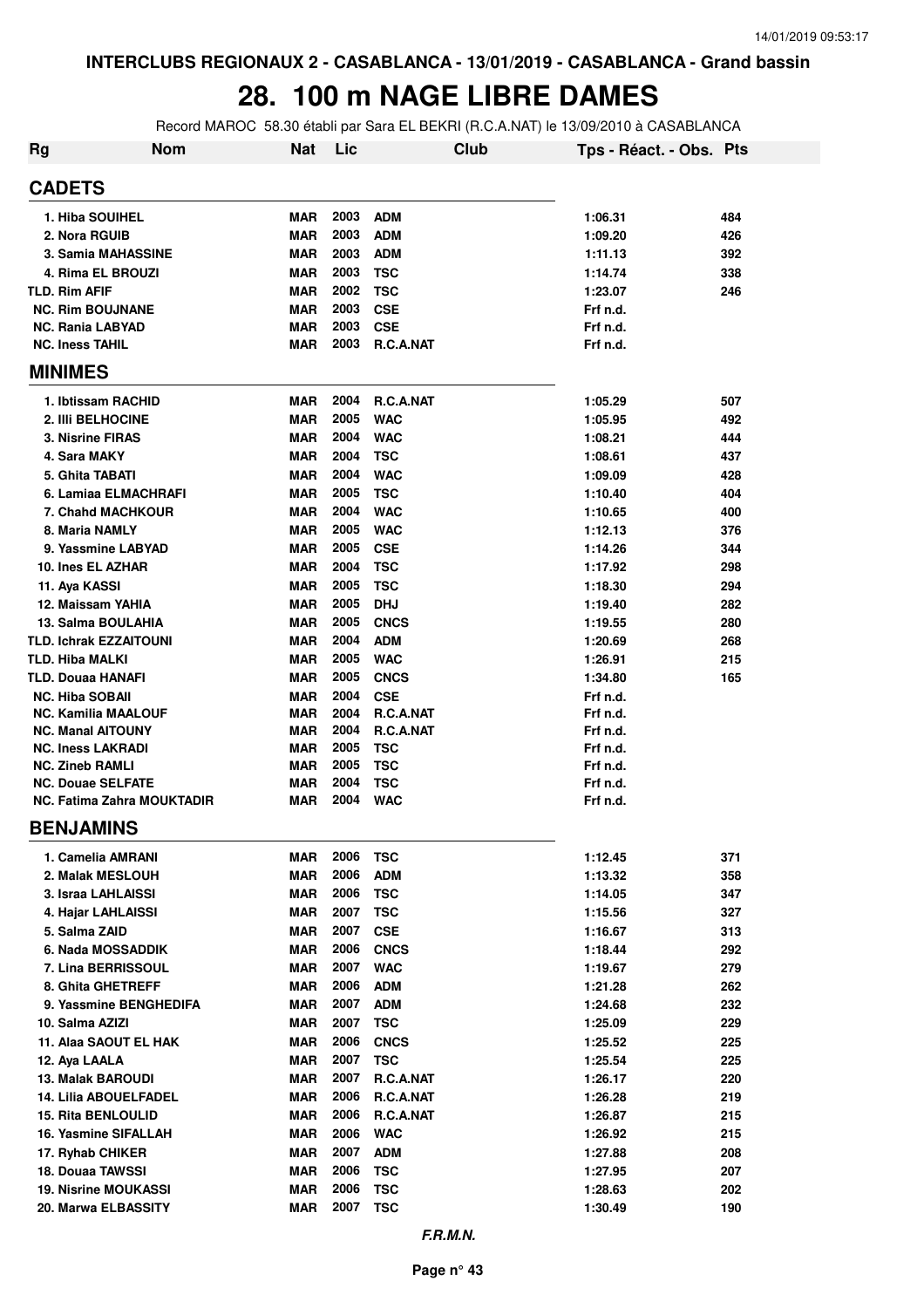INTERCLUBS REGIONAUX 2 - CASABLANCA - 13/01/2019 - CASABLANCA - Grand bassin

# 28. 100 m NAGE LIBRE DAMES

Record MAROC 58.30 établi par Sara EL BEKRI (R.C.A.NAT) le 13/09/2010 à CASABLANCA

| Rg | Nom | Nat | Lic | Club | Tps - Réact. - Obs. | Pts |
|---|---|---|---|---|---|---|
| **CADETS** | | | | | | |
| 1. | Hiba SOUIHEL | MAR | 2003 | ADM | 1:06.31 | 484 |
| 2. | Nora RGUIB | MAR | 2003 | ADM | 1:09.20 | 426 |
| 3. | Samia MAHASSINE | MAR | 2003 | ADM | 1:11.13 | 392 |
| 4. | Rima EL BROUZI | MAR | 2003 | TSC | 1:14.74 | 338 |
| TLD. | Rim AFIF | MAR | 2002 | TSC | 1:23.07 | 246 |
| NC. | Rim BOUJNANE | MAR | 2003 | CSE | Frf n.d. | |
| NC. | Rania LABYAD | MAR | 2003 | CSE | Frf n.d. | |
| NC. | Iness TAHIL | MAR | 2003 | R.C.A.NAT | Frf n.d. | |
| **MINIMES** | | | | | | |
| 1. | Ibtissam RACHID | MAR | 2004 | R.C.A.NAT | 1:05.29 | 507 |
| 2. | Illi BELHOCINE | MAR | 2005 | WAC | 1:05.95 | 492 |
| 3. | Nisrine FIRAS | MAR | 2004 | WAC | 1:08.21 | 444 |
| 4. | Sara MAKY | MAR | 2004 | TSC | 1:08.61 | 437 |
| 5. | Ghita TABATI | MAR | 2004 | WAC | 1:09.09 | 428 |
| 6. | Lamiaa ELMACHRAFI | MAR | 2005 | TSC | 1:10.40 | 404 |
| 7. | Chahd MACHKOUR | MAR | 2004 | WAC | 1:10.65 | 400 |
| 8. | Maria NAMLY | MAR | 2005 | WAC | 1:12.13 | 376 |
| 9. | Yassmine LABYAD | MAR | 2005 | CSE | 1:14.26 | 344 |
| 10. | Ines EL AZHAR | MAR | 2004 | TSC | 1:17.92 | 298 |
| 11. | Aya KASSI | MAR | 2005 | TSC | 1:18.30 | 294 |
| 12. | Maissam YAHIA | MAR | 2005 | DHJ | 1:19.40 | 282 |
| 13. | Salma BOULAHIA | MAR | 2005 | CNCS | 1:19.55 | 280 |
| TLD. | Ichrak EZZAITOUNI | MAR | 2004 | ADM | 1:20.69 | 268 |
| TLD. | Hiba MALKI | MAR | 2005 | WAC | 1:26.91 | 215 |
| TLD. | Douaa HANAFI | MAR | 2005 | CNCS | 1:34.80 | 165 |
| NC. | Hiba SOBAII | MAR | 2004 | CSE | Frf n.d. | |
| NC. | Kamilia MAALOUF | MAR | 2004 | R.C.A.NAT | Frf n.d. | |
| NC. | Manal AITOUNY | MAR | 2004 | R.C.A.NAT | Frf n.d. | |
| NC. | Iness LAKRADI | MAR | 2005 | TSC | Frf n.d. | |
| NC. | Zineb RAMLI | MAR | 2005 | TSC | Frf n.d. | |
| NC. | Douae SELFATE | MAR | 2004 | TSC | Frf n.d. | |
| NC. | Fatima Zahra MOUKTADIR | MAR | 2004 | WAC | Frf n.d. | |
| **BENJAMINS** | | | | | | |
| 1. | Camelia AMRANI | MAR | 2006 | TSC | 1:12.45 | 371 |
| 2. | Malak MESLOUH | MAR | 2006 | ADM | 1:13.32 | 358 |
| 3. | Israa LAHLAISSI | MAR | 2006 | TSC | 1:14.05 | 347 |
| 4. | Hajar LAHLAISSI | MAR | 2007 | TSC | 1:15.56 | 327 |
| 5. | Salma ZAID | MAR | 2007 | CSE | 1:16.67 | 313 |
| 6. | Nada MOSSADDIK | MAR | 2006 | CNCS | 1:18.44 | 292 |
| 7. | Lina BERRISSOUL | MAR | 2007 | WAC | 1:19.67 | 279 |
| 8. | Ghita GHETREFF | MAR | 2006 | ADM | 1:21.28 | 262 |
| 9. | Yassmine BENGHEDIFA | MAR | 2007 | ADM | 1:24.68 | 232 |
| 10. | Salma AZIZI | MAR | 2007 | TSC | 1:25.09 | 229 |
| 11. | Alaa SAOUT EL HAK | MAR | 2006 | CNCS | 1:25.52 | 225 |
| 12. | Aya LAALA | MAR | 2007 | TSC | 1:25.54 | 225 |
| 13. | Malak BAROUDI | MAR | 2007 | R.C.A.NAT | 1:26.17 | 220 |
| 14. | Lilia ABOUELFADEL | MAR | 2006 | R.C.A.NAT | 1:26.28 | 219 |
| 15. | Rita BENLOULID | MAR | 2006 | R.C.A.NAT | 1:26.87 | 215 |
| 16. | Yasmine SIFALLAH | MAR | 2006 | WAC | 1:26.92 | 215 |
| 17. | Ryhab CHIKER | MAR | 2007 | ADM | 1:27.88 | 208 |
| 18. | Douaa TAWSSI | MAR | 2006 | TSC | 1:27.95 | 207 |
| 19. | Nisrine MOUKASSI | MAR | 2006 | TSC | 1:28.63 | 202 |
| 20. | Marwa ELBASSITY | MAR | 2007 | TSC | 1:30.49 | 190 |

*F.R.M.N.*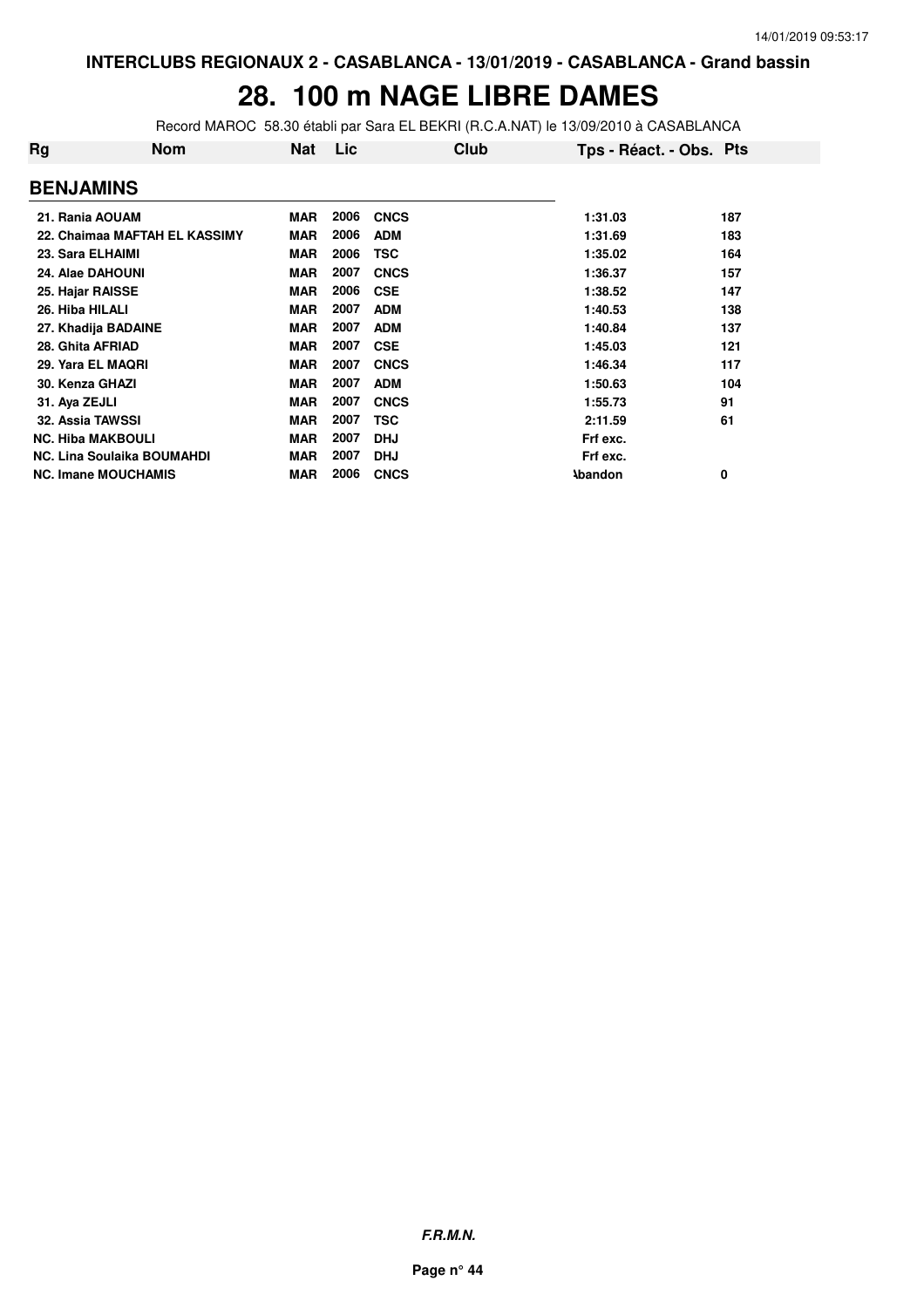INTERCLUBS REGIONAUX 2 - CASABLANCA - 13/01/2019 - CASABLANCA - Grand bassin

# 28. 100 m NAGE LIBRE DAMES

Record MAROC 58.30 établi par Sara EL BEKRI (R.C.A.NAT) le 13/09/2010 à CASABLANCA

| Rg | Nom | Nat | Lic | Club | Tps - Réact. - Obs. | Pts |
|---|---|---|---|---|---|---|
| **BENJAMINS** | | | | | | |
| 21. | Rania AOUAM | MAR | 2006 | CNCS | 1:31.03 | 187 |
| 22. | Chaimaa MAFTAH EL KASSIMY | MAR | 2006 | ADM | 1:31.69 | 183 |
| 23. | Sara ELHAIMI | MAR | 2006 | TSC | 1:35.02 | 164 |
| 24. | Alae DAHOUNI | MAR | 2007 | CNCS | 1:36.37 | 157 |
| 25. | Hajar RAISSE | MAR | 2006 | CSE | 1:38.52 | 147 |
| 26. | Hiba HILALI | MAR | 2007 | ADM | 1:40.53 | 138 |
| 27. | Khadija BADAINE | MAR | 2007 | ADM | 1:40.84 | 137 |
| 28. | Ghita AFRIAD | MAR | 2007 | CSE | 1:45.03 | 121 |
| 29. | Yara EL MAQRI | MAR | 2007 | CNCS | 1:46.34 | 117 |
| 30. | Kenza GHAZI | MAR | 2007 | ADM | 1:50.63 | 104 |
| 31. | Aya ZEJLI | MAR | 2007 | CNCS | 1:55.73 | 91 |
| 32. | Assia TAWSSI | MAR | 2007 | TSC | 2:11.59 | 61 |
| NC. | Hiba MAKBOULI | MAR | 2007 | DHJ | Frf exc. | |
| NC. | Lina Soulaika BOUMAHDI | MAR | 2007 | DHJ | Frf exc. | |
| NC. | Imane MOUCHAMIS | MAR | 2006 | CNCS | Abandon | 0 |

*F.R.M.N.*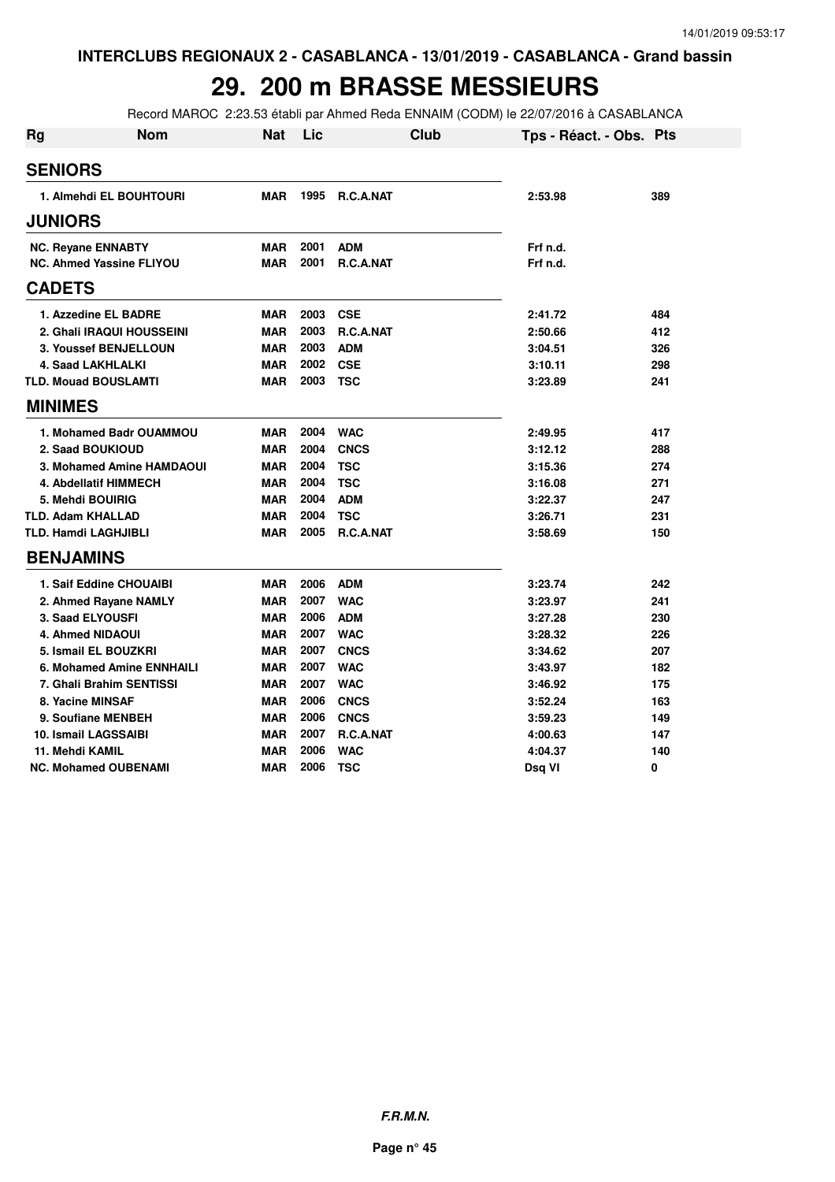INTERCLUBS REGIONAUX 2 - CASABLANCA - 13/01/2019 - CASABLANCA - Grand bassin

# 29. 200 m BRASSE MESSIEURS

Record MAROC 2:23.53 établi par Ahmed Reda ENNAIM (CODM) le 22/07/2016 à CASABLANCA

| Rg | Nom | Nat | Lic | Club | Tps - Réact. - Obs. | Pts |
|---|---|---|---|---|---|---|
| **SENIORS** | | | | | | |
| 1. | Almehdi EL BOUHTOURI | MAR | 1995 | R.C.A.NAT | 2:53.98 | 389 |
| **JUNIORS** | | | | | | |
| NC. | Reyane ENNABTY | MAR | 2001 | ADM | Frf n.d. | |
| NC. | Ahmed Yassine FLIYOU | MAR | 2001 | R.C.A.NAT | Frf n.d. | |
| **CADETS** | | | | | | |
| 1. | Azzedine EL BADRE | MAR | 2003 | CSE | 2:41.72 | 484 |
| 2. | Ghali IRAQUI HOUSSEINI | MAR | 2003 | R.C.A.NAT | 2:50.66 | 412 |
| 3. | Youssef BENJELLOUN | MAR | 2003 | ADM | 3:04.51 | 326 |
| 4. | Saad LAKHLALKI | MAR | 2002 | CSE | 3:10.11 | 298 |
| TLD. | Mouad BOUSLAMTI | MAR | 2003 | TSC | 3:23.89 | 241 |
| **MINIMES** | | | | | | |
| 1. | Mohamed Badr OUAMMOU | MAR | 2004 | WAC | 2:49.95 | 417 |
| 2. | Saad BOUKIOUD | MAR | 2004 | CNCS | 3:12.12 | 288 |
| 3. | Mohamed Amine HAMDAOUI | MAR | 2004 | TSC | 3:15.36 | 274 |
| 4. | Abdellatif HIMMECH | MAR | 2004 | TSC | 3:16.08 | 271 |
| 5. | Mehdi BOUIRIG | MAR | 2004 | ADM | 3:22.37 | 247 |
| TLD. | Adam KHALLAD | MAR | 2004 | TSC | 3:26.71 | 231 |
| TLD. | Hamdi LAGHJIBLI | MAR | 2005 | R.C.A.NAT | 3:58.69 | 150 |
| **BENJAMINS** | | | | | | |
| 1. | Saif Eddine CHOUAIBI | MAR | 2006 | ADM | 3:23.74 | 242 |
| 2. | Ahmed Rayane NAMLY | MAR | 2007 | WAC | 3:23.97 | 241 |
| 3. | Saad ELYOUSFI | MAR | 2006 | ADM | 3:27.28 | 230 |
| 4. | Ahmed NIDAOUI | MAR | 2007 | WAC | 3:28.32 | 226 |
| 5. | Ismail EL BOUZKRI | MAR | 2007 | CNCS | 3:34.62 | 207 |
| 6. | Mohamed Amine ENNHAILI | MAR | 2007 | WAC | 3:43.97 | 182 |
| 7. | Ghali Brahim SENTISSI | MAR | 2007 | WAC | 3:46.92 | 175 |
| 8. | Yacine MINSAF | MAR | 2006 | CNCS | 3:52.24 | 163 |
| 9. | Soufiane MENBEH | MAR | 2006 | CNCS | 3:59.23 | 149 |
| 10. | Ismail LAGSSAIBI | MAR | 2007 | R.C.A.NAT | 4:00.63 | 147 |
| 11. | Mehdi KAMIL | MAR | 2006 | WAC | 4:04.37 | 140 |
| NC. | Mohamed OUBENAMI | MAR | 2006 | TSC | Dsq VI | 0 |

*F.R.M.N.*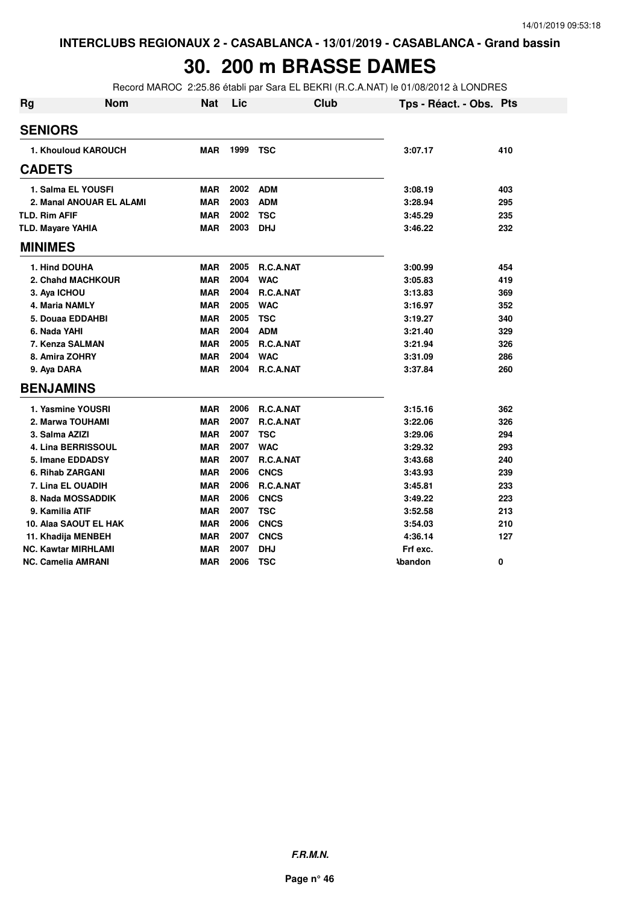INTERCLUBS REGIONAUX 2 - CASABLANCA - 13/01/2019 - CASABLANCA - Grand bassin

# 30. 200 m BRASSE DAMES

Record MAROC 2:25.86 établi par Sara EL BEKRI (R.C.A.NAT) le 01/08/2012 à LONDRES

| Rg | Nom | Nat | Lic | Club | Tps - Réact. - Obs. | Pts |
|---|---|---|---|---|---|---|
| **SENIORS** | | | | | | |
| 1. | Khouloud KAROUCH | MAR | 1999 | TSC | 3:07.17 | 410 |
| **CADETS** | | | | | | |
| 1. | Salma EL YOUSFI | MAR | 2002 | ADM | 3:08.19 | 403 |
| 2. | Manal ANOUAR EL ALAMI | MAR | 2003 | ADM | 3:28.94 | 295 |
| TLD. | Rim AFIF | MAR | 2002 | TSC | 3:45.29 | 235 |
| TLD. | Mayare YAHIA | MAR | 2003 | DHJ | 3:46.22 | 232 |
| **MINIMES** | | | | | | |
| 1. | Hind DOUHA | MAR | 2005 | R.C.A.NAT | 3:00.99 | 454 |
| 2. | Chahd MACHKOUR | MAR | 2004 | WAC | 3:05.83 | 419 |
| 3. | Aya ICHOU | MAR | 2004 | R.C.A.NAT | 3:13.83 | 369 |
| 4. | Maria NAMLY | MAR | 2005 | WAC | 3:16.97 | 352 |
| 5. | Douaa EDDAHBI | MAR | 2005 | TSC | 3:19.27 | 340 |
| 6. | Nada YAHI | MAR | 2004 | ADM | 3:21.40 | 329 |
| 7. | Kenza SALMAN | MAR | 2005 | R.C.A.NAT | 3:21.94 | 326 |
| 8. | Amira ZOHRY | MAR | 2004 | WAC | 3:31.09 | 286 |
| 9. | Aya DARA | MAR | 2004 | R.C.A.NAT | 3:37.84 | 260 |
| **BENJAMINS** | | | | | | |
| 1. | Yasmine YOUSRI | MAR | 2006 | R.C.A.NAT | 3:15.16 | 362 |
| 2. | Marwa TOUHAMI | MAR | 2007 | R.C.A.NAT | 3:22.06 | 326 |
| 3. | Salma AZIZI | MAR | 2007 | TSC | 3:29.06 | 294 |
| 4. | Lina BERRISSOUL | MAR | 2007 | WAC | 3:29.32 | 293 |
| 5. | Imane EDDADSY | MAR | 2007 | R.C.A.NAT | 3:43.68 | 240 |
| 6. | Rihab ZARGANI | MAR | 2006 | CNCS | 3:43.93 | 239 |
| 7. | Lina EL OUADIH | MAR | 2006 | R.C.A.NAT | 3:45.81 | 233 |
| 8. | Nada MOSSADDIK | MAR | 2006 | CNCS | 3:49.22 | 223 |
| 9. | Kamilia ATIF | MAR | 2007 | TSC | 3:52.58 | 213 |
| 10. | Alaa SAOUT EL HAK | MAR | 2006 | CNCS | 3:54.03 | 210 |
| 11. | Khadija MENBEH | MAR | 2007 | CNCS | 4:36.14 | 127 |
| NC. | Kawtar MIRHLAMI | MAR | 2007 | DHJ | Frf exc. | |
| NC. | Camelia AMRANI | MAR | 2006 | TSC | Abandon | 0 |

F.R.M.N.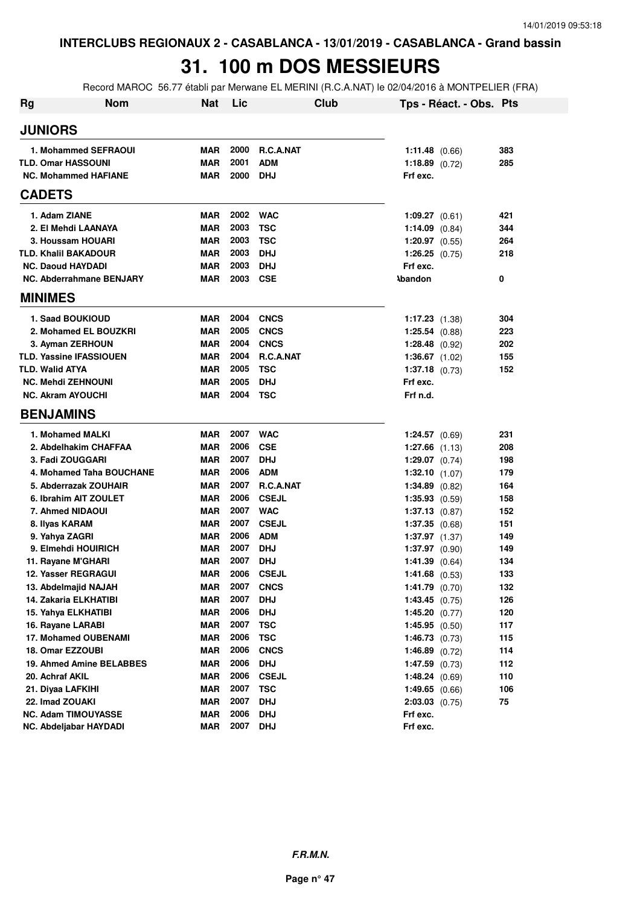INTERCLUBS REGIONAUX 2 - CASABLANCA - 13/01/2019 - CASABLANCA - Grand bassin

# 31. 100 m DOS MESSIEURS

Record MAROC 56.77 établi par Merwane EL MERINI (R.C.A.NAT) le 02/04/2016 à MONTPELIER (FRA)

| Rg | Nom | Nat | Lic | Club | Tps - Réact. - Obs. | Pts |
|---|---|---|---|---|---|---|
| **JUNIORS** | | | | | | |
| 1. | Mohammed SEFRAOUI | MAR | 2000 | R.C.A.NAT | 1:11.48 (0.66) | 383 |
| TLD. | Omar HASSOUNI | MAR | 2001 | ADM | 1:18.89 (0.72) | 285 |
| NC. | Mohammed HAFIANE | MAR | 2000 | DHJ | Frf exc. | |
| **CADETS** | | | | | | |
| 1. | Adam ZIANE | MAR | 2002 | WAC | 1:09.27 (0.61) | 421 |
| 2. | El Mehdi LAANAYA | MAR | 2003 | TSC | 1:14.09 (0.84) | 344 |
| 3. | Houssam HOUARI | MAR | 2003 | TSC | 1:20.97 (0.55) | 264 |
| TLD. | Khalil BAKADOUR | MAR | 2003 | DHJ | 1:26.25 (0.75) | 218 |
| NC. | Daoud HAYDADI | MAR | 2003 | DHJ | Frf exc. | |
| NC. | Abderrahmane BENJARY | MAR | 2003 | CSE | Abandon | 0 |
| **MINIMES** | | | | | | |
| 1. | Saad BOUKIOUD | MAR | 2004 | CNCS | 1:17.23 (1.38) | 304 |
| 2. | Mohamed EL BOUZKRI | MAR | 2005 | CNCS | 1:25.54 (0.88) | 223 |
| 3. | Ayman ZERHOUN | MAR | 2004 | CNCS | 1:28.48 (0.92) | 202 |
| TLD. | Yassine IFASSIOUEN | MAR | 2004 | R.C.A.NAT | 1:36.67 (1.02) | 155 |
| TLD. | Walid ATYA | MAR | 2005 | TSC | 1:37.18 (0.73) | 152 |
| NC. | Mehdi ZEHNOUNI | MAR | 2005 | DHJ | Frf exc. | |
| NC. | Akram AYOUCHI | MAR | 2004 | TSC | Frf n.d. | |
| **BENJAMINS** | | | | | | |
| 1. | Mohamed MALKI | MAR | 2007 | WAC | 1:24.57 (0.69) | 231 |
| 2. | Abdelhakim CHAFFAA | MAR | 2006 | CSE | 1:27.66 (1.13) | 208 |
| 3. | Fadi ZOUGGARI | MAR | 2007 | DHJ | 1:29.07 (0.74) | 198 |
| 4. | Mohamed Taha BOUCHANE | MAR | 2006 | ADM | 1:32.10 (1.07) | 179 |
| 5. | Abderrazak ZOUHAIR | MAR | 2007 | R.C.A.NAT | 1:34.89 (0.82) | 164 |
| 6. | Ibrahim AIT ZOULET | MAR | 2006 | CSEJL | 1:35.93 (0.59) | 158 |
| 7. | Ahmed NIDAOUI | MAR | 2007 | WAC | 1:37.13 (0.87) | 152 |
| 8. | Ilyas KARAM | MAR | 2007 | CSEJL | 1:37.35 (0.68) | 151 |
| 9. | Yahya ZAGRI | MAR | 2006 | ADM | 1:37.97 (1.37) | 149 |
| 9. | Elmehdi HOUIRICH | MAR | 2007 | DHJ | 1:37.97 (0.90) | 149 |
| 11. | Rayane M'GHARI | MAR | 2007 | DHJ | 1:41.39 (0.64) | 134 |
| 12. | Yasser REGRAGUI | MAR | 2006 | CSEJL | 1:41.68 (0.53) | 133 |
| 13. | Abdelmajid NAJAH | MAR | 2007 | CNCS | 1:41.79 (0.70) | 132 |
| 14. | Zakaria ELKHATIBI | MAR | 2007 | DHJ | 1:43.45 (0.75) | 126 |
| 15. | Yahya ELKHATIBI | MAR | 2006 | DHJ | 1:45.20 (0.77) | 120 |
| 16. | Rayane LARABI | MAR | 2007 | TSC | 1:45.95 (0.50) | 117 |
| 17. | Mohamed OUBENAMI | MAR | 2006 | TSC | 1:46.73 (0.73) | 115 |
| 18. | Omar EZZOUBI | MAR | 2006 | CNCS | 1:46.89 (0.72) | 114 |
| 19. | Ahmed Amine BELABBES | MAR | 2006 | DHJ | 1:47.59 (0.73) | 112 |
| 20. | Achraf AKIL | MAR | 2006 | CSEJL | 1:48.24 (0.69) | 110 |
| 21. | Diyaa LAFKIHI | MAR | 2007 | TSC | 1:49.65 (0.66) | 106 |
| 22. | Imad ZOUAKI | MAR | 2007 | DHJ | 2:03.03 (0.75) | 75 |
| NC. | Adam TIMOUYASSE | MAR | 2006 | DHJ | Frf exc. | |
| NC. | Abdeljabar HAYDADI | MAR | 2007 | DHJ | Frf exc. | |

*F.R.M.N.*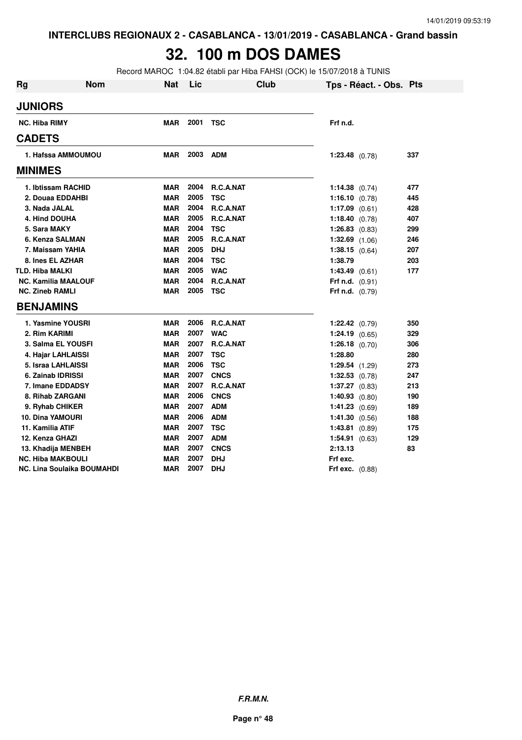**INTERCLUBS REGIONAUX 2 - CASABLANCA - 13/01/2019 - CASABLANCA - Grand bassin**

# 32. 100 m DOS DAMES

Record MAROC 1:04.82 établi par Hiba FAHSI (OCK) le 15/07/2018 à TUNIS

| Rg | Nom | Nat | Lic | Club | Tps - Réact. - Obs. | Pts |
|---|---|---|---|---|---|---|
| **JUNIORS** | | | | | | |
| NC. | Hiba RIMY | MAR | 2001 | TSC | Frf n.d. | |
| **CADETS** | | | | | | |
| 1. | Hafssa AMMOUMOU | MAR | 2003 | ADM | 1:23.48 (0.78) | 337 |
| **MINIMES** | | | | | | |
| 1. | Ibtissam RACHID | MAR | 2004 | R.C.A.NAT | 1:14.38 (0.74) | 477 |
| 2. | Douaa EDDAHBI | MAR | 2005 | TSC | 1:16.10 (0.78) | 445 |
| 3. | Nada JALAL | MAR | 2004 | R.C.A.NAT | 1:17.09 (0.61) | 428 |
| 4. | Hind DOUHA | MAR | 2005 | R.C.A.NAT | 1:18.40 (0.78) | 407 |
| 5. | Sara MAKY | MAR | 2004 | TSC | 1:26.83 (0.83) | 299 |
| 6. | Kenza SALMAN | MAR | 2005 | R.C.A.NAT | 1:32.69 (1.06) | 246 |
| 7. | Maissam YAHIA | MAR | 2005 | DHJ | 1:38.15 (0.64) | 207 |
| 8. | Ines EL AZHAR | MAR | 2004 | TSC | 1:38.79 | 203 |
| TLD. | Hiba MALKI | MAR | 2005 | WAC | 1:43.49 (0.61) | 177 |
| NC. | Kamilia MAALOUF | MAR | 2004 | R.C.A.NAT | Frf n.d. (0.91) | |
| NC. | Zineb RAMLI | MAR | 2005 | TSC | Frf n.d. (0.79) | |
| **BENJAMINS** | | | | | | |
| 1. | Yasmine YOUSRI | MAR | 2006 | R.C.A.NAT | 1:22.42 (0.79) | 350 |
| 2. | Rim KARIMI | MAR | 2007 | WAC | 1:24.19 (0.65) | 329 |
| 3. | Salma EL YOUSFI | MAR | 2007 | R.C.A.NAT | 1:26.18 (0.70) | 306 |
| 4. | Hajar LAHLAISSI | MAR | 2007 | TSC | 1:28.80 | 280 |
| 5. | Israa LAHLAISSI | MAR | 2006 | TSC | 1:29.54 (1.29) | 273 |
| 6. | Zainab IDRISSI | MAR | 2007 | CNCS | 1:32.53 (0.78) | 247 |
| 7. | Imane EDDADSY | MAR | 2007 | R.C.A.NAT | 1:37.27 (0.83) | 213 |
| 8. | Rihab ZARGANI | MAR | 2006 | CNCS | 1:40.93 (0.80) | 190 |
| 9. | Ryhab CHIKER | MAR | 2007 | ADM | 1:41.23 (0.69) | 189 |
| 10. | Dina YAMOURI | MAR | 2006 | ADM | 1:41.30 (0.56) | 188 |
| 11. | Kamilia ATIF | MAR | 2007 | TSC | 1:43.81 (0.89) | 175 |
| 12. | Kenza GHAZI | MAR | 2007 | ADM | 1:54.91 (0.63) | 129 |
| 13. | Khadija MENBEH | MAR | 2007 | CNCS | 2:13.13 | 83 |
| NC. | Hiba MAKBOULI | MAR | 2007 | DHJ | Frf exc. | |
| NC. | Lina Soulaika BOUMAHDI | MAR | 2007 | DHJ | Frf exc. (0.88) | |

**F.R.M.N.**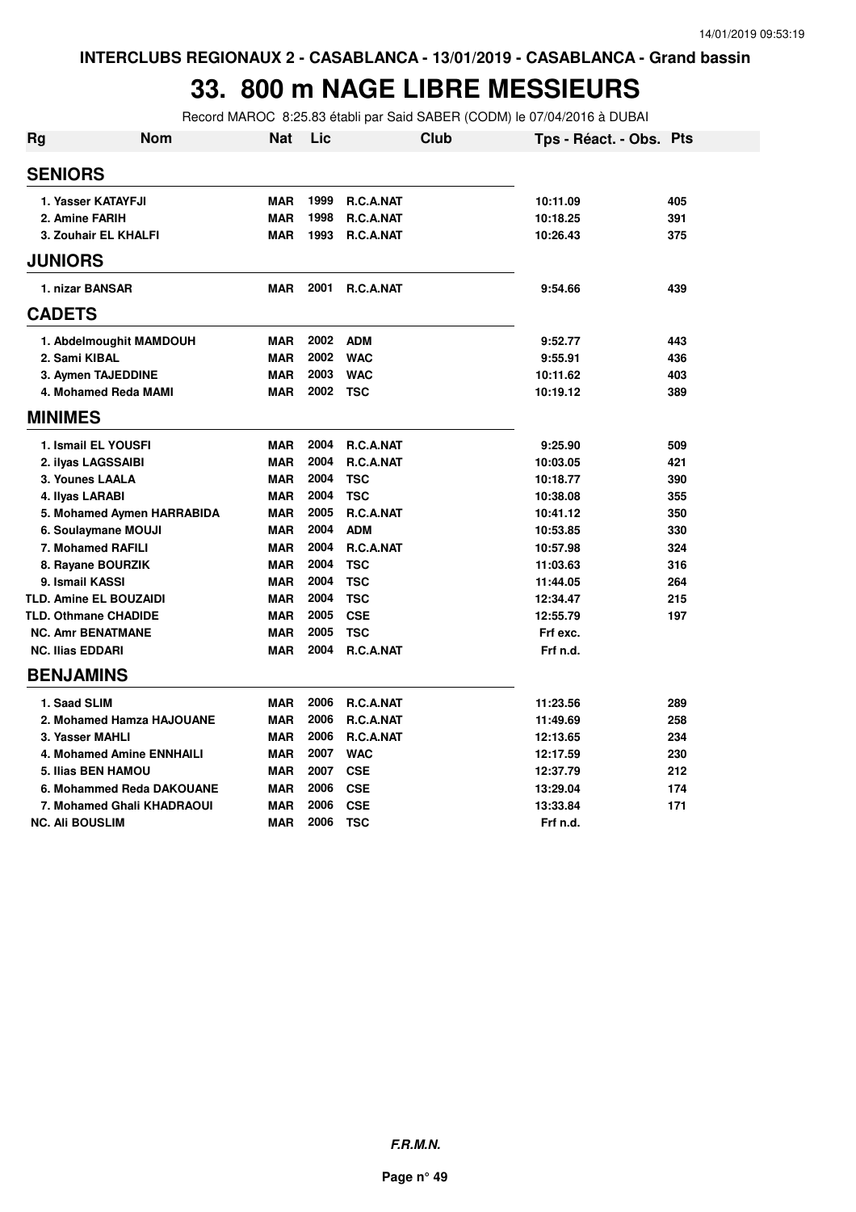INTERCLUBS REGIONAUX 2 - CASABLANCA - 13/01/2019 - CASABLANCA - Grand bassin

# 33. 800 m NAGE LIBRE MESSIEURS

Record MAROC 8:25.83 établi par Said SABER (CODM) le 07/04/2016 à DUBAI

| Rg | Nom | Nat | Lic | Club | Tps - Réact. - Obs. | Pts |
|---|---|---|---|---|---|---|
| **SENIORS** | | | | | | |
| 1. | Yasser KATAYFJI | MAR | 1999 | R.C.A.NAT | 10:11.09 | 405 |
| 2. | Amine FARIH | MAR | 1998 | R.C.A.NAT | 10:18.25 | 391 |
| 3. | Zouhair EL KHALFI | MAR | 1993 | R.C.A.NAT | 10:26.43 | 375 |
| **JUNIORS** | | | | | | |
| 1. | nizar BANSAR | MAR | 2001 | R.C.A.NAT | 9:54.66 | 439 |
| **CADETS** | | | | | | |
| 1. | Abdelmoughit MAMDOUH | MAR | 2002 | ADM | 9:52.77 | 443 |
| 2. | Sami KIBAL | MAR | 2002 | WAC | 9:55.91 | 436 |
| 3. | Aymen TAJEDDINE | MAR | 2003 | WAC | 10:11.62 | 403 |
| 4. | Mohamed Reda MAMI | MAR | 2002 | TSC | 10:19.12 | 389 |
| **MINIMES** | | | | | | |
| 1. | Ismail EL YOUSFI | MAR | 2004 | R.C.A.NAT | 9:25.90 | 509 |
| 2. | ilyas LAGSSAIBI | MAR | 2004 | R.C.A.NAT | 10:03.05 | 421 |
| 3. | Younes LAALA | MAR | 2004 | TSC | 10:18.77 | 390 |
| 4. | Ilyas LARABI | MAR | 2004 | TSC | 10:38.08 | 355 |
| 5. | Mohamed Aymen HARRABIDA | MAR | 2005 | R.C.A.NAT | 10:41.12 | 350 |
| 6. | Soulaymane MOUJI | MAR | 2004 | ADM | 10:53.85 | 330 |
| 7. | Mohamed RAFILI | MAR | 2004 | R.C.A.NAT | 10:57.98 | 324 |
| 8. | Rayane BOURZIK | MAR | 2004 | TSC | 11:03.63 | 316 |
| 9. | Ismail KASSI | MAR | 2004 | TSC | 11:44.05 | 264 |
| TLD. | Amine EL BOUZAIDI | MAR | 2004 | TSC | 12:34.47 | 215 |
| TLD. | Othmane CHADIDE | MAR | 2005 | CSE | 12:55.79 | 197 |
| NC. | Amr BENATMANE | MAR | 2005 | TSC | Frf exc. | |
| NC. | Ilias EDDARI | MAR | 2004 | R.C.A.NAT | Frf n.d. | |
| **BENJAMINS** | | | | | | |
| 1. | Saad SLIM | MAR | 2006 | R.C.A.NAT | 11:23.56 | 289 |
| 2. | Mohamed Hamza HAJOUANE | MAR | 2006 | R.C.A.NAT | 11:49.69 | 258 |
| 3. | Yasser MAHLI | MAR | 2006 | R.C.A.NAT | 12:13.65 | 234 |
| 4. | Mohamed Amine ENNHAILI | MAR | 2007 | WAC | 12:17.59 | 230 |
| 5. | Ilias BEN HAMOU | MAR | 2007 | CSE | 12:37.79 | 212 |
| 6. | Mohammed Reda DAKOUANE | MAR | 2006 | CSE | 13:29.04 | 174 |
| 7. | Mohamed Ghali KHADRAOUI | MAR | 2006 | CSE | 13:33.84 | 171 |
| NC. | Ali BOUSLIM | MAR | 2006 | TSC | Frf n.d. | |

*F.R.M.N.*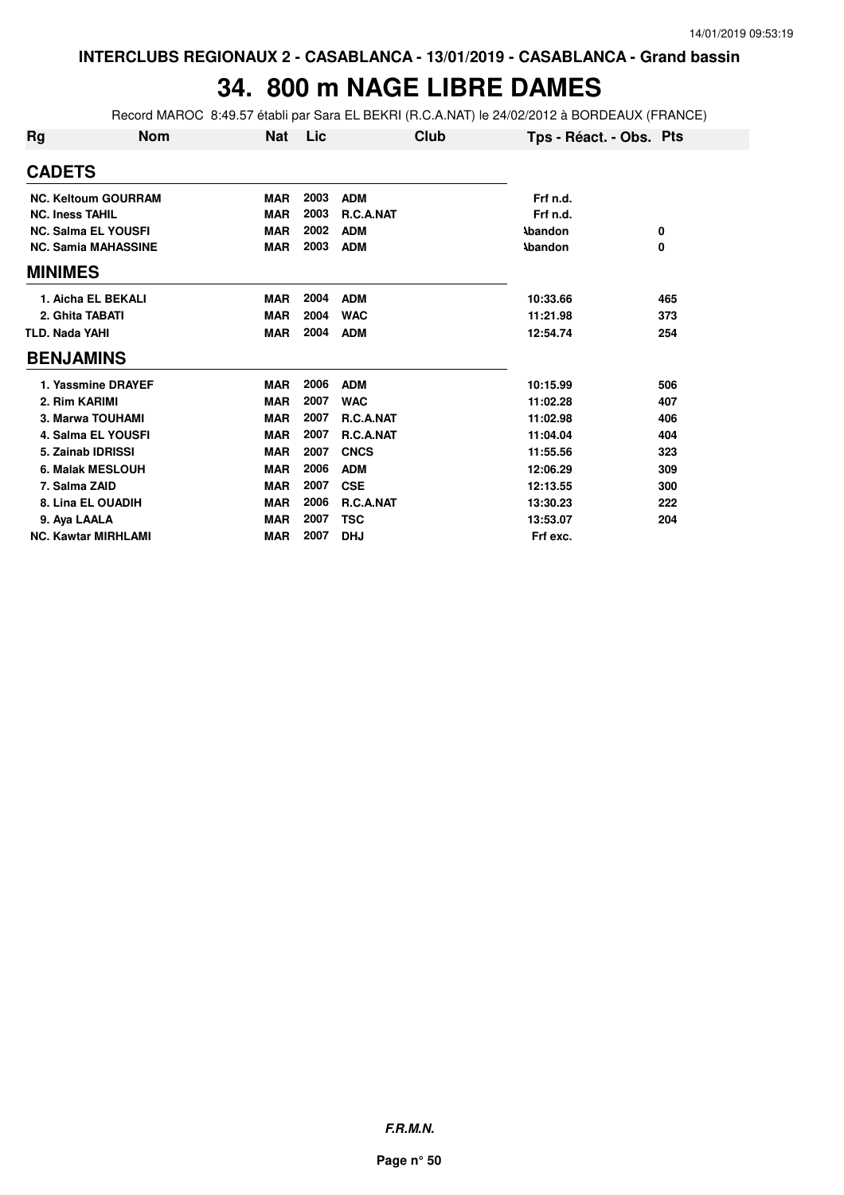INTERCLUBS REGIONAUX 2 - CASABLANCA - 13/01/2019 - CASABLANCA - Grand bassin

# 34. 800 m NAGE LIBRE DAMES

Record MAROC 8:49.57 établi par Sara EL BEKRI (R.C.A.NAT) le 24/02/2012 à BORDEAUX (FRANCE)

| Rg | Nom | Nat | Lic | Club | Tps - Réact. - Obs. | Pts |
|---|---|---|---|---|---|---|
| **CADETS** | | | | | | |
| NC. | Keltoum GOURRAM | MAR | 2003 | ADM | Frf n.d. | |
| NC. | Iness TAHIL | MAR | 2003 | R.C.A.NAT | Frf n.d. | |
| NC. | Salma EL YOUSFI | MAR | 2002 | ADM | Abandon | 0 |
| NC. | Samia MAHASSINE | MAR | 2003 | ADM | Abandon | 0 |
| **MINIMES** | | | | | | |
| 1. | Aicha EL BEKALI | MAR | 2004 | ADM | 10:33.66 | 465 |
| 2. | Ghita TABATI | MAR | 2004 | WAC | 11:21.98 | 373 |
| TLD. | Nada YAHI | MAR | 2004 | ADM | 12:54.74 | 254 |
| **BENJAMINS** | | | | | | |
| 1. | Yassmine DRAYEF | MAR | 2006 | ADM | 10:15.99 | 506 |
| 2. | Rim KARIMI | MAR | 2007 | WAC | 11:02.28 | 407 |
| 3. | Marwa TOUHAMI | MAR | 2007 | R.C.A.NAT | 11:02.98 | 406 |
| 4. | Salma EL YOUSFI | MAR | 2007 | R.C.A.NAT | 11:04.04 | 404 |
| 5. | Zainab IDRISSI | MAR | 2007 | CNCS | 11:55.56 | 323 |
| 6. | Malak MESLOUH | MAR | 2006 | ADM | 12:06.29 | 309 |
| 7. | Salma ZAID | MAR | 2007 | CSE | 12:13.55 | 300 |
| 8. | Lina EL OUADIH | MAR | 2006 | R.C.A.NAT | 13:30.23 | 222 |
| 9. | Aya LAALA | MAR | 2007 | TSC | 13:53.07 | 204 |
| NC. | Kawtar MIRHLAMI | MAR | 2007 | DHJ | Frf exc. | |

*F.R.M.N.*